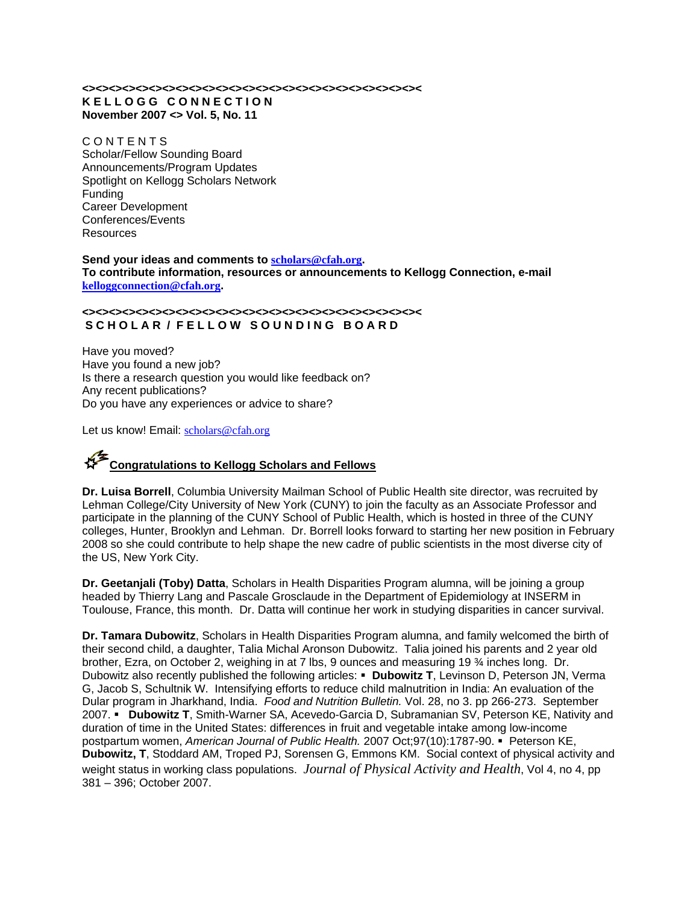<><><><><><><><><><><><><><><><><><><><><><><><><><><><><><><><><><><><><><><><><><><><>

# K E L L O G G   C O N N E C T I O N

**November 2007 <> Vol. 5, No. 11**

C O N T E N T S

Scholar/Fellow Sounding Board
Announcements/Program Updates
Spotlight on Kellogg Scholars Network
Funding
Career Development
Conferences/Events
Resources

**Send your ideas and comments to scholars@cfah.org.**
**To contribute information, resources or announcements to Kellogg Connection, e-mail kelloggconnection@cfah.org.**

<><><><><><><><><><><><><><><><><><><><><><><><><><><><><><><><><><><><><><><><><><><><>

## S C H O L A R / F E L L O W   S O U N D I N G   B O A R D

Have you moved?
Have you found a new job?
Is there a research question you would like feedback on?
Any recent publications?
Do you have any experiences or advice to share?

Let us know! Email: scholars@cfah.org

### Congratulations to Kellogg Scholars and Fellows

**Dr. Luisa Borrell**, Columbia University Mailman School of Public Health site director, was recruited by Lehman College/City University of New York (CUNY) to join the faculty as an Associate Professor and participate in the planning of the CUNY School of Public Health, which is hosted in three of the CUNY colleges, Hunter, Brooklyn and Lehman. Dr. Borrell looks forward to starting her new position in February 2008 so she could contribute to help shape the new cadre of public scientists in the most diverse city of the US, New York City.

**Dr. Geetanjali (Toby) Datta**, Scholars in Health Disparities Program alumna, will be joining a group headed by Thierry Lang and Pascale Grosclaude in the Department of Epidemiology at INSERM in Toulouse, France, this month. Dr. Datta will continue her work in studying disparities in cancer survival.

**Dr. Tamara Dubowitz**, Scholars in Health Disparities Program alumna, and family welcomed the birth of their second child, a daughter, Talia Michal Aronson Dubowitz. Talia joined his parents and 2 year old brother, Ezra, on October 2, weighing in at 7 lbs, 9 ounces and measuring 19 ¾ inches long. Dr. Dubowitz also recently published the following articles: ▪ **Dubowitz T**, Levinson D, Peterson JN, Verma G, Jacob S, Schultnik W. Intensifying efforts to reduce child malnutrition in India: An evaluation of the Dular program in Jharkhand, India. *Food and Nutrition Bulletin.* Vol. 28, no 3. pp 266-273. September 2007. ▪ **Dubowitz T**, Smith-Warner SA, Acevedo-Garcia D, Subramanian SV, Peterson KE, Nativity and duration of time in the United States: differences in fruit and vegetable intake among low-income postpartum women, *American Journal of Public Health.* 2007 Oct;97(10):1787-90. ▪ Peterson KE, **Dubowitz, T**, Stoddard AM, Troped PJ, Sorensen G, Emmons KM. Social context of physical activity and weight status in working class populations. *Journal of Physical Activity and Health*, Vol 4, no 4, pp 381 – 396; October 2007.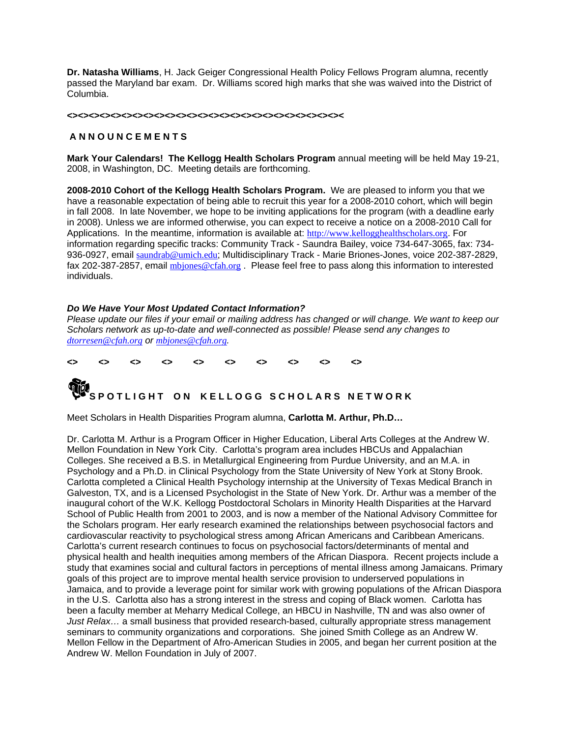**Dr. Natasha Williams**, H. Jack Geiger Congressional Health Policy Fellows Program alumna, recently passed the Maryland bar exam. Dr. Williams scored high marks that she was waived into the District of Columbia.

**<><><><><><><><><><><><><><><><><><><><><><><><><><><><><><><><><><><><><><><><<**

## ANNOUNCEMENTS

**Mark Your Calendars! The Kellogg Health Scholars Program** annual meeting will be held May 19-21, 2008, in Washington, DC. Meeting details are forthcoming.

**2008-2010 Cohort of the Kellogg Health Scholars Program.** We are pleased to inform you that we have a reasonable expectation of being able to recruit this year for a 2008-2010 cohort, which will begin in fall 2008. In late November, we hope to be inviting applications for the program (with a deadline early in 2008). Unless we are informed otherwise, you can expect to receive a notice on a 2008-2010 Call for Applications. In the meantime, information is available at: http://www.kellogghealthscholars.org. For information regarding specific tracks: Community Track - Saundra Bailey, voice 734-647-3065, fax: 734-936-0927, email saundrab@umich.edu; Multidisciplinary Track - Marie Briones-Jones, voice 202-387-2829, fax 202-387-2857, email mbjones@cfah.org . Please feel free to pass along this information to interested individuals.

***Do We Have Your Most Updated Contact Information?***
*Please update our files if your email or mailing address has changed or will change. We want to keep our Scholars network as up-to-date and well-connected as possible! Please send any changes to dtorresen@cfah.org or mbjones@cfah.org.*

**<> <> <> <> <> <> <> <> <> <>**

## SPOTLIGHT ON KELLOGG SCHOLARS NETWORK

Meet Scholars in Health Disparities Program alumna, **Carlotta M. Arthur, Ph.D…**

Dr. Carlotta M. Arthur is a Program Officer in Higher Education, Liberal Arts Colleges at the Andrew W. Mellon Foundation in New York City. Carlotta's program area includes HBCUs and Appalachian Colleges. She received a B.S. in Metallurgical Engineering from Purdue University, and an M.A. in Psychology and a Ph.D. in Clinical Psychology from the State University of New York at Stony Brook. Carlotta completed a Clinical Health Psychology internship at the University of Texas Medical Branch in Galveston, TX, and is a Licensed Psychologist in the State of New York. Dr. Arthur was a member of the inaugural cohort of the W.K. Kellogg Postdoctoral Scholars in Minority Health Disparities at the Harvard School of Public Health from 2001 to 2003, and is now a member of the National Advisory Committee for the Scholars program. Her early research examined the relationships between psychosocial factors and cardiovascular reactivity to psychological stress among African Americans and Caribbean Americans. Carlotta's current research continues to focus on psychosocial factors/determinants of mental and physical health and health inequities among members of the African Diaspora. Recent projects include a study that examines social and cultural factors in perceptions of mental illness among Jamaicans. Primary goals of this project are to improve mental health service provision to underserved populations in Jamaica, and to provide a leverage point for similar work with growing populations of the African Diaspora in the U.S. Carlotta also has a strong interest in the stress and coping of Black women. Carlotta has been a faculty member at Meharry Medical College, an HBCU in Nashville, TN and was also owner of *Just Relax…* a small business that provided research-based, culturally appropriate stress management seminars to community organizations and corporations. She joined Smith College as an Andrew W. Mellon Fellow in the Department of Afro-American Studies in 2005, and began her current position at the Andrew W. Mellon Foundation in July of 2007.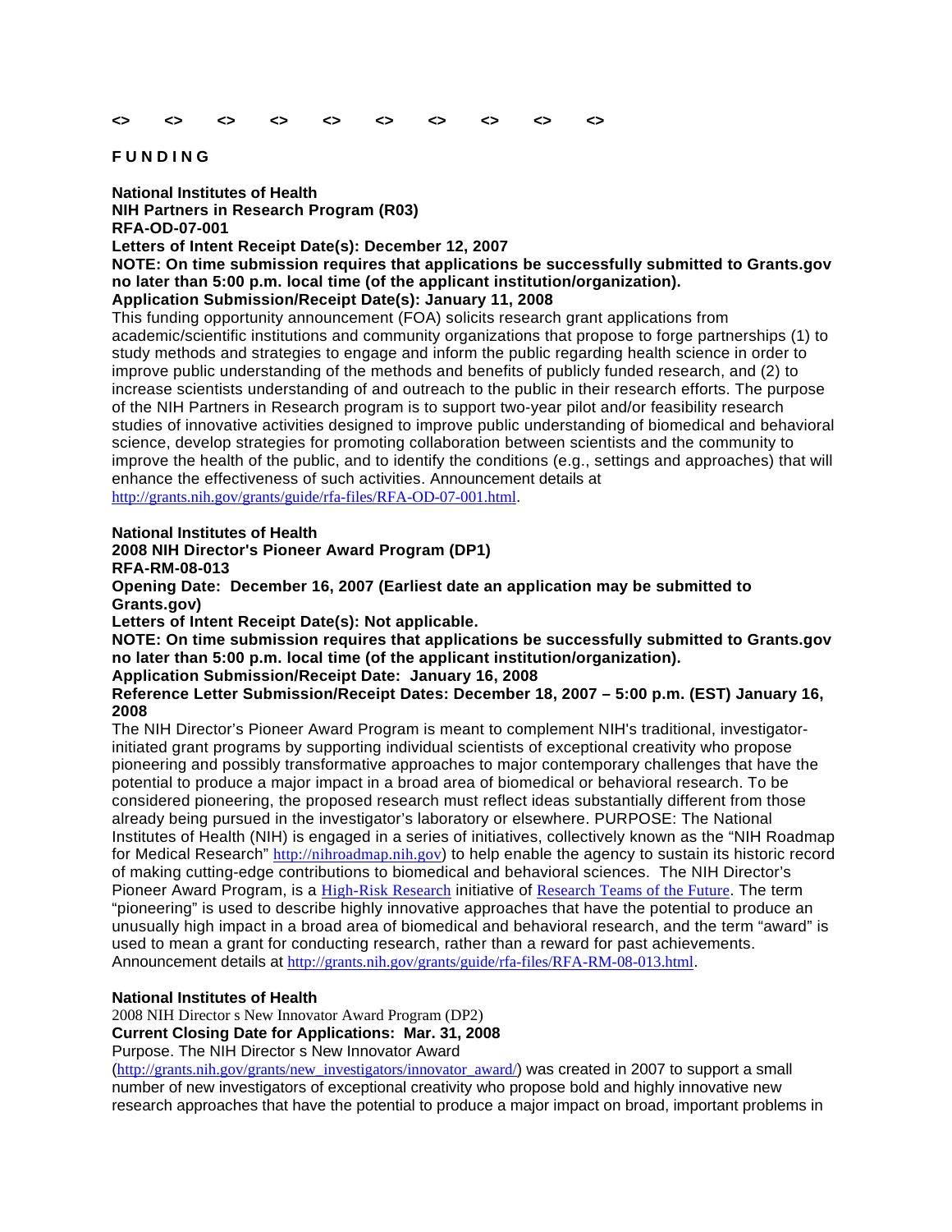<>   <>   <>   <>   <>   <>   <>   <>   <>   <>

## F U N D I N G

**National Institutes of Health**
**NIH Partners in Research Program (R03)**
**RFA-OD-07-001**
**Letters of Intent Receipt Date(s): December 12, 2007**
**NOTE: On time submission requires that applications be successfully submitted to Grants.gov no later than 5:00 p.m. local time (of the applicant institution/organization).**
**Application Submission/Receipt Date(s): January 11, 2008**

This funding opportunity announcement (FOA) solicits research grant applications from academic/scientific institutions and community organizations that propose to forge partnerships (1) to study methods and strategies to engage and inform the public regarding health science in order to improve public understanding of the methods and benefits of publicly funded research, and (2) to increase scientists understanding of and outreach to the public in their research efforts. The purpose of the NIH Partners in Research program is to support two-year pilot and/or feasibility research studies of innovative activities designed to improve public understanding of biomedical and behavioral science, develop strategies for promoting collaboration between scientists and the community to improve the health of the public, and to identify the conditions (e.g., settings and approaches) that will enhance the effectiveness of such activities. Announcement details at http://grants.nih.gov/grants/guide/rfa-files/RFA-OD-07-001.html.

**National Institutes of Health**
**2008 NIH Director's Pioneer Award Program (DP1)**
**RFA-RM-08-013**
**Opening Date: December 16, 2007 (Earliest date an application may be submitted to Grants.gov)**
**Letters of Intent Receipt Date(s): Not applicable.**
**NOTE: On time submission requires that applications be successfully submitted to Grants.gov no later than 5:00 p.m. local time (of the applicant institution/organization).**
**Application Submission/Receipt Date: January 16, 2008**
**Reference Letter Submission/Receipt Dates: December 18, 2007 – 5:00 p.m. (EST) January 16, 2008**

The NIH Director's Pioneer Award Program is meant to complement NIH's traditional, investigator-initiated grant programs by supporting individual scientists of exceptional creativity who propose pioneering and possibly transformative approaches to major contemporary challenges that have the potential to produce a major impact in a broad area of biomedical or behavioral research. To be considered pioneering, the proposed research must reflect ideas substantially different from those already being pursued in the investigator's laboratory or elsewhere. PURPOSE: The National Institutes of Health (NIH) is engaged in a series of initiatives, collectively known as the "NIH Roadmap for Medical Research" http://nihroadmap.nih.gov) to help enable the agency to sustain its historic record of making cutting-edge contributions to biomedical and behavioral sciences. The NIH Director's Pioneer Award Program, is a High-Risk Research initiative of Research Teams of the Future. The term "pioneering" is used to describe highly innovative approaches that have the potential to produce an unusually high impact in a broad area of biomedical and behavioral research, and the term "award" is used to mean a grant for conducting research, rather than a reward for past achievements. Announcement details at http://grants.nih.gov/grants/guide/rfa-files/RFA-RM-08-013.html.

**National Institutes of Health**
2008 NIH Director s New Innovator Award Program (DP2)
**Current Closing Date for Applications: Mar. 31, 2008**
Purpose. The NIH Director s New Innovator Award (http://grants.nih.gov/grants/new_investigators/innovator_award/) was created in 2007 to support a small number of new investigators of exceptional creativity who propose bold and highly innovative new research approaches that have the potential to produce a major impact on broad, important problems in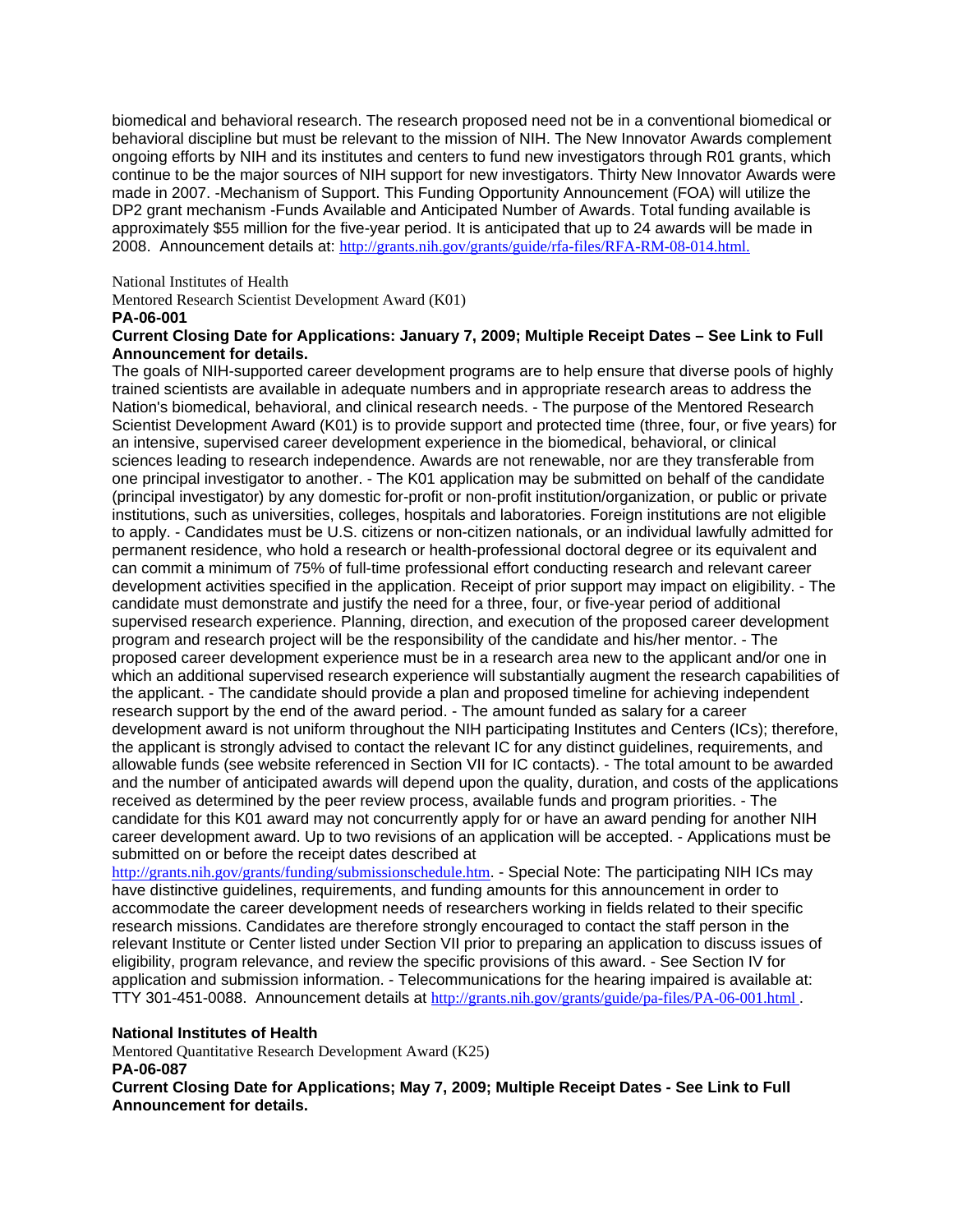biomedical and behavioral research. The research proposed need not be in a conventional biomedical or behavioral discipline but must be relevant to the mission of NIH. The New Innovator Awards complement ongoing efforts by NIH and its institutes and centers to fund new investigators through R01 grants, which continue to be the major sources of NIH support for new investigators. Thirty New Innovator Awards were made in 2007. -Mechanism of Support. This Funding Opportunity Announcement (FOA) will utilize the DP2 grant mechanism -Funds Available and Anticipated Number of Awards. Total funding available is approximately $55 million for the five-year period. It is anticipated that up to 24 awards will be made in 2008. Announcement details at: http://grants.nih.gov/grants/guide/rfa-files/RFA-RM-08-014.html.

National Institutes of Health

Mentored Research Scientist Development Award (K01)

**PA-06-001**

**Current Closing Date for Applications: January 7, 2009; Multiple Receipt Dates – See Link to Full Announcement for details.**

The goals of NIH-supported career development programs are to help ensure that diverse pools of highly trained scientists are available in adequate numbers and in appropriate research areas to address the Nation's biomedical, behavioral, and clinical research needs. - The purpose of the Mentored Research Scientist Development Award (K01) is to provide support and protected time (three, four, or five years) for an intensive, supervised career development experience in the biomedical, behavioral, or clinical sciences leading to research independence. Awards are not renewable, nor are they transferable from one principal investigator to another. - The K01 application may be submitted on behalf of the candidate (principal investigator) by any domestic for-profit or non-profit institution/organization, or public or private institutions, such as universities, colleges, hospitals and laboratories. Foreign institutions are not eligible to apply. - Candidates must be U.S. citizens or non-citizen nationals, or an individual lawfully admitted for permanent residence, who hold a research or health-professional doctoral degree or its equivalent and can commit a minimum of 75% of full-time professional effort conducting research and relevant career development activities specified in the application. Receipt of prior support may impact on eligibility. - The candidate must demonstrate and justify the need for a three, four, or five-year period of additional supervised research experience. Planning, direction, and execution of the proposed career development program and research project will be the responsibility of the candidate and his/her mentor. - The proposed career development experience must be in a research area new to the applicant and/or one in which an additional supervised research experience will substantially augment the research capabilities of the applicant. - The candidate should provide a plan and proposed timeline for achieving independent research support by the end of the award period. - The amount funded as salary for a career development award is not uniform throughout the NIH participating Institutes and Centers (ICs); therefore, the applicant is strongly advised to contact the relevant IC for any distinct guidelines, requirements, and allowable funds (see website referenced in Section VII for IC contacts). - The total amount to be awarded and the number of anticipated awards will depend upon the quality, duration, and costs of the applications received as determined by the peer review process, available funds and program priorities. - The candidate for this K01 award may not concurrently apply for or have an award pending for another NIH career development award. Up to two revisions of an application will be accepted. - Applications must be submitted on or before the receipt dates described at http://grants.nih.gov/grants/funding/submissionschedule.htm. - Special Note: The participating NIH ICs may have distinctive guidelines, requirements, and funding amounts for this announcement in order to accommodate the career development needs of researchers working in fields related to their specific research missions. Candidates are therefore strongly encouraged to contact the staff person in the relevant Institute or Center listed under Section VII prior to preparing an application to discuss issues of eligibility, program relevance, and review the specific provisions of this award. - See Section IV for application and submission information. - Telecommunications for the hearing impaired is available at: TTY 301-451-0088. Announcement details at http://grants.nih.gov/grants/guide/pa-files/PA-06-001.html .

**National Institutes of Health**

Mentored Quantitative Research Development Award (K25)

**PA-06-087**

**Current Closing Date for Applications; May 7, 2009; Multiple Receipt Dates - See Link to Full Announcement for details.**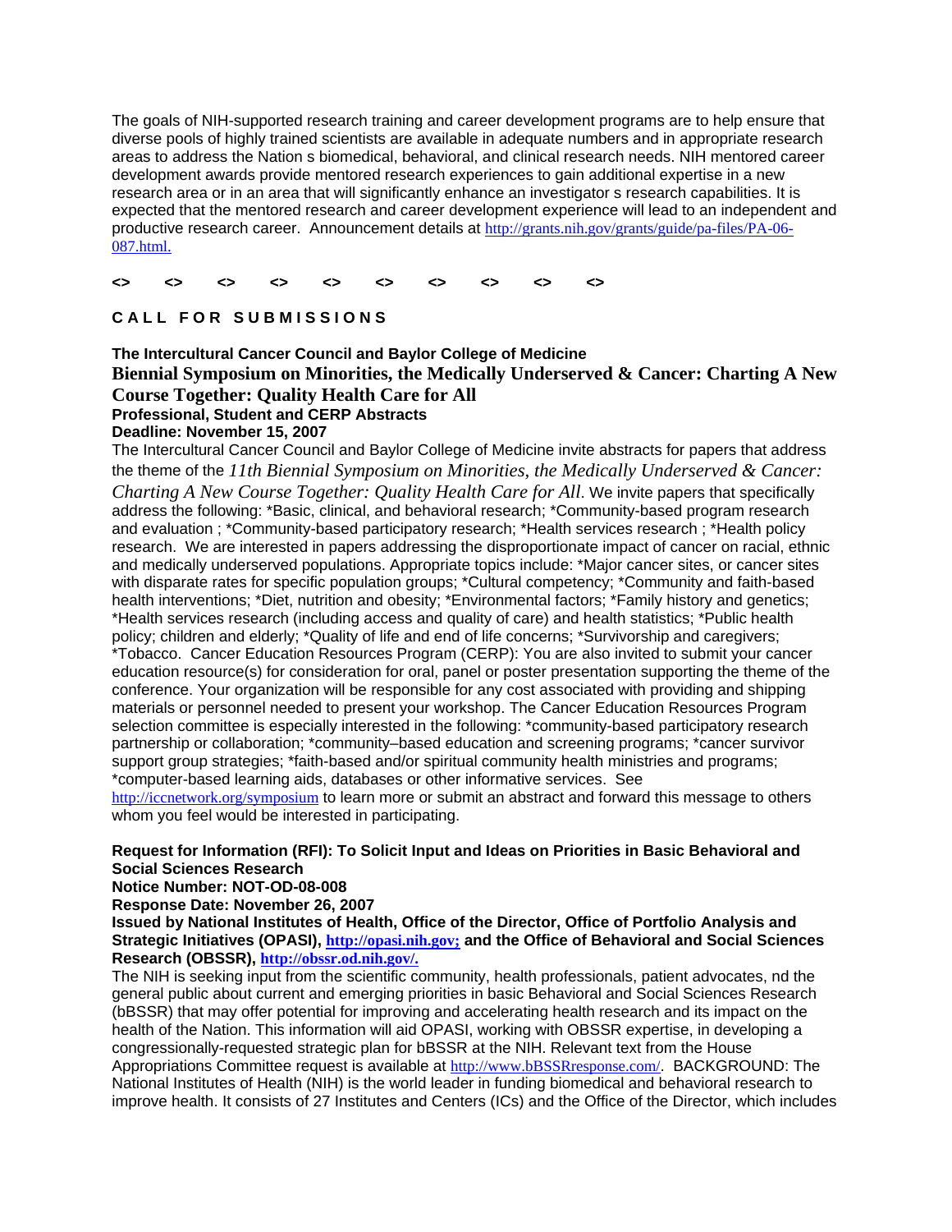The goals of NIH-supported research training and career development programs are to help ensure that diverse pools of highly trained scientists are available in adequate numbers and in appropriate research areas to address the Nation s biomedical, behavioral, and clinical research needs. NIH mentored career development awards provide mentored research experiences to gain additional expertise in a new research area or in an area that will significantly enhance an investigator s research capabilities. It is expected that the mentored research and career development experience will lead to an independent and productive research career. Announcement details at http://grants.nih.gov/grants/guide/pa-files/PA-06-087.html.

**<> <> <> <> <> <> <> <> <> <>**

**C A L L  F O R  S U B M I S S I O N S**

**The Intercultural Cancer Council and Baylor College of Medicine**
**Biennial Symposium on Minorities, the Medically Underserved & Cancer: Charting A New Course Together: Quality Health Care for All**
**Professional, Student and CERP Abstracts**
**Deadline: November 15, 2007**

The Intercultural Cancer Council and Baylor College of Medicine invite abstracts for papers that address the theme of the *11th Biennial Symposium on Minorities, the Medically Underserved & Cancer: Charting A New Course Together: Quality Health Care for All*. We invite papers that specifically address the following: *Basic, clinical, and behavioral research; *Community-based program research and evaluation ; *Community-based participatory research; *Health services research ; *Health policy research. We are interested in papers addressing the disproportionate impact of cancer on racial, ethnic and medically underserved populations. Appropriate topics include: *Major cancer sites, or cancer sites with disparate rates for specific population groups; *Cultural competency; *Community and faith-based health interventions; *Diet, nutrition and obesity; *Environmental factors; *Family history and genetics; *Health services research (including access and quality of care) and health statistics; *Public health policy; children and elderly; *Quality of life and end of life concerns; *Survivorship and caregivers; *Tobacco. Cancer Education Resources Program (CERP): You are also invited to submit your cancer education resource(s) for consideration for oral, panel or poster presentation supporting the theme of the conference. Your organization will be responsible for any cost associated with providing and shipping materials or personnel needed to present your workshop. The Cancer Education Resources Program selection committee is especially interested in the following: *community-based participatory research partnership or collaboration; *community–based education and screening programs; *cancer survivor support group strategies; *faith-based and/or spiritual community health ministries and programs; *computer-based learning aids, databases or other informative services. See http://iccnetwork.org/symposium to learn more or submit an abstract and forward this message to others whom you feel would be interested in participating.

**Request for Information (RFI): To Solicit Input and Ideas on Priorities in Basic Behavioral and Social Sciences Research**
**Notice Number: NOT-OD-08-008**
**Response Date: November 26, 2007**
**Issued by National Institutes of Health, Office of the Director, Office of Portfolio Analysis and Strategic Initiatives (OPASI), http://opasi.nih.gov; and the Office of Behavioral and Social Sciences Research (OBSSR), http://obssr.od.nih.gov/.**

The NIH is seeking input from the scientific community, health professionals, patient advocates, nd the general public about current and emerging priorities in basic Behavioral and Social Sciences Research (bBSSR) that may offer potential for improving and accelerating health research and its impact on the health of the Nation. This information will aid OPASI, working with OBSSR expertise, in developing a congressionally-requested strategic plan for bBSSR at the NIH. Relevant text from the House Appropriations Committee request is available at http://www.bBSSRresponse.com/. BACKGROUND: The National Institutes of Health (NIH) is the world leader in funding biomedical and behavioral research to improve health. It consists of 27 Institutes and Centers (ICs) and the Office of the Director, which includes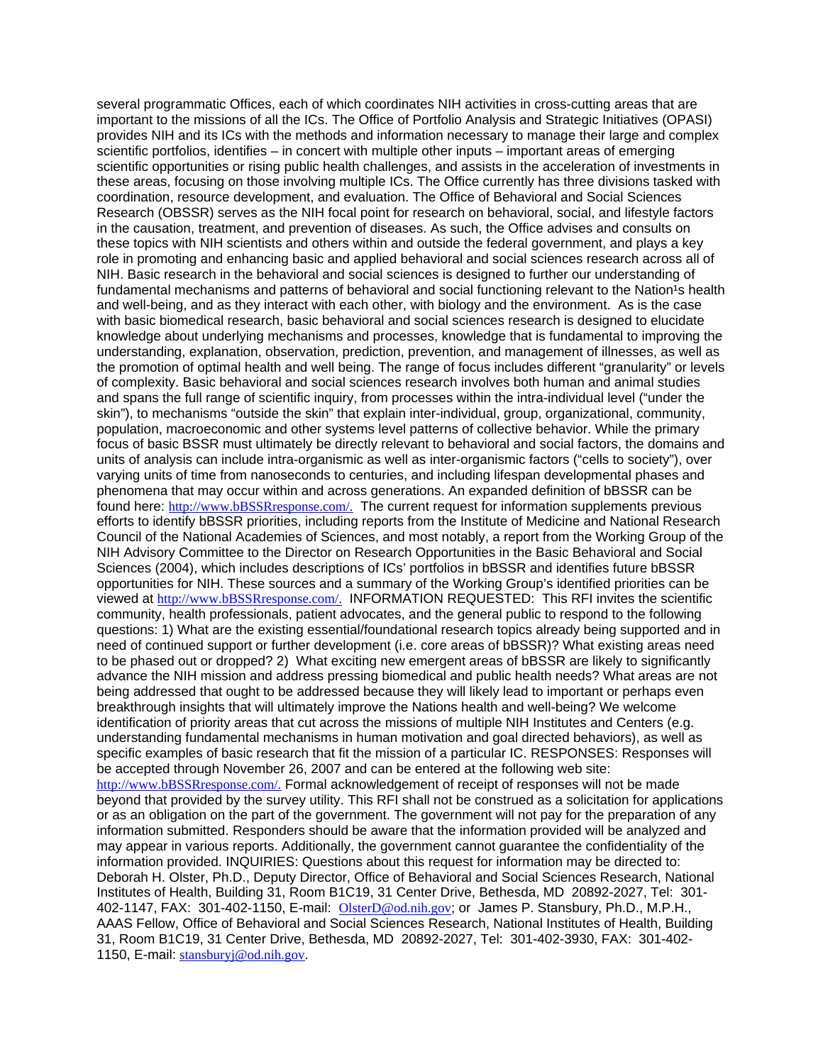several programmatic Offices, each of which coordinates NIH activities in cross-cutting areas that are important to the missions of all the ICs. The Office of Portfolio Analysis and Strategic Initiatives (OPASI) provides NIH and its ICs with the methods and information necessary to manage their large and complex scientific portfolios, identifies – in concert with multiple other inputs – important areas of emerging scientific opportunities or rising public health challenges, and assists in the acceleration of investments in these areas, focusing on those involving multiple ICs. The Office currently has three divisions tasked with coordination, resource development, and evaluation. The Office of Behavioral and Social Sciences Research (OBSSR) serves as the NIH focal point for research on behavioral, social, and lifestyle factors in the causation, treatment, and prevention of diseases. As such, the Office advises and consults on these topics with NIH scientists and others within and outside the federal government, and plays a key role in promoting and enhancing basic and applied behavioral and social sciences research across all of NIH. Basic research in the behavioral and social sciences is designed to further our understanding of fundamental mechanisms and patterns of behavioral and social functioning relevant to the Nation¹s health and well-being, and as they interact with each other, with biology and the environment. As is the case with basic biomedical research, basic behavioral and social sciences research is designed to elucidate knowledge about underlying mechanisms and processes, knowledge that is fundamental to improving the understanding, explanation, observation, prediction, prevention, and management of illnesses, as well as the promotion of optimal health and well being. The range of focus includes different "granularity" or levels of complexity. Basic behavioral and social sciences research involves both human and animal studies and spans the full range of scientific inquiry, from processes within the intra-individual level ("under the skin"), to mechanisms "outside the skin" that explain inter-individual, group, organizational, community, population, macroeconomic and other systems level patterns of collective behavior. While the primary focus of basic BSSR must ultimately be directly relevant to behavioral and social factors, the domains and units of analysis can include intra-organismic as well as inter-organismic factors ("cells to society"), over varying units of time from nanoseconds to centuries, and including lifespan developmental phases and phenomena that may occur within and across generations. An expanded definition of bBSSR can be found here: http://www.bBSSRresponse.com/. The current request for information supplements previous efforts to identify bBSSR priorities, including reports from the Institute of Medicine and National Research Council of the National Academies of Sciences, and most notably, a report from the Working Group of the NIH Advisory Committee to the Director on Research Opportunities in the Basic Behavioral and Social Sciences (2004), which includes descriptions of ICs' portfolios in bBSSR and identifies future bBSSR opportunities for NIH. These sources and a summary of the Working Group's identified priorities can be viewed at http://www.bBSSRresponse.com/. INFORMATION REQUESTED: This RFI invites the scientific community, health professionals, patient advocates, and the general public to respond to the following questions: 1) What are the existing essential/foundational research topics already being supported and in need of continued support or further development (i.e. core areas of bBSSR)? What existing areas need to be phased out or dropped? 2) What exciting new emergent areas of bBSSR are likely to significantly advance the NIH mission and address pressing biomedical and public health needs? What areas are not being addressed that ought to be addressed because they will likely lead to important or perhaps even breakthrough insights that will ultimately improve the Nations health and well-being? We welcome identification of priority areas that cut across the missions of multiple NIH Institutes and Centers (e.g. understanding fundamental mechanisms in human motivation and goal directed behaviors), as well as specific examples of basic research that fit the mission of a particular IC. RESPONSES: Responses will be accepted through November 26, 2007 and can be entered at the following web site: http://www.bBSSRresponse.com/. Formal acknowledgement of receipt of responses will not be made beyond that provided by the survey utility. This RFI shall not be construed as a solicitation for applications or as an obligation on the part of the government. The government will not pay for the preparation of any information submitted. Responders should be aware that the information provided will be analyzed and may appear in various reports. Additionally, the government cannot guarantee the confidentiality of the information provided. INQUIRIES: Questions about this request for information may be directed to: Deborah H. Olster, Ph.D., Deputy Director, Office of Behavioral and Social Sciences Research, National Institutes of Health, Building 31, Room B1C19, 31 Center Drive, Bethesda, MD 20892-2027, Tel: 301-402-1147, FAX: 301-402-1150, E-mail: OlsterD@od.nih.gov; or James P. Stansbury, Ph.D., M.P.H., AAAS Fellow, Office of Behavioral and Social Sciences Research, National Institutes of Health, Building 31, Room B1C19, 31 Center Drive, Bethesda, MD 20892-2027, Tel: 301-402-3930, FAX: 301-402-1150, E-mail: stansburyj@od.nih.gov.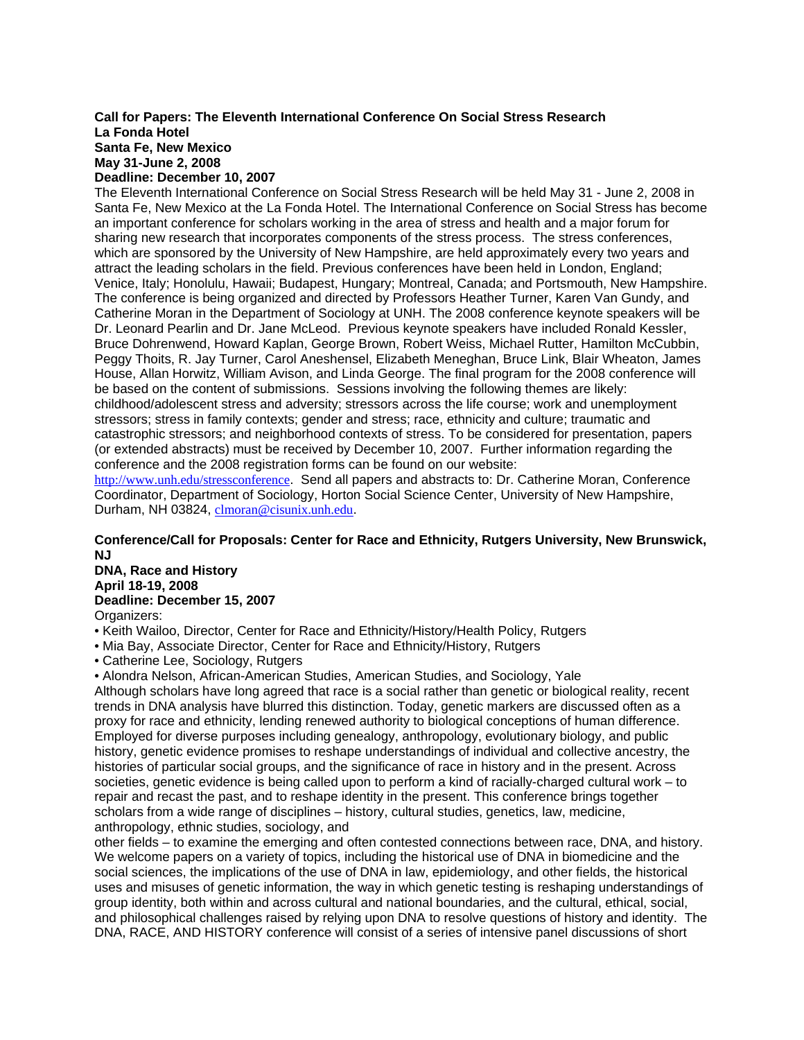**Call for Papers: The Eleventh International Conference On Social Stress Research**
**La Fonda Hotel**
**Santa Fe, New Mexico**
**May 31-June 2, 2008**
**Deadline: December 10, 2007**

The Eleventh International Conference on Social Stress Research will be held May 31 - June 2, 2008 in Santa Fe, New Mexico at the La Fonda Hotel. The International Conference on Social Stress has become an important conference for scholars working in the area of stress and health and a major forum for sharing new research that incorporates components of the stress process. The stress conferences, which are sponsored by the University of New Hampshire, are held approximately every two years and attract the leading scholars in the field. Previous conferences have been held in London, England; Venice, Italy; Honolulu, Hawaii; Budapest, Hungary; Montreal, Canada; and Portsmouth, New Hampshire. The conference is being organized and directed by Professors Heather Turner, Karen Van Gundy, and Catherine Moran in the Department of Sociology at UNH. The 2008 conference keynote speakers will be Dr. Leonard Pearlin and Dr. Jane McLeod. Previous keynote speakers have included Ronald Kessler, Bruce Dohrenwend, Howard Kaplan, George Brown, Robert Weiss, Michael Rutter, Hamilton McCubbin, Peggy Thoits, R. Jay Turner, Carol Aneshensel, Elizabeth Meneghan, Bruce Link, Blair Wheaton, James House, Allan Horwitz, William Avison, and Linda George. The final program for the 2008 conference will be based on the content of submissions. Sessions involving the following themes are likely: childhood/adolescent stress and adversity; stressors across the life course; work and unemployment stressors; stress in family contexts; gender and stress; race, ethnicity and culture; traumatic and catastrophic stressors; and neighborhood contexts of stress. To be considered for presentation, papers (or extended abstracts) must be received by December 10, 2007. Further information regarding the conference and the 2008 registration forms can be found on our website: http://www.unh.edu/stressconference. Send all papers and abstracts to: Dr. Catherine Moran, Conference Coordinator, Department of Sociology, Horton Social Science Center, University of New Hampshire, Durham, NH 03824, clmoran@cisunix.unh.edu.

**Conference/Call for Proposals: Center for Race and Ethnicity, Rutgers University, New Brunswick, NJ**
**DNA, Race and History**
**April 18-19, 2008**
**Deadline: December 15, 2007**

Organizers:

- Keith Wailoo, Director, Center for Race and Ethnicity/History/Health Policy, Rutgers
- Mia Bay, Associate Director, Center for Race and Ethnicity/History, Rutgers
- Catherine Lee, Sociology, Rutgers
- Alondra Nelson, African-American Studies, American Studies, and Sociology, Yale

Although scholars have long agreed that race is a social rather than genetic or biological reality, recent trends in DNA analysis have blurred this distinction. Today, genetic markers are discussed often as a proxy for race and ethnicity, lending renewed authority to biological conceptions of human difference. Employed for diverse purposes including genealogy, anthropology, evolutionary biology, and public history, genetic evidence promises to reshape understandings of individual and collective ancestry, the histories of particular social groups, and the significance of race in history and in the present. Across societies, genetic evidence is being called upon to perform a kind of racially-charged cultural work – to repair and recast the past, and to reshape identity in the present. This conference brings together scholars from a wide range of disciplines – history, cultural studies, genetics, law, medicine, anthropology, ethnic studies, sociology, and other fields – to examine the emerging and often contested connections between race, DNA, and history. We welcome papers on a variety of topics, including the historical use of DNA in biomedicine and the social sciences, the implications of the use of DNA in law, epidemiology, and other fields, the historical uses and misuses of genetic information, the way in which genetic testing is reshaping understandings of group identity, both within and across cultural and national boundaries, and the cultural, ethical, social, and philosophical challenges raised by relying upon DNA to resolve questions of history and identity. The DNA, RACE, AND HISTORY conference will consist of a series of intensive panel discussions of short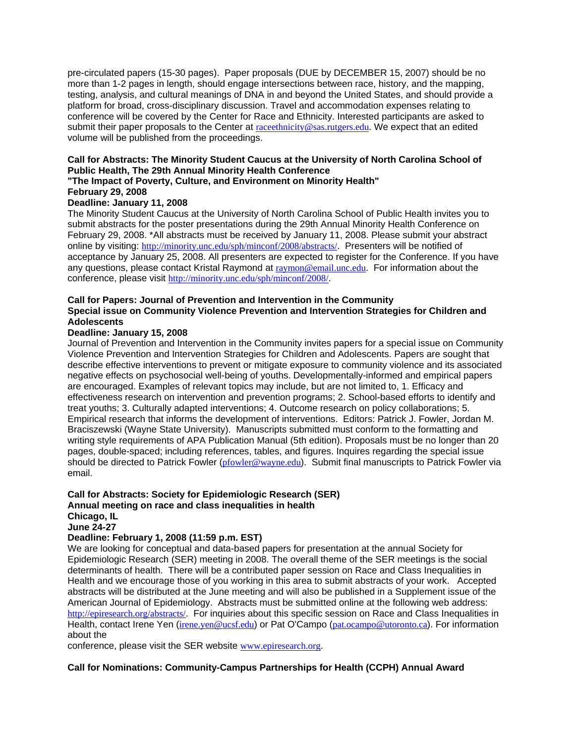pre-circulated papers (15-30 pages). Paper proposals (DUE by DECEMBER 15, 2007) should be no more than 1-2 pages in length, should engage intersections between race, history, and the mapping, testing, analysis, and cultural meanings of DNA in and beyond the United States, and should provide a platform for broad, cross-disciplinary discussion. Travel and accommodation expenses relating to conference will be covered by the Center for Race and Ethnicity. Interested participants are asked to submit their paper proposals to the Center at raceethnicity@sas.rutgers.edu. We expect that an edited volume will be published from the proceedings.

**Call for Abstracts: The Minority Student Caucus at the University of North Carolina School of Public Health, The 29th Annual Minority Health Conference**
**"The Impact of Poverty, Culture, and Environment on Minority Health"**
**February 29, 2008**
**Deadline: January 11, 2008**

The Minority Student Caucus at the University of North Carolina School of Public Health invites you to submit abstracts for the poster presentations during the 29th Annual Minority Health Conference on February 29, 2008. *All abstracts must be received by January 11, 2008. Please submit your abstract online by visiting: http://minority.unc.edu/sph/minconf/2008/abstracts/. Presenters will be notified of acceptance by January 25, 2008. All presenters are expected to register for the Conference. If you have any questions, please contact Kristal Raymond at raymon@email.unc.edu. For information about the conference, please visit http://minority.unc.edu/sph/minconf/2008/.

**Call for Papers: Journal of Prevention and Intervention in the Community**
**Special issue on Community Violence Prevention and Intervention Strategies for Children and Adolescents**
**Deadline: January 15, 2008**

Journal of Prevention and Intervention in the Community invites papers for a special issue on Community Violence Prevention and Intervention Strategies for Children and Adolescents. Papers are sought that describe effective interventions to prevent or mitigate exposure to community violence and its associated negative effects on psychosocial well-being of youths. Developmentally-informed and empirical papers are encouraged. Examples of relevant topics may include, but are not limited to, 1. Efficacy and effectiveness research on intervention and prevention programs; 2. School-based efforts to identify and treat youths; 3. Culturally adapted interventions; 4. Outcome research on policy collaborations; 5. Empirical research that informs the development of interventions. Editors: Patrick J. Fowler, Jordan M. Braciszewski (Wayne State University). Manuscripts submitted must conform to the formatting and writing style requirements of APA Publication Manual (5th edition). Proposals must be no longer than 20 pages, double-spaced; including references, tables, and figures. Inquires regarding the special issue should be directed to Patrick Fowler (pfowler@wayne.edu). Submit final manuscripts to Patrick Fowler via email.

**Call for Abstracts: Society for Epidemiologic Research (SER)**
**Annual meeting on race and class inequalities in health**
**Chicago, IL**
**June 24-27**
**Deadline: February 1, 2008 (11:59 p.m. EST)**

We are looking for conceptual and data-based papers for presentation at the annual Society for Epidemiologic Research (SER) meeting in 2008. The overall theme of the SER meetings is the social determinants of health. There will be a contributed paper session on Race and Class Inequalities in Health and we encourage those of you working in this area to submit abstracts of your work. Accepted abstracts will be distributed at the June meeting and will also be published in a Supplement issue of the American Journal of Epidemiology. Abstracts must be submitted online at the following web address: http://epiresearch.org/abstracts/. For inquiries about this specific session on Race and Class Inequalities in Health, contact Irene Yen (irene.yen@ucsf.edu) or Pat O'Campo (pat.ocampo@utoronto.ca). For information about the conference, please visit the SER website www.epiresearch.org.

**Call for Nominations: Community-Campus Partnerships for Health (CCPH) Annual Award**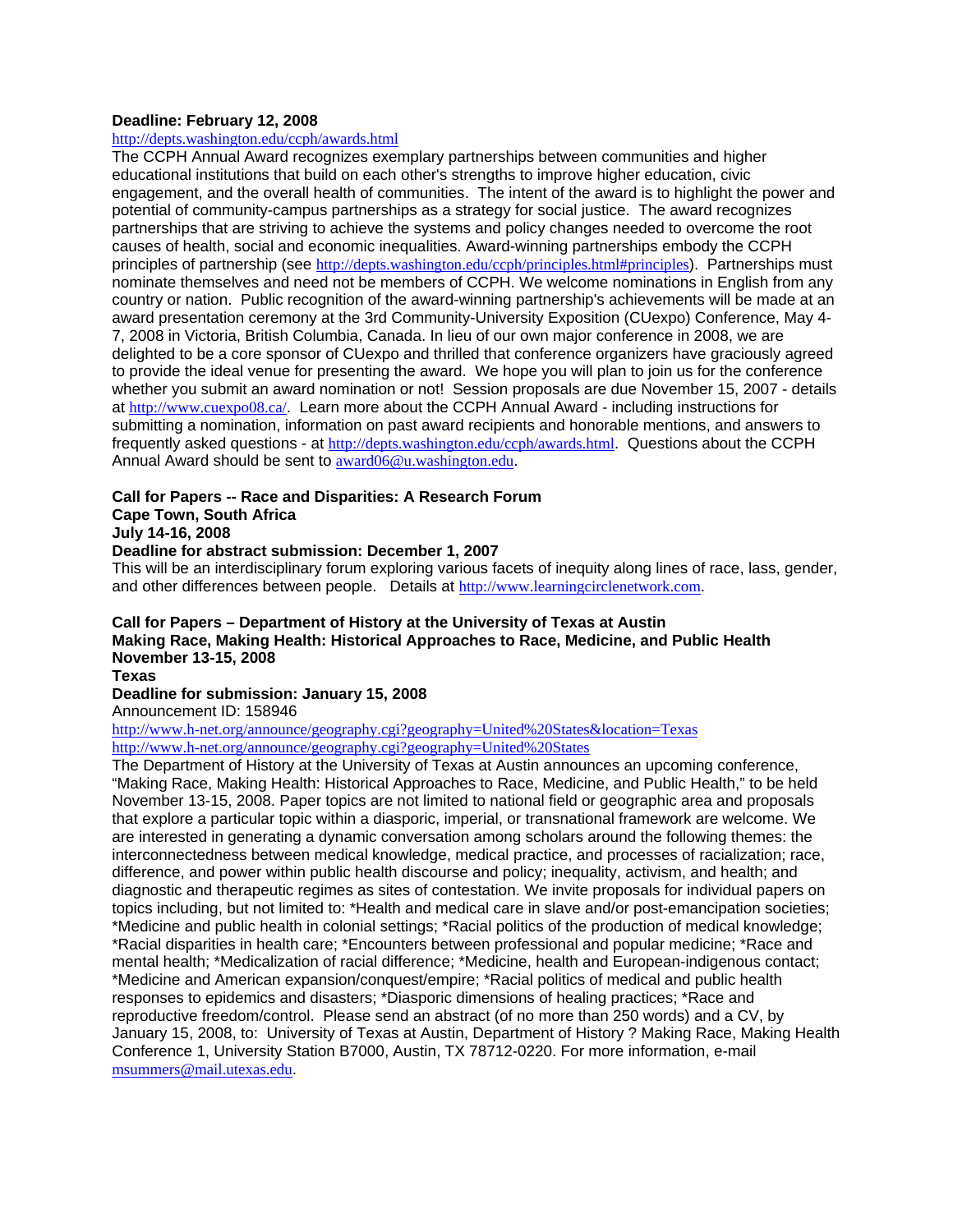**Deadline: February 12, 2008**

http://depts.washington.edu/ccph/awards.html

The CCPH Annual Award recognizes exemplary partnerships between communities and higher educational institutions that build on each other's strengths to improve higher education, civic engagement, and the overall health of communities. The intent of the award is to highlight the power and potential of community-campus partnerships as a strategy for social justice. The award recognizes partnerships that are striving to achieve the systems and policy changes needed to overcome the root causes of health, social and economic inequalities. Award-winning partnerships embody the CCPH principles of partnership (see http://depts.washington.edu/ccph/principles.html#principles). Partnerships must nominate themselves and need not be members of CCPH. We welcome nominations in English from any country or nation. Public recognition of the award-winning partnership's achievements will be made at an award presentation ceremony at the 3rd Community-University Exposition (CUexpo) Conference, May 4-7, 2008 in Victoria, British Columbia, Canada. In lieu of our own major conference in 2008, we are delighted to be a core sponsor of CUexpo and thrilled that conference organizers have graciously agreed to provide the ideal venue for presenting the award. We hope you will plan to join us for the conference whether you submit an award nomination or not! Session proposals are due November 15, 2007 - details at http://www.cuexpo08.ca/. Learn more about the CCPH Annual Award - including instructions for submitting a nomination, information on past award recipients and honorable mentions, and answers to frequently asked questions - at http://depts.washington.edu/ccph/awards.html. Questions about the CCPH Annual Award should be sent to award06@u.washington.edu.

**Call for Papers -- Race and Disparities: A Research Forum**
**Cape Town, South Africa**
**July 14-16, 2008**
**Deadline for abstract submission: December 1, 2007**

This will be an interdisciplinary forum exploring various facets of inequity along lines of race, lass, gender, and other differences between people. Details at http://www.learningcirclenetwork.com.

**Call for Papers – Department of History at the University of Texas at Austin**
**Making Race, Making Health: Historical Approaches to Race, Medicine, and Public Health**
**November 13-15, 2008**
**Texas**
**Deadline for submission: January 15, 2008**

Announcement ID: 158946

http://www.h-net.org/announce/geography.cgi?geography=United%20States&location=Texas
http://www.h-net.org/announce/geography.cgi?geography=United%20States

The Department of History at the University of Texas at Austin announces an upcoming conference, "Making Race, Making Health: Historical Approaches to Race, Medicine, and Public Health," to be held November 13-15, 2008. Paper topics are not limited to national field or geographic area and proposals that explore a particular topic within a diasporic, imperial, or transnational framework are welcome. We are interested in generating a dynamic conversation among scholars around the following themes: the interconnectedness between medical knowledge, medical practice, and processes of racialization; race, difference, and power within public health discourse and policy; inequality, activism, and health; and diagnostic and therapeutic regimes as sites of contestation. We invite proposals for individual papers on topics including, but not limited to: *Health and medical care in slave and/or post-emancipation societies; *Medicine and public health in colonial settings; *Racial politics of the production of medical knowledge; *Racial disparities in health care; *Encounters between professional and popular medicine; *Race and mental health; *Medicalization of racial difference; *Medicine, health and European-indigenous contact; *Medicine and American expansion/conquest/empire; *Racial politics of medical and public health responses to epidemics and disasters; *Diasporic dimensions of healing practices; *Race and reproductive freedom/control. Please send an abstract (of no more than 250 words) and a CV, by January 15, 2008, to: University of Texas at Austin, Department of History ? Making Race, Making Health Conference 1, University Station B7000, Austin, TX 78712-0220. For more information, e-mail msummers@mail.utexas.edu.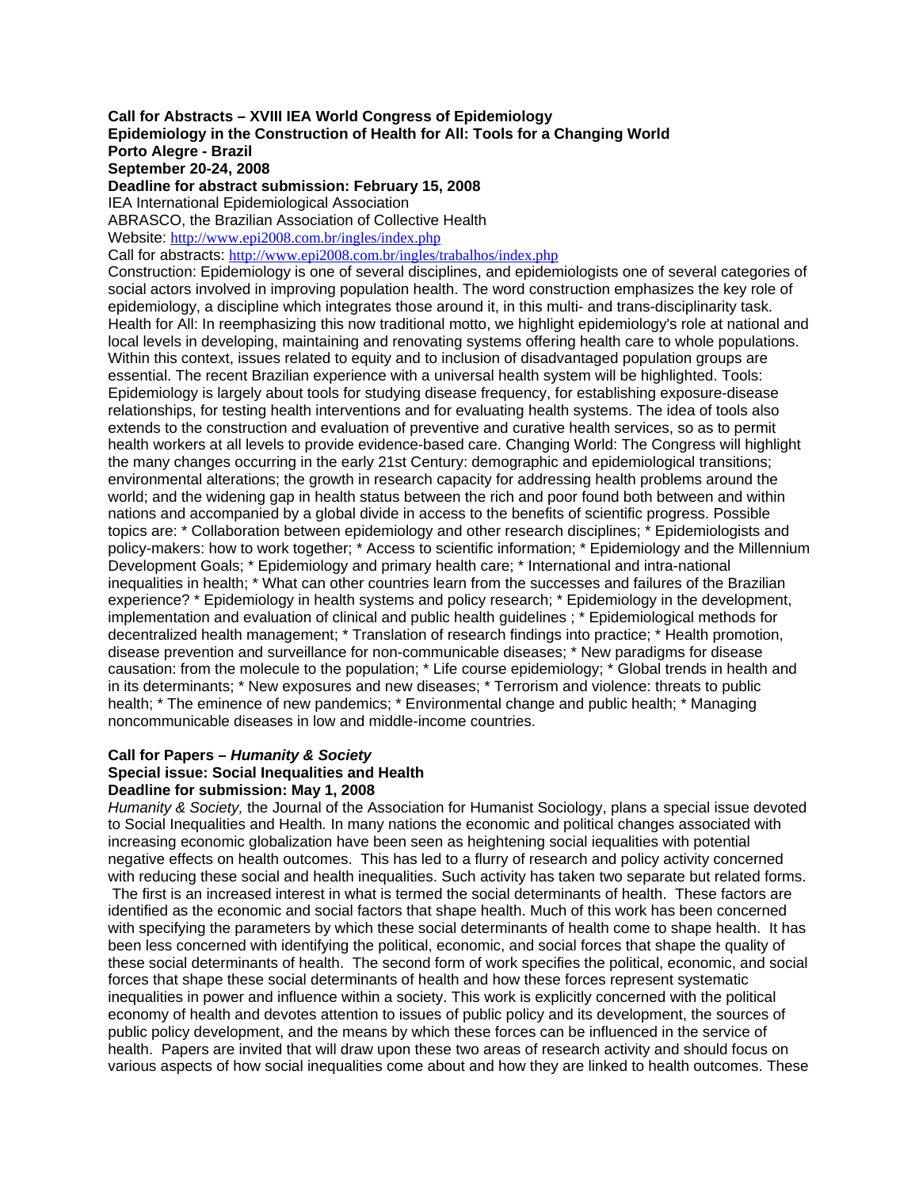**Call for Abstracts – XVIII IEA World Congress of Epidemiology**
**Epidemiology in the Construction of Health for All: Tools for a Changing World**
**Porto Alegre - Brazil**
**September 20-24, 2008**
**Deadline for abstract submission: February 15, 2008**

IEA International Epidemiological Association
ABRASCO, the Brazilian Association of Collective Health
Website: http://www.epi2008.com.br/ingles/index.php
Call for abstracts: http://www.epi2008.com.br/ingles/trabalhos/index.php

Construction: Epidemiology is one of several disciplines, and epidemiologists one of several categories of social actors involved in improving population health. The word construction emphasizes the key role of epidemiology, a discipline which integrates those around it, in this multi- and trans-disciplinarity task. Health for All: In reemphasizing this now traditional motto, we highlight epidemiology's role at national and local levels in developing, maintaining and renovating systems offering health care to whole populations. Within this context, issues related to equity and to inclusion of disadvantaged population groups are essential. The recent Brazilian experience with a universal health system will be highlighted. Tools: Epidemiology is largely about tools for studying disease frequency, for establishing exposure-disease relationships, for testing health interventions and for evaluating health systems. The idea of tools also extends to the construction and evaluation of preventive and curative health services, so as to permit health workers at all levels to provide evidence-based care. Changing World: The Congress will highlight the many changes occurring in the early 21st Century: demographic and epidemiological transitions; environmental alterations; the growth in research capacity for addressing health problems around the world; and the widening gap in health status between the rich and poor found both between and within nations and accompanied by a global divide in access to the benefits of scientific progress. Possible topics are: * Collaboration between epidemiology and other research disciplines; * Epidemiologists and policy-makers: how to work together; * Access to scientific information; * Epidemiology and the Millennium Development Goals; * Epidemiology and primary health care; * International and intra-national inequalities in health; * What can other countries learn from the successes and failures of the Brazilian experience? * Epidemiology in health systems and policy research; * Epidemiology in the development, implementation and evaluation of clinical and public health guidelines ; * Epidemiological methods for decentralized health management; * Translation of research findings into practice; * Health promotion, disease prevention and surveillance for non-communicable diseases; * New paradigms for disease causation: from the molecule to the population; * Life course epidemiology; * Global trends in health and in its determinants; * New exposures and new diseases; * Terrorism and violence: threats to public health; * The eminence of new pandemics; * Environmental change and public health; * Managing noncommunicable diseases in low and middle-income countries.

**Call for Papers – *Humanity & Society***
**Special issue: Social Inequalities and Health**
**Deadline for submission: May 1, 2008**

*Humanity & Society,* the Journal of the Association for Humanist Sociology, plans a special issue devoted to Social Inequalities and Health*.* In many nations the economic and political changes associated with increasing economic globalization have been seen as heightening social iequalities with potential negative effects on health outcomes. This has led to a flurry of research and policy activity concerned with reducing these social and health inequalities. Such activity has taken two separate but related forms. The first is an increased interest in what is termed the social determinants of health. These factors are identified as the economic and social factors that shape health. Much of this work has been concerned with specifying the parameters by which these social determinants of health come to shape health. It has been less concerned with identifying the political, economic, and social forces that shape the quality of these social determinants of health. The second form of work specifies the political, economic, and social forces that shape these social determinants of health and how these forces represent systematic inequalities in power and influence within a society. This work is explicitly concerned with the political economy of health and devotes attention to issues of public policy and its development, the sources of public policy development, and the means by which these forces can be influenced in the service of health. Papers are invited that will draw upon these two areas of research activity and should focus on various aspects of how social inequalities come about and how they are linked to health outcomes. These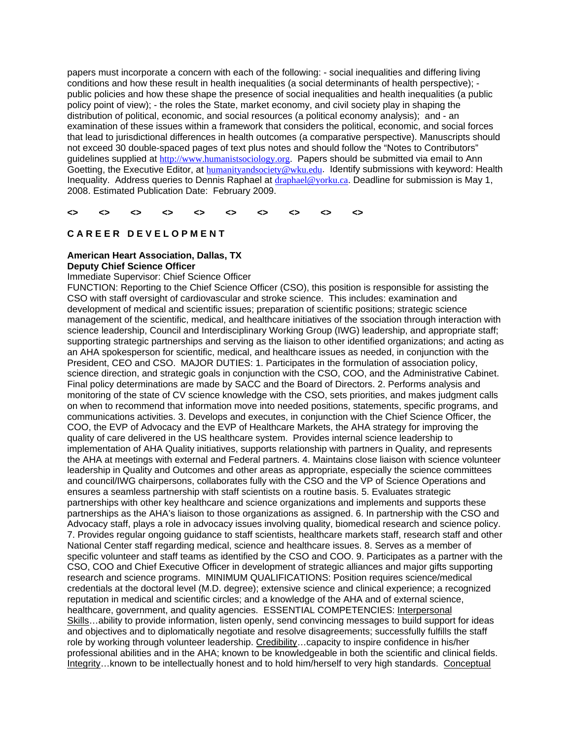papers must incorporate a concern with each of the following: - social inequalities and differing living conditions and how these result in health inequalities (a social determinants of health perspective); - public policies and how these shape the presence of social inequalities and health inequalities (a public policy point of view); - the roles the State, market economy, and civil society play in shaping the distribution of political, economic, and social resources (a political economy analysis); and - an examination of these issues within a framework that considers the political, economic, and social forces that lead to jurisdictional differences in health outcomes (a comparative perspective). Manuscripts should not exceed 30 double-spaced pages of text plus notes and should follow the "Notes to Contributors" guidelines supplied at http://www.humanistsociology.org. Papers should be submitted via email to Ann Goetting, the Executive Editor, at humanityandsociety@wku.edu. Identify submissions with keyword: Health Inequality. Address queries to Dennis Raphael at draphael@yorku.ca. Deadline for submission is May 1, 2008. Estimated Publication Date: February 2009.

<> <> <> <> <> <> <> <> <> <>

## CAREER DEVELOPMENT

**American Heart Association, Dallas, TX**
**Deputy Chief Science Officer**
Immediate Supervisor: Chief Science Officer
FUNCTION: Reporting to the Chief Science Officer (CSO), this position is responsible for assisting the CSO with staff oversight of cardiovascular and stroke science. This includes: examination and development of medical and scientific issues; preparation of scientific positions; strategic science management of the scientific, medical, and healthcare initiatives of the ssociation through interaction with science leadership, Council and Interdisciplinary Working Group (IWG) leadership, and appropriate staff; supporting strategic partnerships and serving as the liaison to other identified organizations; and acting as an AHA spokesperson for scientific, medical, and healthcare issues as needed, in conjunction with the President, CEO and CSO. MAJOR DUTIES: 1. Participates in the formulation of association policy, science direction, and strategic goals in conjunction with the CSO, COO, and the Administrative Cabinet. Final policy determinations are made by SACC and the Board of Directors. 2. Performs analysis and monitoring of the state of CV science knowledge with the CSO, sets priorities, and makes judgment calls on when to recommend that information move into needed positions, statements, specific programs, and communications activities. 3. Develops and executes, in conjunction with the Chief Science Officer, the COO, the EVP of Advocacy and the EVP of Healthcare Markets, the AHA strategy for improving the quality of care delivered in the US healthcare system. Provides internal science leadership to implementation of AHA Quality initiatives, supports relationship with partners in Quality, and represents the AHA at meetings with external and Federal partners. 4. Maintains close liaison with science volunteer leadership in Quality and Outcomes and other areas as appropriate, especially the science committees and council/IWG chairpersons, collaborates fully with the CSO and the VP of Science Operations and ensures a seamless partnership with staff scientists on a routine basis. 5. Evaluates strategic partnerships with other key healthcare and science organizations and implements and supports these partnerships as the AHA's liaison to those organizations as assigned. 6. In partnership with the CSO and Advocacy staff, plays a role in advocacy issues involving quality, biomedical research and science policy. 7. Provides regular ongoing guidance to staff scientists, healthcare markets staff, research staff and other National Center staff regarding medical, science and healthcare issues. 8. Serves as a member of specific volunteer and staff teams as identified by the CSO and COO. 9. Participates as a partner with the CSO, COO and Chief Executive Officer in development of strategic alliances and major gifts supporting research and science programs. MINIMUM QUALIFICATIONS: Position requires science/medical credentials at the doctoral level (M.D. degree); extensive science and clinical experience; a recognized reputation in medical and scientific circles; and a knowledge of the AHA and of external science, healthcare, government, and quality agencies. ESSENTIAL COMPETENCIES: Interpersonal Skills…ability to provide information, listen openly, send convincing messages to build support for ideas and objectives and to diplomatically negotiate and resolve disagreements; successfully fulfills the staff role by working through volunteer leadership. Credibility…capacity to inspire confidence in his/her professional abilities and in the AHA; known to be knowledgeable in both the scientific and clinical fields. Integrity…known to be intellectually honest and to hold him/herself to very high standards. Conceptual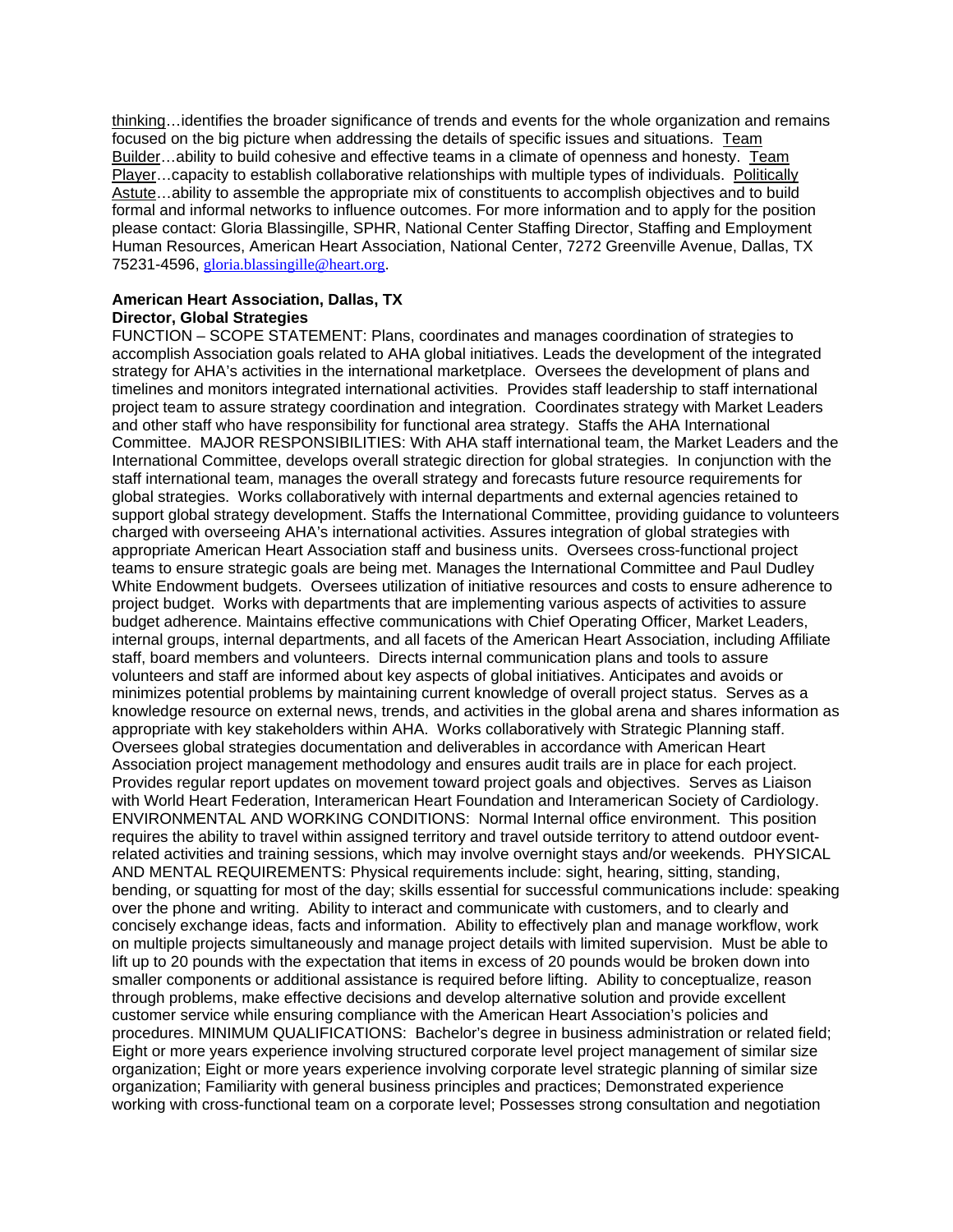thinking…identifies the broader significance of trends and events for the whole organization and remains focused on the big picture when addressing the details of specific issues and situations. Team Builder…ability to build cohesive and effective teams in a climate of openness and honesty. Team Player…capacity to establish collaborative relationships with multiple types of individuals. Politically Astute…ability to assemble the appropriate mix of constituents to accomplish objectives and to build formal and informal networks to influence outcomes. For more information and to apply for the position please contact: Gloria Blassingille, SPHR, National Center Staffing Director, Staffing and Employment Human Resources, American Heart Association, National Center, 7272 Greenville Avenue, Dallas, TX 75231-4596, gloria.blassingille@heart.org.

**American Heart Association, Dallas, TX**
**Director, Global Strategies**

FUNCTION – SCOPE STATEMENT: Plans, coordinates and manages coordination of strategies to accomplish Association goals related to AHA global initiatives. Leads the development of the integrated strategy for AHA's activities in the international marketplace. Oversees the development of plans and timelines and monitors integrated international activities. Provides staff leadership to staff international project team to assure strategy coordination and integration. Coordinates strategy with Market Leaders and other staff who have responsibility for functional area strategy. Staffs the AHA International Committee. MAJOR RESPONSIBILITIES: With AHA staff international team, the Market Leaders and the International Committee, develops overall strategic direction for global strategies. In conjunction with the staff international team, manages the overall strategy and forecasts future resource requirements for global strategies. Works collaboratively with internal departments and external agencies retained to support global strategy development. Staffs the International Committee, providing guidance to volunteers charged with overseeing AHA's international activities. Assures integration of global strategies with appropriate American Heart Association staff and business units. Oversees cross-functional project teams to ensure strategic goals are being met. Manages the International Committee and Paul Dudley White Endowment budgets. Oversees utilization of initiative resources and costs to ensure adherence to project budget. Works with departments that are implementing various aspects of activities to assure budget adherence. Maintains effective communications with Chief Operating Officer, Market Leaders, internal groups, internal departments, and all facets of the American Heart Association, including Affiliate staff, board members and volunteers. Directs internal communication plans and tools to assure volunteers and staff are informed about key aspects of global initiatives. Anticipates and avoids or minimizes potential problems by maintaining current knowledge of overall project status. Serves as a knowledge resource on external news, trends, and activities in the global arena and shares information as appropriate with key stakeholders within AHA. Works collaboratively with Strategic Planning staff. Oversees global strategies documentation and deliverables in accordance with American Heart Association project management methodology and ensures audit trails are in place for each project. Provides regular report updates on movement toward project goals and objectives. Serves as Liaison with World Heart Federation, Interamerican Heart Foundation and Interamerican Society of Cardiology. ENVIRONMENTAL AND WORKING CONDITIONS: Normal Internal office environment. This position requires the ability to travel within assigned territory and travel outside territory to attend outdoor event-related activities and training sessions, which may involve overnight stays and/or weekends. PHYSICAL AND MENTAL REQUIREMENTS: Physical requirements include: sight, hearing, sitting, standing, bending, or squatting for most of the day; skills essential for successful communications include: speaking over the phone and writing. Ability to interact and communicate with customers, and to clearly and concisely exchange ideas, facts and information. Ability to effectively plan and manage workflow, work on multiple projects simultaneously and manage project details with limited supervision. Must be able to lift up to 20 pounds with the expectation that items in excess of 20 pounds would be broken down into smaller components or additional assistance is required before lifting. Ability to conceptualize, reason through problems, make effective decisions and develop alternative solution and provide excellent customer service while ensuring compliance with the American Heart Association's policies and procedures. MINIMUM QUALIFICATIONS: Bachelor's degree in business administration or related field; Eight or more years experience involving structured corporate level project management of similar size organization; Eight or more years experience involving corporate level strategic planning of similar size organization; Familiarity with general business principles and practices; Demonstrated experience working with cross-functional team on a corporate level; Possesses strong consultation and negotiation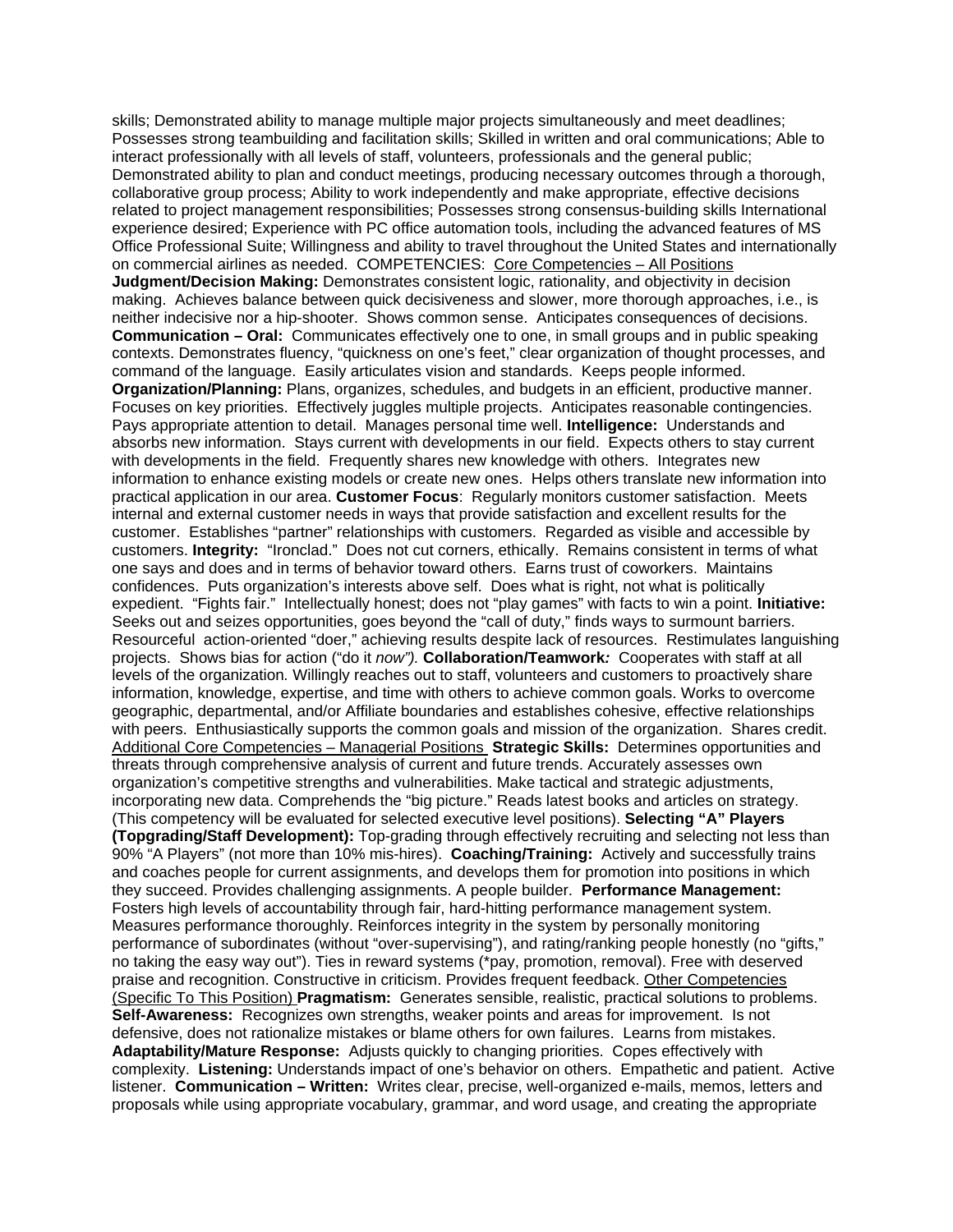skills; Demonstrated ability to manage multiple major projects simultaneously and meet deadlines; Possesses strong teambuilding and facilitation skills; Skilled in written and oral communications; Able to interact professionally with all levels of staff, volunteers, professionals and the general public; Demonstrated ability to plan and conduct meetings, producing necessary outcomes through a thorough, collaborative group process; Ability to work independently and make appropriate, effective decisions related to project management responsibilities; Possesses strong consensus-building skills International experience desired; Experience with PC office automation tools, including the advanced features of MS Office Professional Suite; Willingness and ability to travel throughout the United States and internationally on commercial airlines as needed. COMPETENCIES: <u>Core Competencies – All Positions</u> **Judgment/Decision Making:** Demonstrates consistent logic, rationality, and objectivity in decision making. Achieves balance between quick decisiveness and slower, more thorough approaches, i.e., is neither indecisive nor a hip-shooter. Shows common sense. Anticipates consequences of decisions. **Communication – Oral:** Communicates effectively one to one, in small groups and in public speaking contexts. Demonstrates fluency, "quickness on one's feet," clear organization of thought processes, and command of the language. Easily articulates vision and standards. Keeps people informed. **Organization/Planning:** Plans, organizes, schedules, and budgets in an efficient, productive manner. Focuses on key priorities. Effectively juggles multiple projects. Anticipates reasonable contingencies. Pays appropriate attention to detail. Manages personal time well. **Intelligence:** Understands and absorbs new information. Stays current with developments in our field. Expects others to stay current with developments in the field. Frequently shares new knowledge with others. Integrates new information to enhance existing models or create new ones. Helps others translate new information into practical application in our area. **Customer Focus**: Regularly monitors customer satisfaction. Meets internal and external customer needs in ways that provide satisfaction and excellent results for the customer. Establishes "partner" relationships with customers. Regarded as visible and accessible by customers. **Integrity:** "Ironclad." Does not cut corners, ethically. Remains consistent in terms of what one says and does and in terms of behavior toward others. Earns trust of coworkers. Maintains confidences. Puts organization's interests above self. Does what is right, not what is politically expedient. "Fights fair." Intellectually honest; does not "play games" with facts to win a point. **Initiative:** Seeks out and seizes opportunities, goes beyond the "call of duty," finds ways to surmount barriers. Resourceful action-oriented "doer," achieving results despite lack of resources. Restimulates languishing projects. Shows bias for action ("do it *now"). **Collaboration/Teamwork*:*** Cooperates with staff at all levels of the organization*.* Willingly reaches out to staff, volunteers and customers to proactively share information, knowledge, expertise, and time with others to achieve common goals. Works to overcome geographic, departmental, and/or Affiliate boundaries and establishes cohesive, effective relationships with peers. Enthusiastically supports the common goals and mission of the organization. Shares credit. <u>Additional Core Competencies – Managerial Positions</u> **Strategic Skills:** Determines opportunities and threats through comprehensive analysis of current and future trends. Accurately assesses own organization's competitive strengths and vulnerabilities. Make tactical and strategic adjustments, incorporating new data. Comprehends the "big picture." Reads latest books and articles on strategy. (This competency will be evaluated for selected executive level positions). **Selecting "A" Players (Topgrading/Staff Development):** Top-grading through effectively recruiting and selecting not less than 90% "A Players" (not more than 10% mis-hires). **Coaching/Training:** Actively and successfully trains and coaches people for current assignments, and develops them for promotion into positions in which they succeed. Provides challenging assignments. A people builder. **Performance Management:** Fosters high levels of accountability through fair, hard-hitting performance management system. Measures performance thoroughly. Reinforces integrity in the system by personally monitoring performance of subordinates (without "over-supervising"), and rating/ranking people honestly (no "gifts," no taking the easy way out"). Ties in reward systems (*pay, promotion, removal). Free with deserved praise and recognition. Constructive in criticism. Provides frequent feedback. <u>Other Competencies (Specific To This Position)</u> **Pragmatism:** Generates sensible, realistic, practical solutions to problems. **Self-Awareness:** Recognizes own strengths, weaker points and areas for improvement. Is not defensive, does not rationalize mistakes or blame others for own failures. Learns from mistakes. **Adaptability/Mature Response:** Adjusts quickly to changing priorities. Copes effectively with complexity. **Listening:** Understands impact of one's behavior on others. Empathetic and patient. Active listener. **Communication – Written:** Writes clear, precise, well-organized e-mails, memos, letters and proposals while using appropriate vocabulary, grammar, and word usage, and creating the appropriate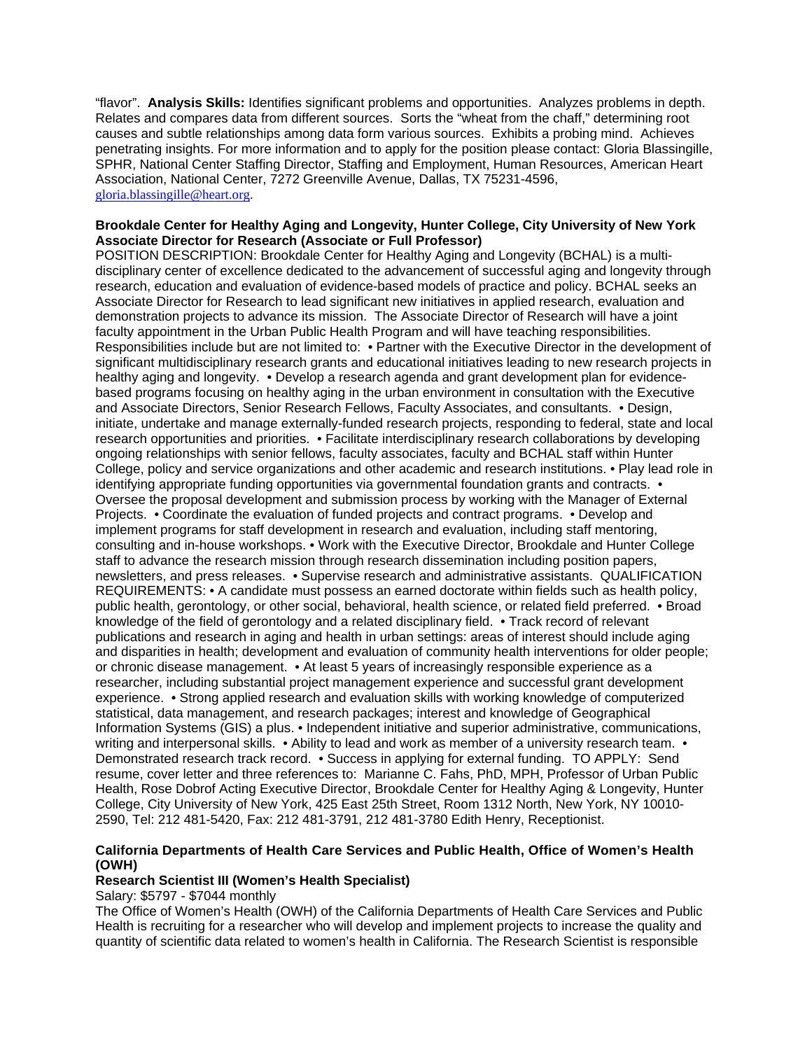"flavor". **Analysis Skills:** Identifies significant problems and opportunities. Analyzes problems in depth. Relates and compares data from different sources. Sorts the "wheat from the chaff," determining root causes and subtle relationships among data form various sources. Exhibits a probing mind. Achieves penetrating insights. For more information and to apply for the position please contact: Gloria Blassingille, SPHR, National Center Staffing Director, Staffing and Employment, Human Resources, American Heart Association, National Center, 7272 Greenville Avenue, Dallas, TX 75231-4596, gloria.blassingille@heart.org.

**Brookdale Center for Healthy Aging and Longevity, Hunter College, City University of New York**
**Associate Director for Research (Associate or Full Professor)**

POSITION DESCRIPTION: Brookdale Center for Healthy Aging and Longevity (BCHAL) is a multi-disciplinary center of excellence dedicated to the advancement of successful aging and longevity through research, education and evaluation of evidence-based models of practice and policy. BCHAL seeks an Associate Director for Research to lead significant new initiatives in applied research, evaluation and demonstration projects to advance its mission. The Associate Director of Research will have a joint faculty appointment in the Urban Public Health Program and will have teaching responsibilities. Responsibilities include but are not limited to: • Partner with the Executive Director in the development of significant multidisciplinary research grants and educational initiatives leading to new research projects in healthy aging and longevity. • Develop a research agenda and grant development plan for evidence-based programs focusing on healthy aging in the urban environment in consultation with the Executive and Associate Directors, Senior Research Fellows, Faculty Associates, and consultants. • Design, initiate, undertake and manage externally-funded research projects, responding to federal, state and local research opportunities and priorities. • Facilitate interdisciplinary research collaborations by developing ongoing relationships with senior fellows, faculty associates, faculty and BCHAL staff within Hunter College, policy and service organizations and other academic and research institutions. • Play lead role in identifying appropriate funding opportunities via governmental foundation grants and contracts. • Oversee the proposal development and submission process by working with the Manager of External Projects. • Coordinate the evaluation of funded projects and contract programs. • Develop and implement programs for staff development in research and evaluation, including staff mentoring, consulting and in-house workshops. • Work with the Executive Director, Brookdale and Hunter College staff to advance the research mission through research dissemination including position papers, newsletters, and press releases. • Supervise research and administrative assistants. QUALIFICATION REQUIREMENTS: • A candidate must possess an earned doctorate within fields such as health policy, public health, gerontology, or other social, behavioral, health science, or related field preferred. • Broad knowledge of the field of gerontology and a related disciplinary field. • Track record of relevant publications and research in aging and health in urban settings: areas of interest should include aging and disparities in health; development and evaluation of community health interventions for older people; or chronic disease management. • At least 5 years of increasingly responsible experience as a researcher, including substantial project management experience and successful grant development experience. • Strong applied research and evaluation skills with working knowledge of computerized statistical, data management, and research packages; interest and knowledge of Geographical Information Systems (GIS) a plus. • Independent initiative and superior administrative, communications, writing and interpersonal skills. • Ability to lead and work as member of a university research team. • Demonstrated research track record. • Success in applying for external funding. TO APPLY: Send resume, cover letter and three references to: Marianne C. Fahs, PhD, MPH, Professor of Urban Public Health, Rose Dobrof Acting Executive Director, Brookdale Center for Healthy Aging & Longevity, Hunter College, City University of New York, 425 East 25th Street, Room 1312 North, New York, NY 10010-2590, Tel: 212 481-5420, Fax: 212 481-3791, 212 481-3780 Edith Henry, Receptionist.

**California Departments of Health Care Services and Public Health, Office of Women's Health (OWH)**
**Research Scientist III (Women's Health Specialist)**

Salary: $5797 - $7044 monthly

The Office of Women's Health (OWH) of the California Departments of Health Care Services and Public Health is recruiting for a researcher who will develop and implement projects to increase the quality and quantity of scientific data related to women's health in California. The Research Scientist is responsible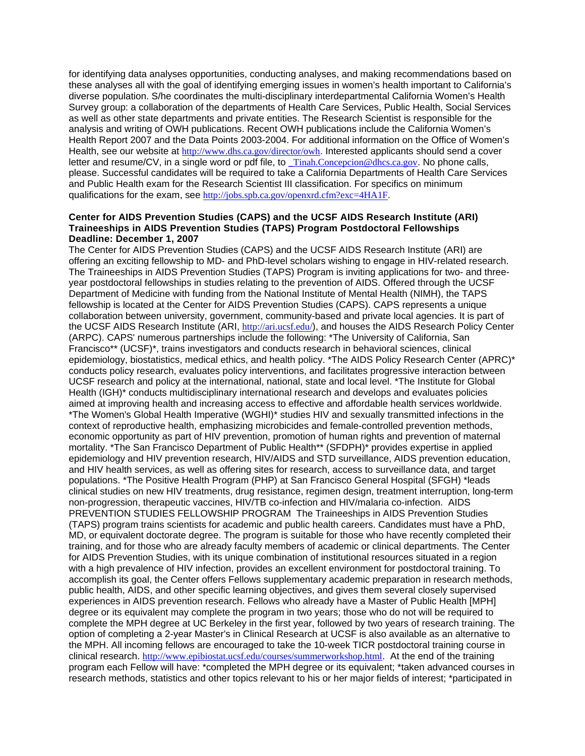for identifying data analyses opportunities, conducting analyses, and making recommendations based on these analyses all with the goal of identifying emerging issues in women's health important to California's diverse population. S/he coordinates the multi-disciplinary interdepartmental California Women's Health Survey group: a collaboration of the departments of Health Care Services, Public Health, Social Services as well as other state departments and private entities. The Research Scientist is responsible for the analysis and writing of OWH publications. Recent OWH publications include the California Women's Health Report 2007 and the Data Points 2003-2004. For additional information on the Office of Women's Health, see our website at http://www.dhs.ca.gov/director/owh. Interested applicants should send a cover letter and resume/CV, in a single word or pdf file, to _Tinah.Concepcion@dhcs.ca.gov. No phone calls, please. Successful candidates will be required to take a California Departments of Health Care Services and Public Health exam for the Research Scientist III classification. For specifics on minimum qualifications for the exam, see http://jobs.spb.ca.gov/openxrd.cfm?exc=4HA1F.

**Center for AIDS Prevention Studies (CAPS) and the UCSF AIDS Research Institute (ARI) Traineeships in AIDS Prevention Studies (TAPS) Program Postdoctoral Fellowships**
**Deadline: December 1, 2007**

The Center for AIDS Prevention Studies (CAPS) and the UCSF AIDS Research Institute (ARI) are offering an exciting fellowship to MD- and PhD-level scholars wishing to engage in HIV-related research. The Traineeships in AIDS Prevention Studies (TAPS) Program is inviting applications for two- and three-year postdoctoral fellowships in studies relating to the prevention of AIDS. Offered through the UCSF Department of Medicine with funding from the National Institute of Mental Health (NIMH), the TAPS fellowship is located at the Center for AIDS Prevention Studies (CAPS). CAPS represents a unique collaboration between university, government, community-based and private local agencies. It is part of the UCSF AIDS Research Institute (ARI, http://ari.ucsf.edu/), and houses the AIDS Research Policy Center (ARPC). CAPS' numerous partnerships include the following: *The University of California, San Francisco** (UCSF)*, trains investigators and conducts research in behavioral sciences, clinical epidemiology, biostatistics, medical ethics, and health policy. *The AIDS Policy Research Center (APRC)* conducts policy research, evaluates policy interventions, and facilitates progressive interaction between UCSF research and policy at the international, national, state and local level. *The Institute for Global Health (IGH)* conducts multidisciplinary international research and develops and evaluates policies aimed at improving health and increasing access to effective and affordable health services worldwide. *The Women's Global Health Imperative (WGHI)* studies HIV and sexually transmitted infections in the context of reproductive health, emphasizing microbicides and female-controlled prevention methods, economic opportunity as part of HIV prevention, promotion of human rights and prevention of maternal mortality. *The San Francisco Department of Public Health** (SFDPH)* provides expertise in applied epidemiology and HIV prevention research, HIV/AIDS and STD surveillance, AIDS prevention education, and HIV health services, as well as offering sites for research, access to surveillance data, and target populations. *The Positive Health Program (PHP) at San Francisco General Hospital (SFGH) *leads clinical studies on new HIV treatments, drug resistance, regimen design, treatment interruption, long-term non-progression, therapeutic vaccines, HIV/TB co-infection and HIV/malaria co-infection. AIDS PREVENTION STUDIES FELLOWSHIP PROGRAM The Traineeships in AIDS Prevention Studies (TAPS) program trains scientists for academic and public health careers. Candidates must have a PhD, MD, or equivalent doctorate degree. The program is suitable for those who have recently completed their training, and for those who are already faculty members of academic or clinical departments. The Center for AIDS Prevention Studies, with its unique combination of institutional resources situated in a region with a high prevalence of HIV infection, provides an excellent environment for postdoctoral training. To accomplish its goal, the Center offers Fellows supplementary academic preparation in research methods, public health, AIDS, and other specific learning objectives, and gives them several closely supervised experiences in AIDS prevention research. Fellows who already have a Master of Public Health [MPH] degree or its equivalent may complete the program in two years; those who do not will be required to complete the MPH degree at UC Berkeley in the first year, followed by two years of research training. The option of completing a 2-year Master's in Clinical Research at UCSF is also available as an alternative to the MPH. All incoming fellows are encouraged to take the 10-week TICR postdoctoral training course in clinical research. http://www.epibiostat.ucsf.edu/courses/summerworkshop.html. At the end of the training program each Fellow will have: *completed the MPH degree or its equivalent; *taken advanced courses in research methods, statistics and other topics relevant to his or her major fields of interest; *participated in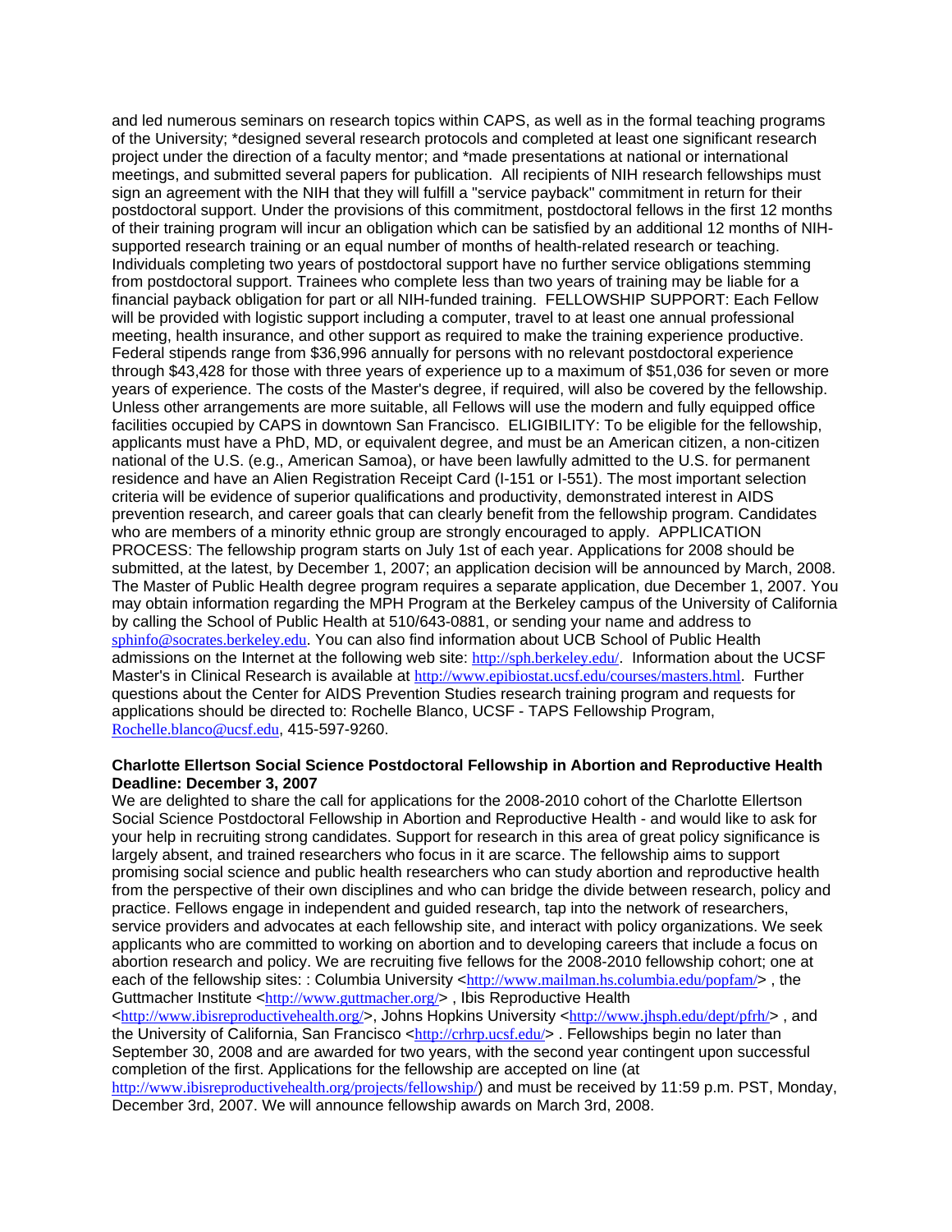and led numerous seminars on research topics within CAPS, as well as in the formal teaching programs of the University; *designed several research protocols and completed at least one significant research project under the direction of a faculty mentor; and *made presentations at national or international meetings, and submitted several papers for publication. All recipients of NIH research fellowships must sign an agreement with the NIH that they will fulfill a "service payback" commitment in return for their postdoctoral support. Under the provisions of this commitment, postdoctoral fellows in the first 12 months of their training program will incur an obligation which can be satisfied by an additional 12 months of NIH-supported research training or an equal number of months of health-related research or teaching. Individuals completing two years of postdoctoral support have no further service obligations stemming from postdoctoral support. Trainees who complete less than two years of training may be liable for a financial payback obligation for part or all NIH-funded training. FELLOWSHIP SUPPORT: Each Fellow will be provided with logistic support including a computer, travel to at least one annual professional meeting, health insurance, and other support as required to make the training experience productive. Federal stipends range from $36,996 annually for persons with no relevant postdoctoral experience through $43,428 for those with three years of experience up to a maximum of $51,036 for seven or more years of experience. The costs of the Master's degree, if required, will also be covered by the fellowship. Unless other arrangements are more suitable, all Fellows will use the modern and fully equipped office facilities occupied by CAPS in downtown San Francisco. ELIGIBILITY: To be eligible for the fellowship, applicants must have a PhD, MD, or equivalent degree, and must be an American citizen, a non-citizen national of the U.S. (e.g., American Samoa), or have been lawfully admitted to the U.S. for permanent residence and have an Alien Registration Receipt Card (I-151 or I-551). The most important selection criteria will be evidence of superior qualifications and productivity, demonstrated interest in AIDS prevention research, and career goals that can clearly benefit from the fellowship program. Candidates who are members of a minority ethnic group are strongly encouraged to apply. APPLICATION PROCESS: The fellowship program starts on July 1st of each year. Applications for 2008 should be submitted, at the latest, by December 1, 2007; an application decision will be announced by March, 2008. The Master of Public Health degree program requires a separate application, due December 1, 2007. You may obtain information regarding the MPH Program at the Berkeley campus of the University of California by calling the School of Public Health at 510/643-0881, or sending your name and address to sphinfo@socrates.berkeley.edu. You can also find information about UCB School of Public Health admissions on the Internet at the following web site: http://sph.berkeley.edu/. Information about the UCSF Master's in Clinical Research is available at http://www.epibiostat.ucsf.edu/courses/masters.html. Further questions about the Center for AIDS Prevention Studies research training program and requests for applications should be directed to: Rochelle Blanco, UCSF - TAPS Fellowship Program, Rochelle.blanco@ucsf.edu, 415-597-9260.

**Charlotte Ellertson Social Science Postdoctoral Fellowship in Abortion and Reproductive Health**
**Deadline: December 3, 2007**

We are delighted to share the call for applications for the 2008-2010 cohort of the Charlotte Ellertson Social Science Postdoctoral Fellowship in Abortion and Reproductive Health - and would like to ask for your help in recruiting strong candidates. Support for research in this area of great policy significance is largely absent, and trained researchers who focus in it are scarce. The fellowship aims to support promising social science and public health researchers who can study abortion and reproductive health from the perspective of their own disciplines and who can bridge the divide between research, policy and practice. Fellows engage in independent and guided research, tap into the network of researchers, service providers and advocates at each fellowship site, and interact with policy organizations. We seek applicants who are committed to working on abortion and to developing careers that include a focus on abortion research and policy. We are recruiting five fellows for the 2008-2010 fellowship cohort; one at each of the fellowship sites: : Columbia University <http://www.mailman.hs.columbia.edu/popfam/> , the Guttmacher Institute <http://www.guttmacher.org/> , Ibis Reproductive Health <http://www.ibisreproductivehealth.org/>, Johns Hopkins University <http://www.jhsph.edu/dept/pfrh/> , and the University of California, San Francisco <http://crhrp.ucsf.edu/> . Fellowships begin no later than September 30, 2008 and are awarded for two years, with the second year contingent upon successful completion of the first. Applications for the fellowship are accepted on line (at http://www.ibisreproductivehealth.org/projects/fellowship/) and must be received by 11:59 p.m. PST, Monday, December 3rd, 2007. We will announce fellowship awards on March 3rd, 2008.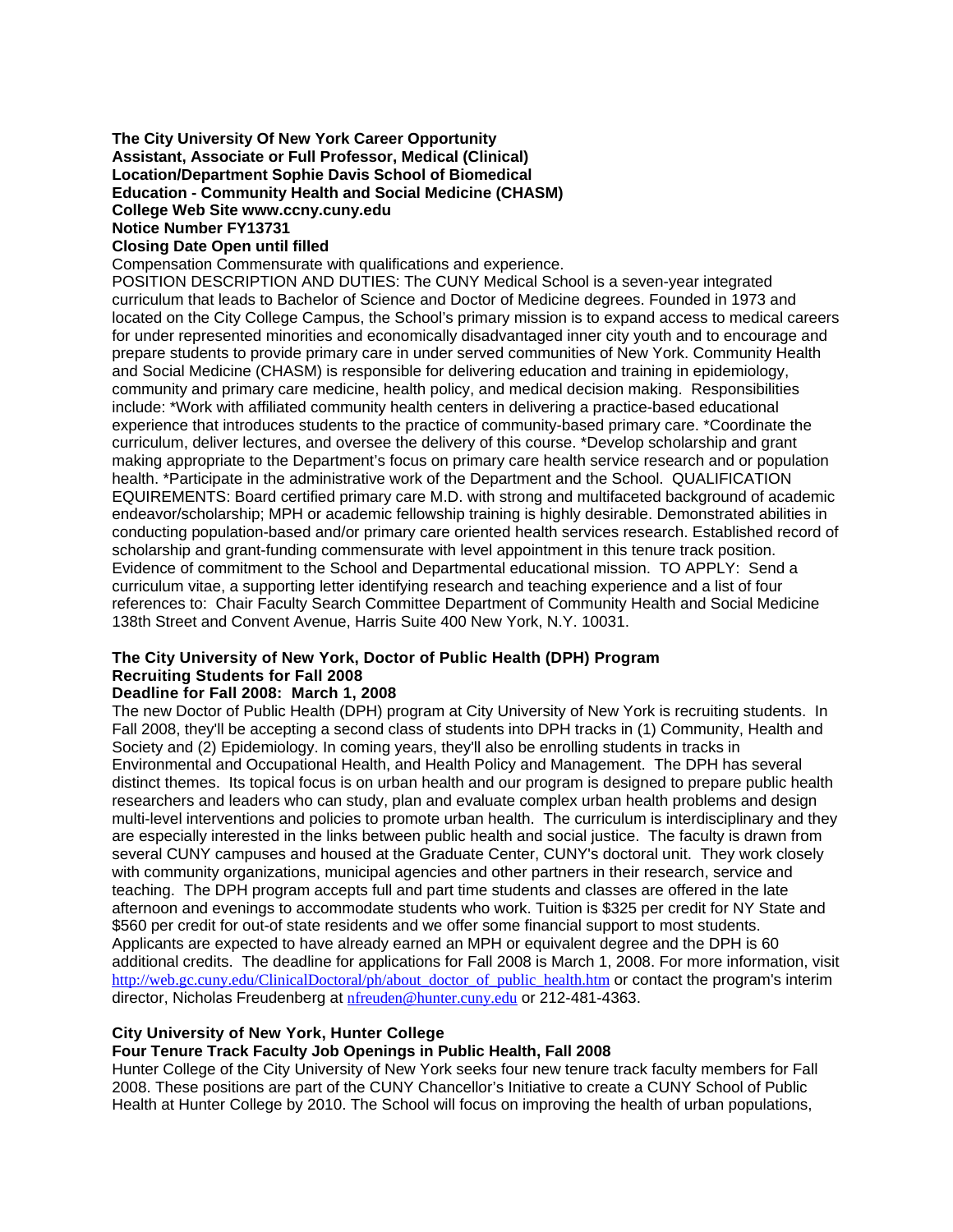**The City University Of New York Career Opportunity**
**Assistant, Associate or Full Professor, Medical (Clinical)**
**Location/Department Sophie Davis School of Biomedical Education - Community Health and Social Medicine (CHASM)**
**College Web Site www.ccny.cuny.edu**
**Notice Number FY13731**
**Closing Date Open until filled**

Compensation Commensurate with qualifications and experience.

POSITION DESCRIPTION AND DUTIES: The CUNY Medical School is a seven-year integrated curriculum that leads to Bachelor of Science and Doctor of Medicine degrees. Founded in 1973 and located on the City College Campus, the School's primary mission is to expand access to medical careers for under represented minorities and economically disadvantaged inner city youth and to encourage and prepare students to provide primary care in under served communities of New York. Community Health and Social Medicine (CHASM) is responsible for delivering education and training in epidemiology, community and primary care medicine, health policy, and medical decision making. Responsibilities include: *Work with affiliated community health centers in delivering a practice-based educational experience that introduces students to the practice of community-based primary care. *Coordinate the curriculum, deliver lectures, and oversee the delivery of this course. *Develop scholarship and grant making appropriate to the Department's focus on primary care health service research and or population health. *Participate in the administrative work of the Department and the School. QUALIFICATION EQUIREMENTS: Board certified primary care M.D. with strong and multifaceted background of academic endeavor/scholarship; MPH or academic fellowship training is highly desirable. Demonstrated abilities in conducting population-based and/or primary care oriented health services research. Established record of scholarship and grant-funding commensurate with level appointment in this tenure track position. Evidence of commitment to the School and Departmental educational mission. TO APPLY: Send a curriculum vitae, a supporting letter identifying research and teaching experience and a list of four references to: Chair Faculty Search Committee Department of Community Health and Social Medicine 138th Street and Convent Avenue, Harris Suite 400 New York, N.Y. 10031.

**The City University of New York, Doctor of Public Health (DPH) Program**
**Recruiting Students for Fall 2008**
**Deadline for Fall 2008: March 1, 2008**

The new Doctor of Public Health (DPH) program at City University of New York is recruiting students. In Fall 2008, they'll be accepting a second class of students into DPH tracks in (1) Community, Health and Society and (2) Epidemiology. In coming years, they'll also be enrolling students in tracks in Environmental and Occupational Health, and Health Policy and Management. The DPH has several distinct themes. Its topical focus is on urban health and our program is designed to prepare public health researchers and leaders who can study, plan and evaluate complex urban health problems and design multi-level interventions and policies to promote urban health. The curriculum is interdisciplinary and they are especially interested in the links between public health and social justice. The faculty is drawn from several CUNY campuses and housed at the Graduate Center, CUNY's doctoral unit. They work closely with community organizations, municipal agencies and other partners in their research, service and teaching. The DPH program accepts full and part time students and classes are offered in the late afternoon and evenings to accommodate students who work. Tuition is $325 per credit for NY State and $560 per credit for out-of state residents and we offer some financial support to most students. Applicants are expected to have already earned an MPH or equivalent degree and the DPH is 60 additional credits. The deadline for applications for Fall 2008 is March 1, 2008. For more information, visit http://web.gc.cuny.edu/ClinicalDoctoral/ph/about_doctor_of_public_health.htm or contact the program's interim director, Nicholas Freudenberg at nfreuden@hunter.cuny.edu or 212-481-4363.

**City University of New York, Hunter College**
**Four Tenure Track Faculty Job Openings in Public Health, Fall 2008**

Hunter College of the City University of New York seeks four new tenure track faculty members for Fall 2008. These positions are part of the CUNY Chancellor's Initiative to create a CUNY School of Public Health at Hunter College by 2010. The School will focus on improving the health of urban populations,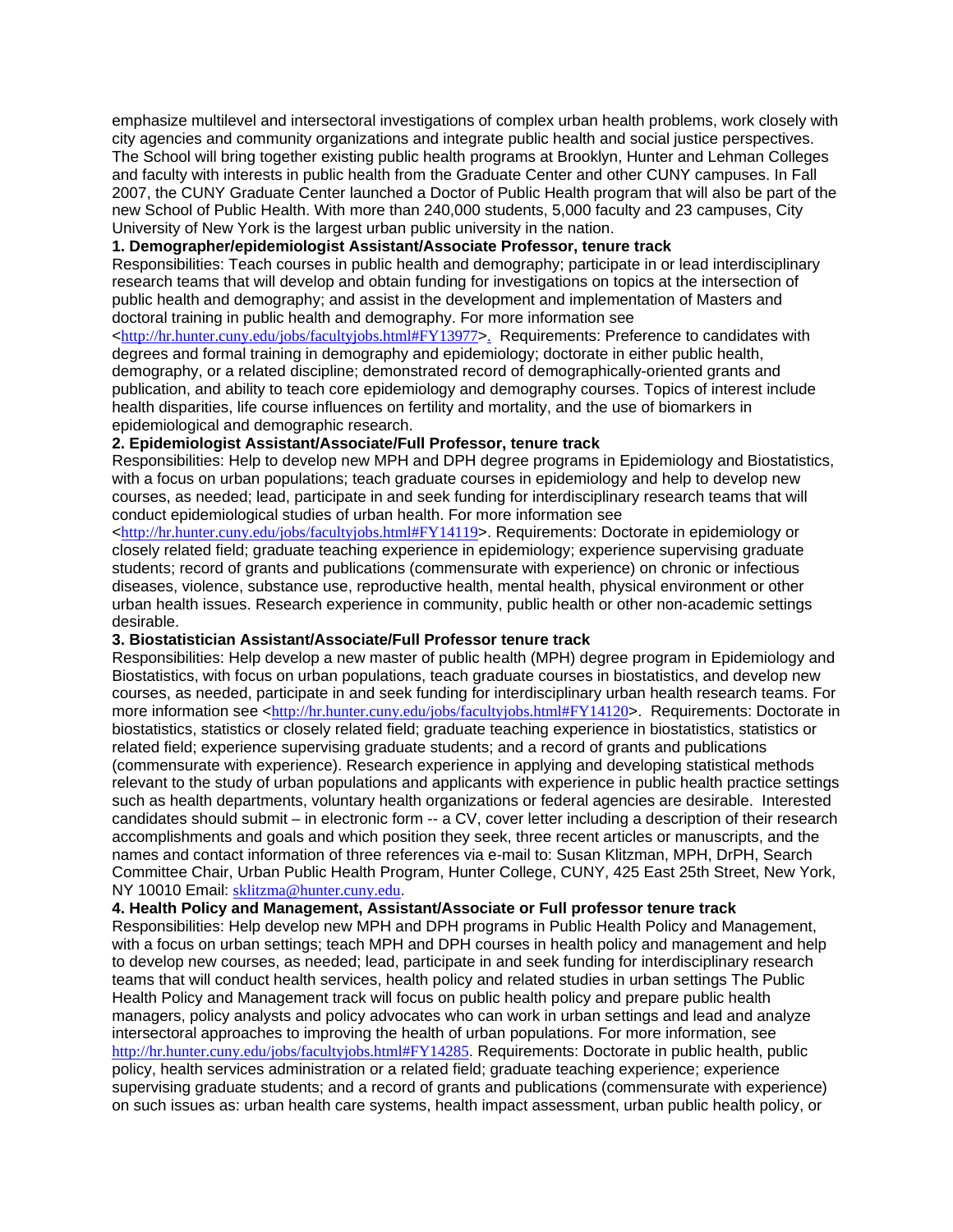emphasize multilevel and intersectoral investigations of complex urban health problems, work closely with city agencies and community organizations and integrate public health and social justice perspectives. The School will bring together existing public health programs at Brooklyn, Hunter and Lehman Colleges and faculty with interests in public health from the Graduate Center and other CUNY campuses. In Fall 2007, the CUNY Graduate Center launched a Doctor of Public Health program that will also be part of the new School of Public Health. With more than 240,000 students, 5,000 faculty and 23 campuses, City University of New York is the largest urban public university in the nation.

**1. Demographer/epidemiologist Assistant/Associate Professor, tenure track**

Responsibilities: Teach courses in public health and demography; participate in or lead interdisciplinary research teams that will develop and obtain funding for investigations on topics at the intersection of public health and demography; and assist in the development and implementation of Masters and doctoral training in public health and demography. For more information see <http://hr.hunter.cuny.edu/jobs/facultyjobs.html#FY13977>. Requirements: Preference to candidates with degrees and formal training in demography and epidemiology; doctorate in either public health, demography, or a related discipline; demonstrated record of demographically-oriented grants and publication, and ability to teach core epidemiology and demography courses. Topics of interest include health disparities, life course influences on fertility and mortality, and the use of biomarkers in epidemiological and demographic research.

**2. Epidemiologist Assistant/Associate/Full Professor, tenure track**

Responsibilities: Help to develop new MPH and DPH degree programs in Epidemiology and Biostatistics, with a focus on urban populations; teach graduate courses in epidemiology and help to develop new courses, as needed; lead, participate in and seek funding for interdisciplinary research teams that will conduct epidemiological studies of urban health. For more information see <http://hr.hunter.cuny.edu/jobs/facultyjobs.html#FY14119>. Requirements: Doctorate in epidemiology or closely related field; graduate teaching experience in epidemiology; experience supervising graduate students; record of grants and publications (commensurate with experience) on chronic or infectious diseases, violence, substance use, reproductive health, mental health, physical environment or other urban health issues. Research experience in community, public health or other non-academic settings desirable.

**3. Biostatistician Assistant/Associate/Full Professor tenure track**

Responsibilities: Help develop a new master of public health (MPH) degree program in Epidemiology and Biostatistics, with focus on urban populations, teach graduate courses in biostatistics, and develop new courses, as needed, participate in and seek funding for interdisciplinary urban health research teams. For more information see <http://hr.hunter.cuny.edu/jobs/facultyjobs.html#FY14120>. Requirements: Doctorate in biostatistics, statistics or closely related field; graduate teaching experience in biostatistics, statistics or related field; experience supervising graduate students; and a record of grants and publications (commensurate with experience). Research experience in applying and developing statistical methods relevant to the study of urban populations and applicants with experience in public health practice settings such as health departments, voluntary health organizations or federal agencies are desirable. Interested candidates should submit – in electronic form -- a CV, cover letter including a description of their research accomplishments and goals and which position they seek, three recent articles or manuscripts, and the names and contact information of three references via e-mail to: Susan Klitzman, MPH, DrPH, Search Committee Chair, Urban Public Health Program, Hunter College, CUNY, 425 East 25th Street, New York, NY 10010 Email: sklitzma@hunter.cuny.edu.

**4. Health Policy and Management, Assistant/Associate or Full professor tenure track**

Responsibilities: Help develop new MPH and DPH programs in Public Health Policy and Management, with a focus on urban settings; teach MPH and DPH courses in health policy and management and help to develop new courses, as needed; lead, participate in and seek funding for interdisciplinary research teams that will conduct health services, health policy and related studies in urban settings The Public Health Policy and Management track will focus on public health policy and prepare public health managers, policy analysts and policy advocates who can work in urban settings and lead and analyze intersectoral approaches to improving the health of urban populations. For more information, see http://hr.hunter.cuny.edu/jobs/facultyjobs.html#FY14285. Requirements: Doctorate in public health, public policy, health services administration or a related field; graduate teaching experience; experience supervising graduate students; and a record of grants and publications (commensurate with experience) on such issues as: urban health care systems, health impact assessment, urban public health policy, or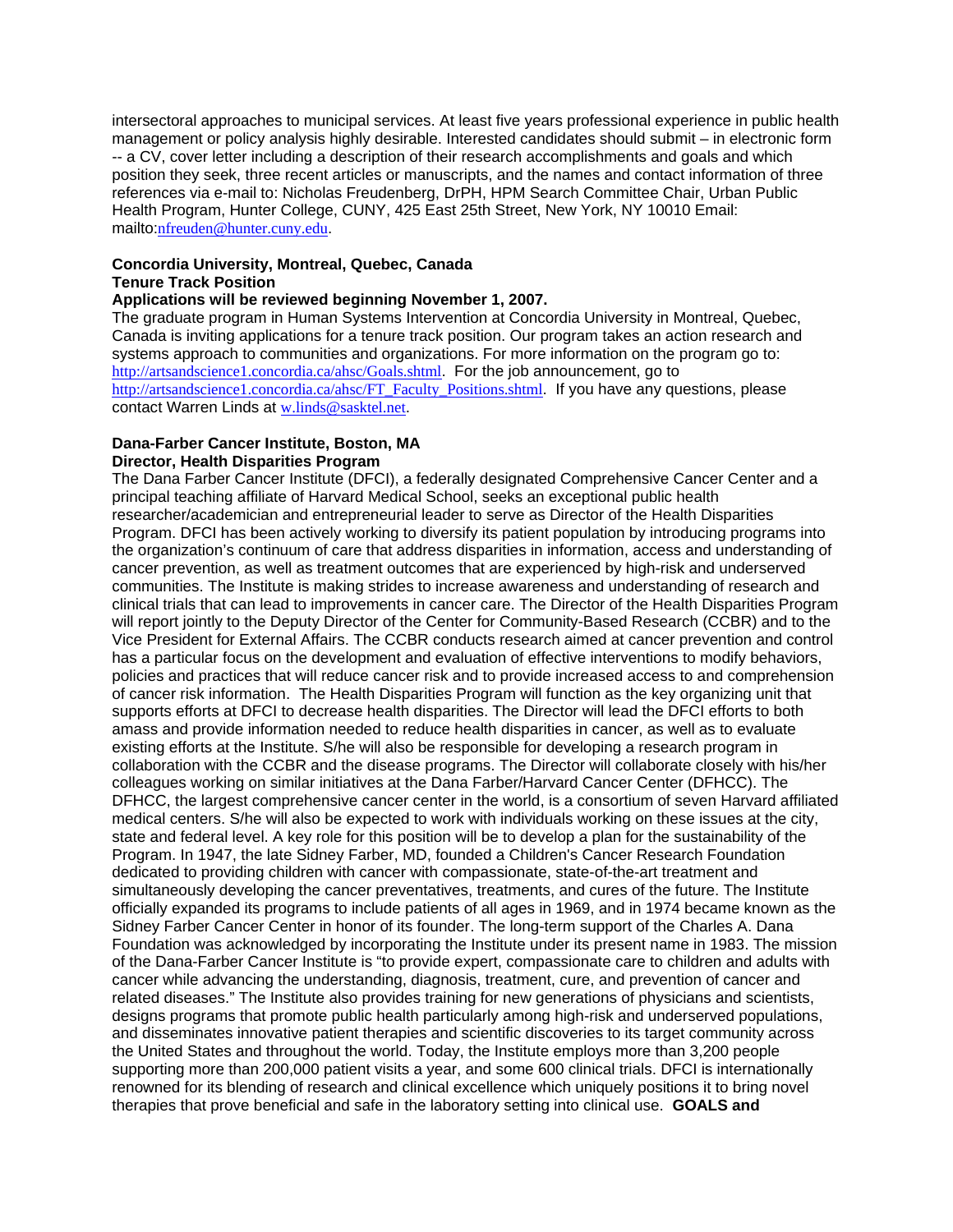intersectoral approaches to municipal services. At least five years professional experience in public health management or policy analysis highly desirable. Interested candidates should submit – in electronic form -- a CV, cover letter including a description of their research accomplishments and goals and which position they seek, three recent articles or manuscripts, and the names and contact information of three references via e-mail to: Nicholas Freudenberg, DrPH, HPM Search Committee Chair, Urban Public Health Program, Hunter College, CUNY, 425 East 25th Street, New York, NY 10010 Email: mailto:nfreuden@hunter.cuny.edu.

**Concordia University, Montreal, Quebec, Canada**
**Tenure Track Position**
**Applications will be reviewed beginning November 1, 2007.**
The graduate program in Human Systems Intervention at Concordia University in Montreal, Quebec, Canada is inviting applications for a tenure track position. Our program takes an action research and systems approach to communities and organizations. For more information on the program go to: http://artsandscience1.concordia.ca/ahsc/Goals.shtml. For the job announcement, go to http://artsandscience1.concordia.ca/ahsc/FT_Faculty_Positions.shtml. If you have any questions, please contact Warren Linds at w.linds@sasktel.net.

**Dana-Farber Cancer Institute, Boston, MA**
**Director, Health Disparities Program**
The Dana Farber Cancer Institute (DFCI), a federally designated Comprehensive Cancer Center and a principal teaching affiliate of Harvard Medical School, seeks an exceptional public health researcher/academician and entrepreneurial leader to serve as Director of the Health Disparities Program. DFCI has been actively working to diversify its patient population by introducing programs into the organization's continuum of care that address disparities in information, access and understanding of cancer prevention, as well as treatment outcomes that are experienced by high-risk and underserved communities. The Institute is making strides to increase awareness and understanding of research and clinical trials that can lead to improvements in cancer care. The Director of the Health Disparities Program will report jointly to the Deputy Director of the Center for Community-Based Research (CCBR) and to the Vice President for External Affairs. The CCBR conducts research aimed at cancer prevention and control has a particular focus on the development and evaluation of effective interventions to modify behaviors, policies and practices that will reduce cancer risk and to provide increased access to and comprehension of cancer risk information. The Health Disparities Program will function as the key organizing unit that supports efforts at DFCI to decrease health disparities. The Director will lead the DFCI efforts to both amass and provide information needed to reduce health disparities in cancer, as well as to evaluate existing efforts at the Institute. S/he will also be responsible for developing a research program in collaboration with the CCBR and the disease programs. The Director will collaborate closely with his/her colleagues working on similar initiatives at the Dana Farber/Harvard Cancer Center (DFHCC). The DFHCC, the largest comprehensive cancer center in the world, is a consortium of seven Harvard affiliated medical centers. S/he will also be expected to work with individuals working on these issues at the city, state and federal level. A key role for this position will be to develop a plan for the sustainability of the Program. In 1947, the late Sidney Farber, MD, founded a Children's Cancer Research Foundation dedicated to providing children with cancer with compassionate, state-of-the-art treatment and simultaneously developing the cancer preventatives, treatments, and cures of the future. The Institute officially expanded its programs to include patients of all ages in 1969, and in 1974 became known as the Sidney Farber Cancer Center in honor of its founder. The long-term support of the Charles A. Dana Foundation was acknowledged by incorporating the Institute under its present name in 1983. The mission of the Dana-Farber Cancer Institute is "to provide expert, compassionate care to children and adults with cancer while advancing the understanding, diagnosis, treatment, cure, and prevention of cancer and related diseases." The Institute also provides training for new generations of physicians and scientists, designs programs that promote public health particularly among high-risk and underserved populations, and disseminates innovative patient therapies and scientific discoveries to its target community across the United States and throughout the world. Today, the Institute employs more than 3,200 people supporting more than 200,000 patient visits a year, and some 600 clinical trials. DFCI is internationally renowned for its blending of research and clinical excellence which uniquely positions it to bring novel therapies that prove beneficial and safe in the laboratory setting into clinical use. **GOALS and**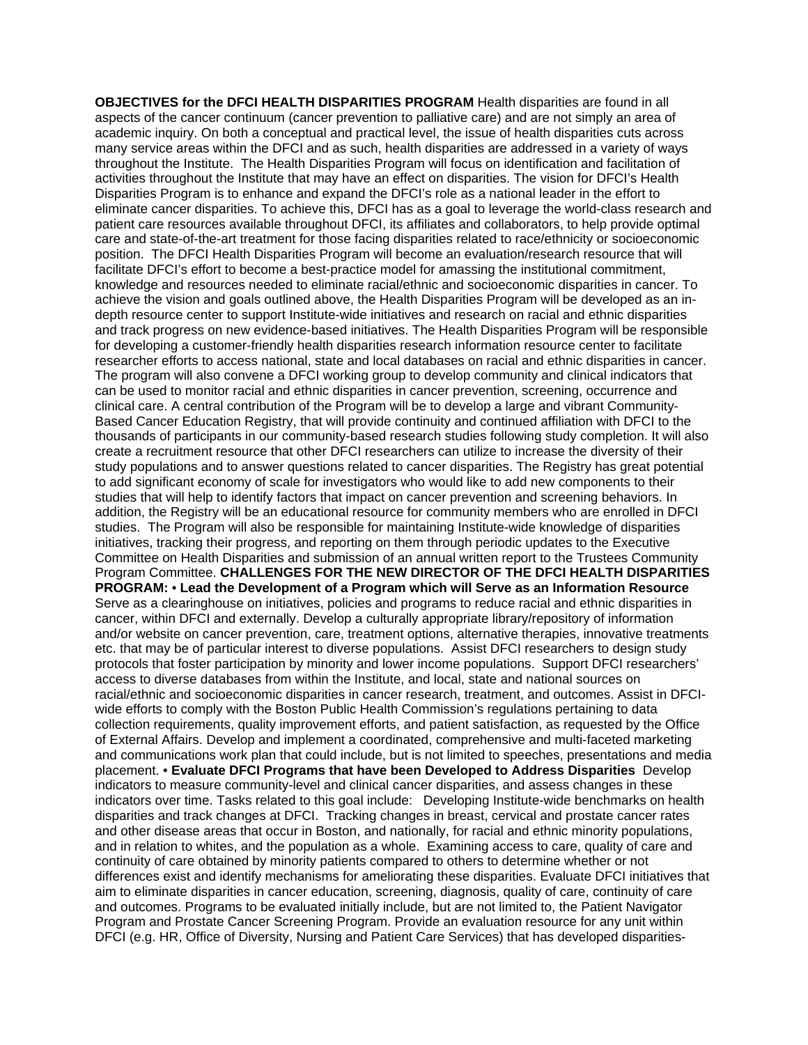**OBJECTIVES for the DFCI HEALTH DISPARITIES PROGRAM** Health disparities are found in all aspects of the cancer continuum (cancer prevention to palliative care) and are not simply an area of academic inquiry. On both a conceptual and practical level, the issue of health disparities cuts across many service areas within the DFCI and as such, health disparities are addressed in a variety of ways throughout the Institute. The Health Disparities Program will focus on identification and facilitation of activities throughout the Institute that may have an effect on disparities. The vision for DFCI's Health Disparities Program is to enhance and expand the DFCI's role as a national leader in the effort to eliminate cancer disparities. To achieve this, DFCI has as a goal to leverage the world-class research and patient care resources available throughout DFCI, its affiliates and collaborators, to help provide optimal care and state-of-the-art treatment for those facing disparities related to race/ethnicity or socioeconomic position. The DFCI Health Disparities Program will become an evaluation/research resource that will facilitate DFCI's effort to become a best-practice model for amassing the institutional commitment, knowledge and resources needed to eliminate racial/ethnic and socioeconomic disparities in cancer. To achieve the vision and goals outlined above, the Health Disparities Program will be developed as an in-depth resource center to support Institute-wide initiatives and research on racial and ethnic disparities and track progress on new evidence-based initiatives. The Health Disparities Program will be responsible for developing a customer-friendly health disparities research information resource center to facilitate researcher efforts to access national, state and local databases on racial and ethnic disparities in cancer. The program will also convene a DFCI working group to develop community and clinical indicators that can be used to monitor racial and ethnic disparities in cancer prevention, screening, occurrence and clinical care. A central contribution of the Program will be to develop a large and vibrant Community-Based Cancer Education Registry, that will provide continuity and continued affiliation with DFCI to the thousands of participants in our community-based research studies following study completion. It will also create a recruitment resource that other DFCI researchers can utilize to increase the diversity of their study populations and to answer questions related to cancer disparities. The Registry has great potential to add significant economy of scale for investigators who would like to add new components to their studies that will help to identify factors that impact on cancer prevention and screening behaviors. In addition, the Registry will be an educational resource for community members who are enrolled in DFCI studies. The Program will also be responsible for maintaining Institute-wide knowledge of disparities initiatives, tracking their progress, and reporting on them through periodic updates to the Executive Committee on Health Disparities and submission of an annual written report to the Trustees Community Program Committee. **CHALLENGES FOR THE NEW DIRECTOR OF THE DFCI HEALTH DISPARITIES PROGRAM:** • **Lead the Development of a Program which will Serve as an Information Resource** Serve as a clearinghouse on initiatives, policies and programs to reduce racial and ethnic disparities in cancer, within DFCI and externally. Develop a culturally appropriate library/repository of information and/or website on cancer prevention, care, treatment options, alternative therapies, innovative treatments etc. that may be of particular interest to diverse populations. Assist DFCI researchers to design study protocols that foster participation by minority and lower income populations. Support DFCI researchers' access to diverse databases from within the Institute, and local, state and national sources on racial/ethnic and socioeconomic disparities in cancer research, treatment, and outcomes. Assist in DFCI-wide efforts to comply with the Boston Public Health Commission's regulations pertaining to data collection requirements, quality improvement efforts, and patient satisfaction, as requested by the Office of External Affairs. Develop and implement a coordinated, comprehensive and multi-faceted marketing and communications work plan that could include, but is not limited to speeches, presentations and media placement. • **Evaluate DFCI Programs that have been Developed to Address Disparities** Develop indicators to measure community-level and clinical cancer disparities, and assess changes in these indicators over time. Tasks related to this goal include: Developing Institute-wide benchmarks on health disparities and track changes at DFCI. Tracking changes in breast, cervical and prostate cancer rates and other disease areas that occur in Boston, and nationally, for racial and ethnic minority populations, and in relation to whites, and the population as a whole. Examining access to care, quality of care and continuity of care obtained by minority patients compared to others to determine whether or not differences exist and identify mechanisms for ameliorating these disparities. Evaluate DFCI initiatives that aim to eliminate disparities in cancer education, screening, diagnosis, quality of care, continuity of care and outcomes. Programs to be evaluated initially include, but are not limited to, the Patient Navigator Program and Prostate Cancer Screening Program. Provide an evaluation resource for any unit within DFCI (e.g. HR, Office of Diversity, Nursing and Patient Care Services) that has developed disparities-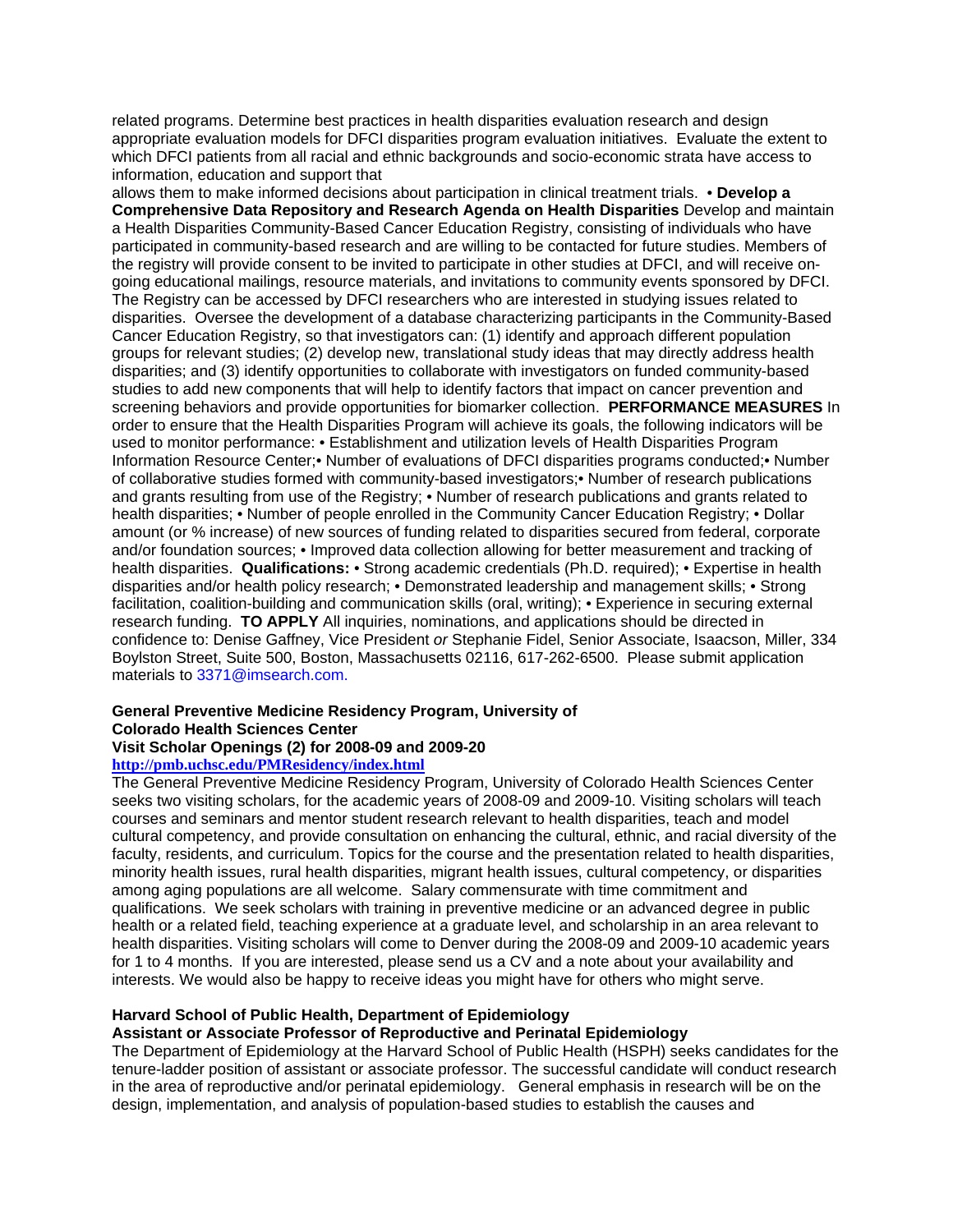related programs. Determine best practices in health disparities evaluation research and design appropriate evaluation models for DFCI disparities program evaluation initiatives. Evaluate the extent to which DFCI patients from all racial and ethnic backgrounds and socio-economic strata have access to information, education and support that allows them to make informed decisions about participation in clinical treatment trials. • **Develop a Comprehensive Data Repository and Research Agenda on Health Disparities** Develop and maintain a Health Disparities Community-Based Cancer Education Registry, consisting of individuals who have participated in community-based research and are willing to be contacted for future studies. Members of the registry will provide consent to be invited to participate in other studies at DFCI, and will receive on-going educational mailings, resource materials, and invitations to community events sponsored by DFCI. The Registry can be accessed by DFCI researchers who are interested in studying issues related to disparities. Oversee the development of a database characterizing participants in the Community-Based Cancer Education Registry, so that investigators can: (1) identify and approach different population groups for relevant studies; (2) develop new, translational study ideas that may directly address health disparities; and (3) identify opportunities to collaborate with investigators on funded community-based studies to add new components that will help to identify factors that impact on cancer prevention and screening behaviors and provide opportunities for biomarker collection. **PERFORMANCE MEASURES** In order to ensure that the Health Disparities Program will achieve its goals, the following indicators will be used to monitor performance: • Establishment and utilization levels of Health Disparities Program Information Resource Center;• Number of evaluations of DFCI disparities programs conducted;• Number of collaborative studies formed with community-based investigators;• Number of research publications and grants resulting from use of the Registry; • Number of research publications and grants related to health disparities; • Number of people enrolled in the Community Cancer Education Registry; • Dollar amount (or % increase) of new sources of funding related to disparities secured from federal, corporate and/or foundation sources; • Improved data collection allowing for better measurement and tracking of health disparities. **Qualifications:** • Strong academic credentials (Ph.D. required); • Expertise in health disparities and/or health policy research; • Demonstrated leadership and management skills; • Strong facilitation, coalition-building and communication skills (oral, writing); • Experience in securing external research funding. **TO APPLY** All inquiries, nominations, and applications should be directed in confidence to: Denise Gaffney, Vice President *or* Stephanie Fidel, Senior Associate, Isaacson, Miller, 334 Boylston Street, Suite 500, Boston, Massachusetts 02116, 617-262-6500. Please submit application materials to 3371@imsearch.com.

**General Preventive Medicine Residency Program, University of Colorado Health Sciences Center**
**Visit Scholar Openings (2) for 2008-09 and 2009-20**
**http://pmb.uchsc.edu/PMResidency/index.html**

The General Preventive Medicine Residency Program, University of Colorado Health Sciences Center seeks two visiting scholars, for the academic years of 2008-09 and 2009-10. Visiting scholars will teach courses and seminars and mentor student research relevant to health disparities, teach and model cultural competency, and provide consultation on enhancing the cultural, ethnic, and racial diversity of the faculty, residents, and curriculum. Topics for the course and the presentation related to health disparities, minority health issues, rural health disparities, migrant health issues, cultural competency, or disparities among aging populations are all welcome. Salary commensurate with time commitment and qualifications. We seek scholars with training in preventive medicine or an advanced degree in public health or a related field, teaching experience at a graduate level, and scholarship in an area relevant to health disparities. Visiting scholars will come to Denver during the 2008-09 and 2009-10 academic years for 1 to 4 months. If you are interested, please send us a CV and a note about your availability and interests. We would also be happy to receive ideas you might have for others who might serve.

**Harvard School of Public Health, Department of Epidemiology**
**Assistant or Associate Professor of Reproductive and Perinatal Epidemiology**

The Department of Epidemiology at the Harvard School of Public Health (HSPH) seeks candidates for the tenure-ladder position of assistant or associate professor. The successful candidate will conduct research in the area of reproductive and/or perinatal epidemiology. General emphasis in research will be on the design, implementation, and analysis of population-based studies to establish the causes and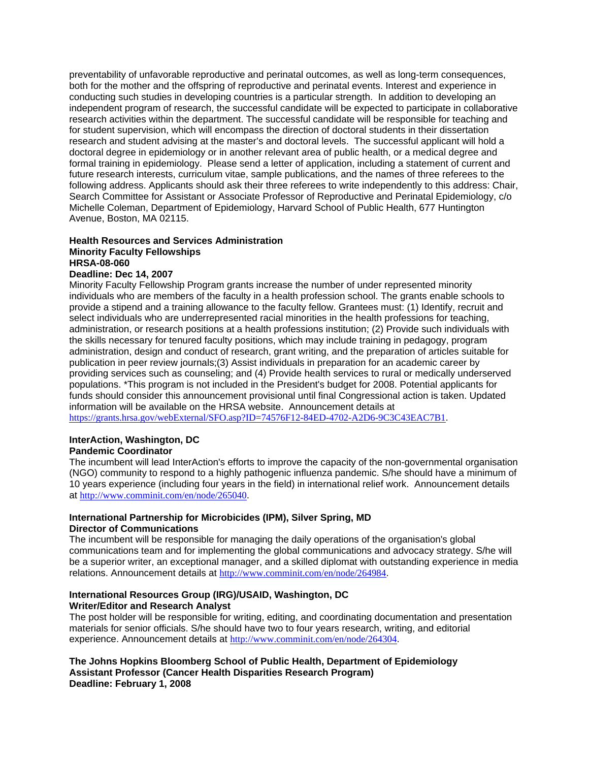preventability of unfavorable reproductive and perinatal outcomes, as well as long-term consequences, both for the mother and the offspring of reproductive and perinatal events. Interest and experience in conducting such studies in developing countries is a particular strength. In addition to developing an independent program of research, the successful candidate will be expected to participate in collaborative research activities within the department. The successful candidate will be responsible for teaching and for student supervision, which will encompass the direction of doctoral students in their dissertation research and student advising at the master's and doctoral levels. The successful applicant will hold a doctoral degree in epidemiology or in another relevant area of public health, or a medical degree and formal training in epidemiology. Please send a letter of application, including a statement of current and future research interests, curriculum vitae, sample publications, and the names of three referees to the following address. Applicants should ask their three referees to write independently to this address: Chair, Search Committee for Assistant or Associate Professor of Reproductive and Perinatal Epidemiology, c/o Michelle Coleman, Department of Epidemiology, Harvard School of Public Health, 677 Huntington Avenue, Boston, MA 02115.

**Health Resources and Services Administration**
**Minority Faculty Fellowships**
**HRSA-08-060**
**Deadline: Dec 14, 2007**

Minority Faculty Fellowship Program grants increase the number of under represented minority individuals who are members of the faculty in a health profession school. The grants enable schools to provide a stipend and a training allowance to the faculty fellow. Grantees must: (1) Identify, recruit and select individuals who are underrepresented racial minorities in the health professions for teaching, administration, or research positions at a health professions institution; (2) Provide such individuals with the skills necessary for tenured faculty positions, which may include training in pedagogy, program administration, design and conduct of research, grant writing, and the preparation of articles suitable for publication in peer review journals;(3) Assist individuals in preparation for an academic career by providing services such as counseling; and (4) Provide health services to rural or medically underserved populations. *This program is not included in the President's budget for 2008. Potential applicants for funds should consider this announcement provisional until final Congressional action is taken. Updated information will be available on the HRSA website. Announcement details at https://grants.hrsa.gov/webExternal/SFO.asp?ID=74576F12-84ED-4702-A2D6-9C3C43EAC7B1.

**InterAction, Washington, DC**
**Pandemic Coordinator**

The incumbent will lead InterAction's efforts to improve the capacity of the non-governmental organisation (NGO) community to respond to a highly pathogenic influenza pandemic. S/he should have a minimum of 10 years experience (including four years in the field) in international relief work. Announcement details at http://www.comminit.com/en/node/265040.

**International Partnership for Microbicides (IPM), Silver Spring, MD**
**Director of Communications**

The incumbent will be responsible for managing the daily operations of the organisation's global communications team and for implementing the global communications and advocacy strategy. S/he will be a superior writer, an exceptional manager, and a skilled diplomat with outstanding experience in media relations. Announcement details at http://www.comminit.com/en/node/264984.

**International Resources Group (IRG)/USAID, Washington, DC**
**Writer/Editor and Research Analyst**

The post holder will be responsible for writing, editing, and coordinating documentation and presentation materials for senior officials. S/he should have two to four years research, writing, and editorial experience. Announcement details at http://www.comminit.com/en/node/264304.

**The Johns Hopkins Bloomberg School of Public Health, Department of Epidemiology**
**Assistant Professor (Cancer Health Disparities Research Program)**
**Deadline: February 1, 2008**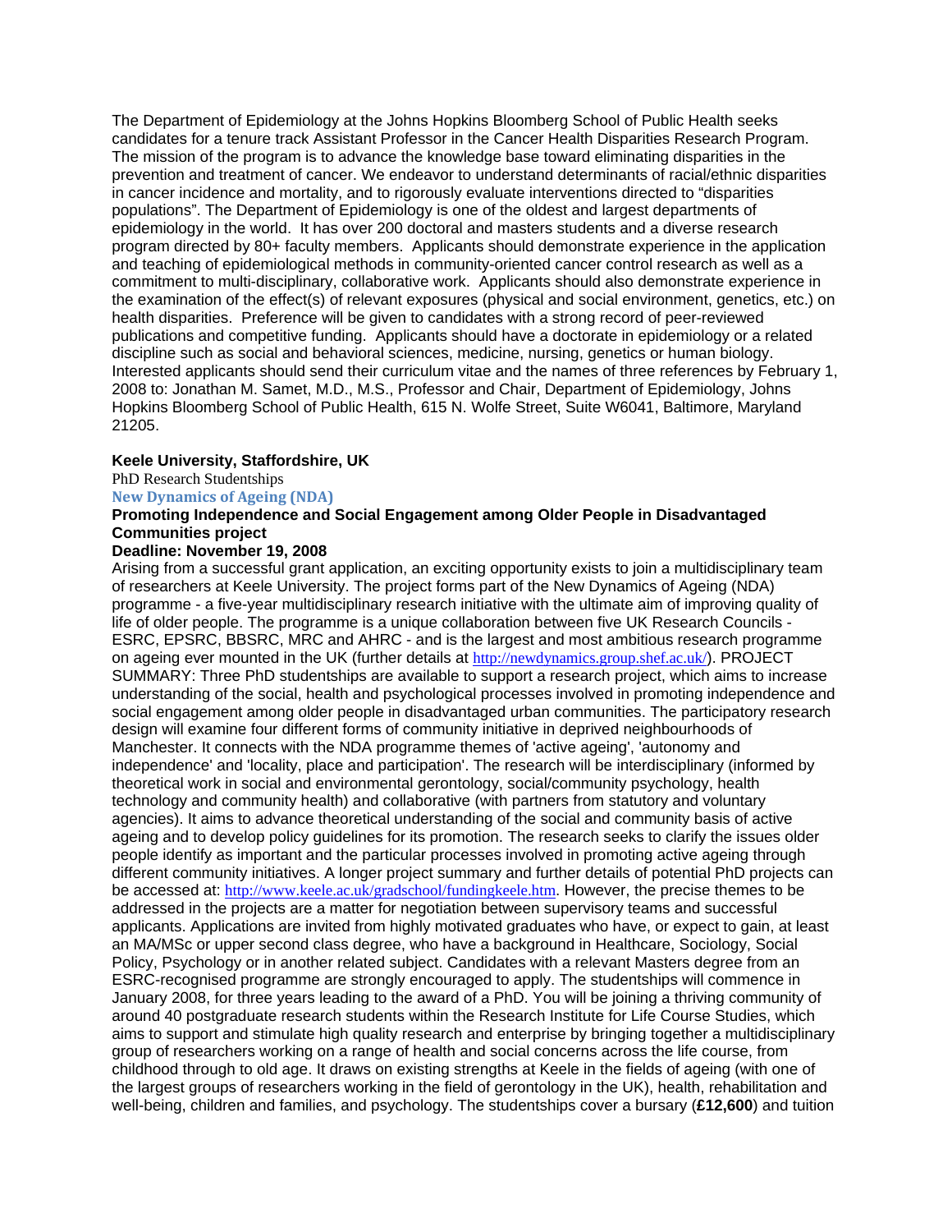The Department of Epidemiology at the Johns Hopkins Bloomberg School of Public Health seeks candidates for a tenure track Assistant Professor in the Cancer Health Disparities Research Program. The mission of the program is to advance the knowledge base toward eliminating disparities in the prevention and treatment of cancer. We endeavor to understand determinants of racial/ethnic disparities in cancer incidence and mortality, and to rigorously evaluate interventions directed to "disparities populations". The Department of Epidemiology is one of the oldest and largest departments of epidemiology in the world. It has over 200 doctoral and masters students and a diverse research program directed by 80+ faculty members. Applicants should demonstrate experience in the application and teaching of epidemiological methods in community-oriented cancer control research as well as a commitment to multi-disciplinary, collaborative work. Applicants should also demonstrate experience in the examination of the effect(s) of relevant exposures (physical and social environment, genetics, etc.) on health disparities. Preference will be given to candidates with a strong record of peer-reviewed publications and competitive funding. Applicants should have a doctorate in epidemiology or a related discipline such as social and behavioral sciences, medicine, nursing, genetics or human biology. Interested applicants should send their curriculum vitae and the names of three references by February 1, 2008 to: Jonathan M. Samet, M.D., M.S., Professor and Chair, Department of Epidemiology, Johns Hopkins Bloomberg School of Public Health, 615 N. Wolfe Street, Suite W6041, Baltimore, Maryland 21205.

**Keele University, Staffordshire, UK**

PhD Research Studentships

**New Dynamics of Ageing (NDA)**

**Promoting Independence and Social Engagement among Older People in Disadvantaged Communities project**

**Deadline: November 19, 2008**

Arising from a successful grant application, an exciting opportunity exists to join a multidisciplinary team of researchers at Keele University. The project forms part of the New Dynamics of Ageing (NDA) programme - a five-year multidisciplinary research initiative with the ultimate aim of improving quality of life of older people. The programme is a unique collaboration between five UK Research Councils - ESRC, EPSRC, BBSRC, MRC and AHRC - and is the largest and most ambitious research programme on ageing ever mounted in the UK (further details at http://newdynamics.group.shef.ac.uk/). PROJECT SUMMARY: Three PhD studentships are available to support a research project, which aims to increase understanding of the social, health and psychological processes involved in promoting independence and social engagement among older people in disadvantaged urban communities. The participatory research design will examine four different forms of community initiative in deprived neighbourhoods of Manchester. It connects with the NDA programme themes of 'active ageing', 'autonomy and independence' and 'locality, place and participation'. The research will be interdisciplinary (informed by theoretical work in social and environmental gerontology, social/community psychology, health technology and community health) and collaborative (with partners from statutory and voluntary agencies). It aims to advance theoretical understanding of the social and community basis of active ageing and to develop policy guidelines for its promotion. The research seeks to clarify the issues older people identify as important and the particular processes involved in promoting active ageing through different community initiatives. A longer project summary and further details of potential PhD projects can be accessed at: http://www.keele.ac.uk/gradschool/fundingkeele.htm. However, the precise themes to be addressed in the projects are a matter for negotiation between supervisory teams and successful applicants. Applications are invited from highly motivated graduates who have, or expect to gain, at least an MA/MSc or upper second class degree, who have a background in Healthcare, Sociology, Social Policy, Psychology or in another related subject. Candidates with a relevant Masters degree from an ESRC-recognised programme are strongly encouraged to apply. The studentships will commence in January 2008, for three years leading to the award of a PhD. You will be joining a thriving community of around 40 postgraduate research students within the Research Institute for Life Course Studies, which aims to support and stimulate high quality research and enterprise by bringing together a multidisciplinary group of researchers working on a range of health and social concerns across the life course, from childhood through to old age. It draws on existing strengths at Keele in the fields of ageing (with one of the largest groups of researchers working in the field of gerontology in the UK), health, rehabilitation and well-being, children and families, and psychology. The studentships cover a bursary (**£12,600**) and tuition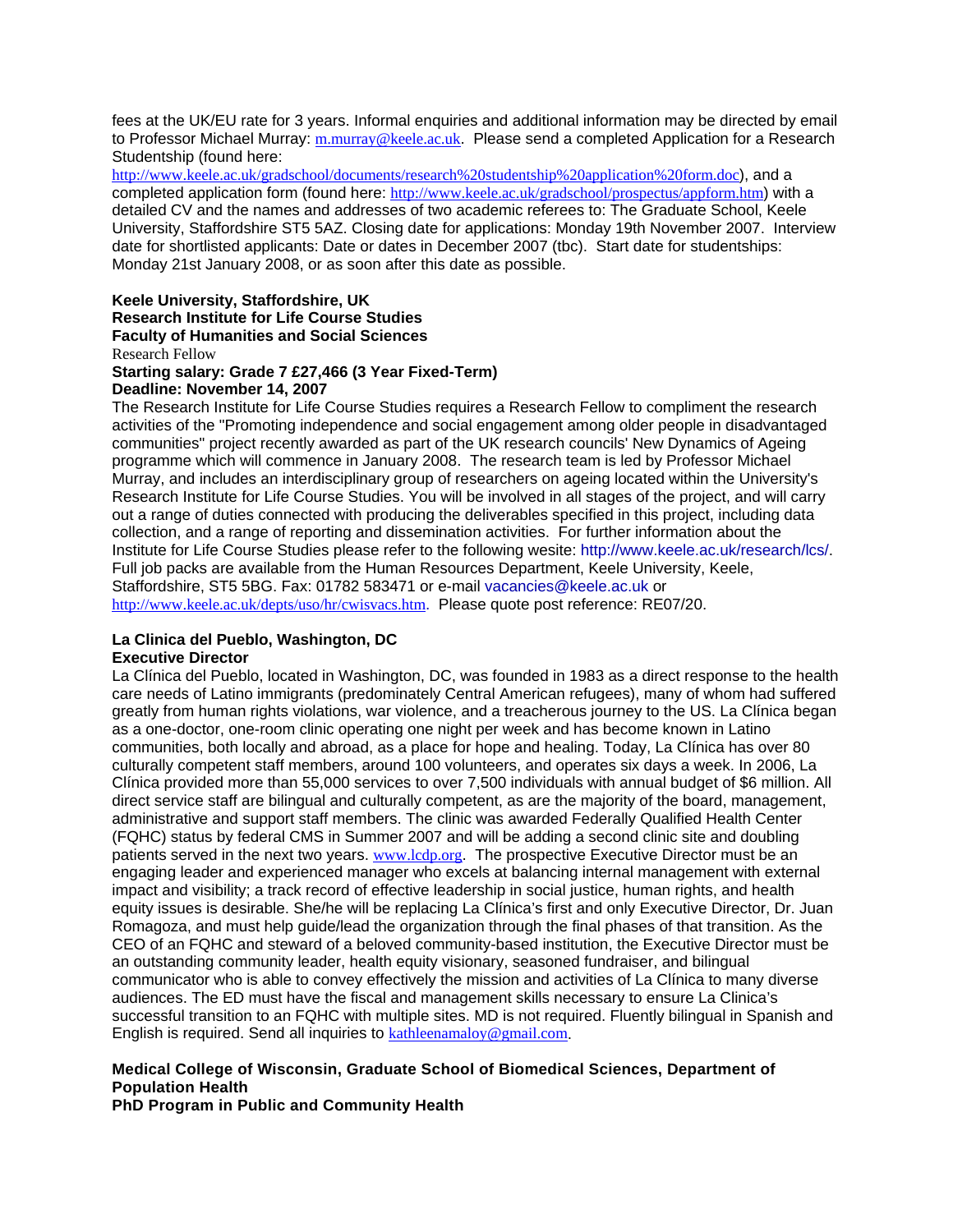fees at the UK/EU rate for 3 years. Informal enquiries and additional information may be directed by email to Professor Michael Murray: m.murray@keele.ac.uk. Please send a completed Application for a Research Studentship (found here: http://www.keele.ac.uk/gradschool/documents/research%20studentship%20application%20form.doc), and a completed application form (found here: http://www.keele.ac.uk/gradschool/prospectus/appform.htm) with a detailed CV and the names and addresses of two academic referees to: The Graduate School, Keele University, Staffordshire ST5 5AZ. Closing date for applications: Monday 19th November 2007. Interview date for shortlisted applicants: Date or dates in December 2007 (tbc). Start date for studentships: Monday 21st January 2008, or as soon after this date as possible.

**Keele University, Staffordshire, UK**
**Research Institute for Life Course Studies**
**Faculty of Humanities and Social Sciences**
Research Fellow
**Starting salary: Grade 7 £27,466 (3 Year Fixed-Term)**
**Deadline: November 14, 2007**

The Research Institute for Life Course Studies requires a Research Fellow to compliment the research activities of the "Promoting independence and social engagement among older people in disadvantaged communities" project recently awarded as part of the UK research councils' New Dynamics of Ageing programme which will commence in January 2008. The research team is led by Professor Michael Murray, and includes an interdisciplinary group of researchers on ageing located within the University's Research Institute for Life Course Studies. You will be involved in all stages of the project, and will carry out a range of duties connected with producing the deliverables specified in this project, including data collection, and a range of reporting and dissemination activities. For further information about the Institute for Life Course Studies please refer to the following wesite: http://www.keele.ac.uk/research/lcs/. Full job packs are available from the Human Resources Department, Keele University, Keele, Staffordshire, ST5 5BG. Fax: 01782 583471 or e-mail vacancies@keele.ac.uk or http://www.keele.ac.uk/depts/uso/hr/cwisvacs.htm. Please quote post reference: RE07/20.

**La Clinica del Pueblo, Washington, DC**
**Executive Director**

La Clínica del Pueblo, located in Washington, DC, was founded in 1983 as a direct response to the health care needs of Latino immigrants (predominately Central American refugees), many of whom had suffered greatly from human rights violations, war violence, and a treacherous journey to the US. La Clínica began as a one-doctor, one-room clinic operating one night per week and has become known in Latino communities, both locally and abroad, as a place for hope and healing. Today, La Clínica has over 80 culturally competent staff members, around 100 volunteers, and operates six days a week. In 2006, La Clínica provided more than 55,000 services to over 7,500 individuals with annual budget of $6 million. All direct service staff are bilingual and culturally competent, as are the majority of the board, management, administrative and support staff members. The clinic was awarded Federally Qualified Health Center (FQHC) status by federal CMS in Summer 2007 and will be adding a second clinic site and doubling patients served in the next two years. www.lcdp.org. The prospective Executive Director must be an engaging leader and experienced manager who excels at balancing internal management with external impact and visibility; a track record of effective leadership in social justice, human rights, and health equity issues is desirable. She/he will be replacing La Clínica's first and only Executive Director, Dr. Juan Romagoza, and must help guide/lead the organization through the final phases of that transition. As the CEO of an FQHC and steward of a beloved community-based institution, the Executive Director must be an outstanding community leader, health equity visionary, seasoned fundraiser, and bilingual communicator who is able to convey effectively the mission and activities of La Clínica to many diverse audiences. The ED must have the fiscal and management skills necessary to ensure La Clinica's successful transition to an FQHC with multiple sites. MD is not required. Fluently bilingual in Spanish and English is required. Send all inquiries to kathleenamaloy@gmail.com.

**Medical College of Wisconsin, Graduate School of Biomedical Sciences, Department of Population Health**
**PhD Program in Public and Community Health**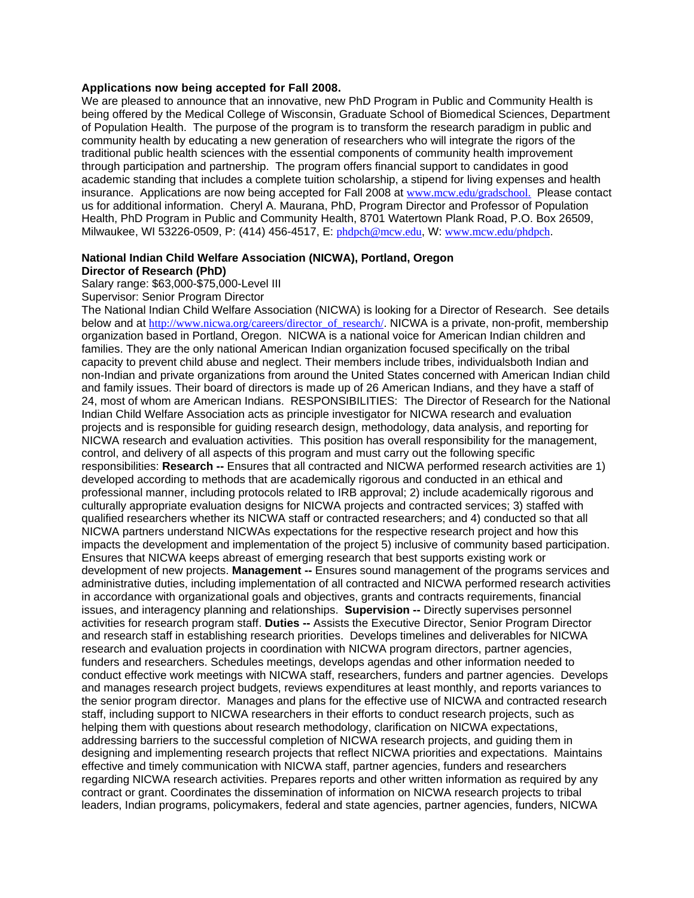**Applications now being accepted for Fall 2008.**

We are pleased to announce that an innovative, new PhD Program in Public and Community Health is being offered by the Medical College of Wisconsin, Graduate School of Biomedical Sciences, Department of Population Health. The purpose of the program is to transform the research paradigm in public and community health by educating a new generation of researchers who will integrate the rigors of the traditional public health sciences with the essential components of community health improvement through participation and partnership. The program offers financial support to candidates in good academic standing that includes a complete tuition scholarship, a stipend for living expenses and health insurance. Applications are now being accepted for Fall 2008 at www.mcw.edu/gradschool. Please contact us for additional information. Cheryl A. Maurana, PhD, Program Director and Professor of Population Health, PhD Program in Public and Community Health, 8701 Watertown Plank Road, P.O. Box 26509, Milwaukee, WI 53226-0509, P: (414) 456-4517, E: phdpch@mcw.edu, W: www.mcw.edu/phdpch.

**National Indian Child Welfare Association (NICWA), Portland, Oregon**
**Director of Research (PhD)**

Salary range: $63,000-$75,000-Level III
Supervisor: Senior Program Director

The National Indian Child Welfare Association (NICWA) is looking for a Director of Research. See details below and at http://www.nicwa.org/careers/director_of_research/. NICWA is a private, non-profit, membership organization based in Portland, Oregon. NICWA is a national voice for American Indian children and families. They are the only national American Indian organization focused specifically on the tribal capacity to prevent child abuse and neglect. Their members include tribes, individualsboth Indian and non-Indian and private organizations from around the United States concerned with American Indian child and family issues. Their board of directors is made up of 26 American Indians, and they have a staff of 24, most of whom are American Indians. RESPONSIBILITIES: The Director of Research for the National Indian Child Welfare Association acts as principle investigator for NICWA research and evaluation projects and is responsible for guiding research design, methodology, data analysis, and reporting for NICWA research and evaluation activities. This position has overall responsibility for the management, control, and delivery of all aspects of this program and must carry out the following specific responsibilities: **Research --** Ensures that all contracted and NICWA performed research activities are 1) developed according to methods that are academically rigorous and conducted in an ethical and professional manner, including protocols related to IRB approval; 2) include academically rigorous and culturally appropriate evaluation designs for NICWA projects and contracted services; 3) staffed with qualified researchers whether its NICWA staff or contracted researchers; and 4) conducted so that all NICWA partners understand NICWAs expectations for the respective research project and how this impacts the development and implementation of the project 5) inclusive of community based participation. Ensures that NICWA keeps abreast of emerging research that best supports existing work or development of new projects. **Management --** Ensures sound management of the programs services and administrative duties, including implementation of all contracted and NICWA performed research activities in accordance with organizational goals and objectives, grants and contracts requirements, financial issues, and interagency planning and relationships. **Supervision --** Directly supervises personnel activities for research program staff. **Duties --** Assists the Executive Director, Senior Program Director and research staff in establishing research priorities. Develops timelines and deliverables for NICWA research and evaluation projects in coordination with NICWA program directors, partner agencies, funders and researchers. Schedules meetings, develops agendas and other information needed to conduct effective work meetings with NICWA staff, researchers, funders and partner agencies. Develops and manages research project budgets, reviews expenditures at least monthly, and reports variances to the senior program director. Manages and plans for the effective use of NICWA and contracted research staff, including support to NICWA researchers in their efforts to conduct research projects, such as helping them with questions about research methodology, clarification on NICWA expectations, addressing barriers to the successful completion of NICWA research projects, and guiding them in designing and implementing research projects that reflect NICWA priorities and expectations. Maintains effective and timely communication with NICWA staff, partner agencies, funders and researchers regarding NICWA research activities. Prepares reports and other written information as required by any contract or grant. Coordinates the dissemination of information on NICWA research projects to tribal leaders, Indian programs, policymakers, federal and state agencies, partner agencies, funders, NICWA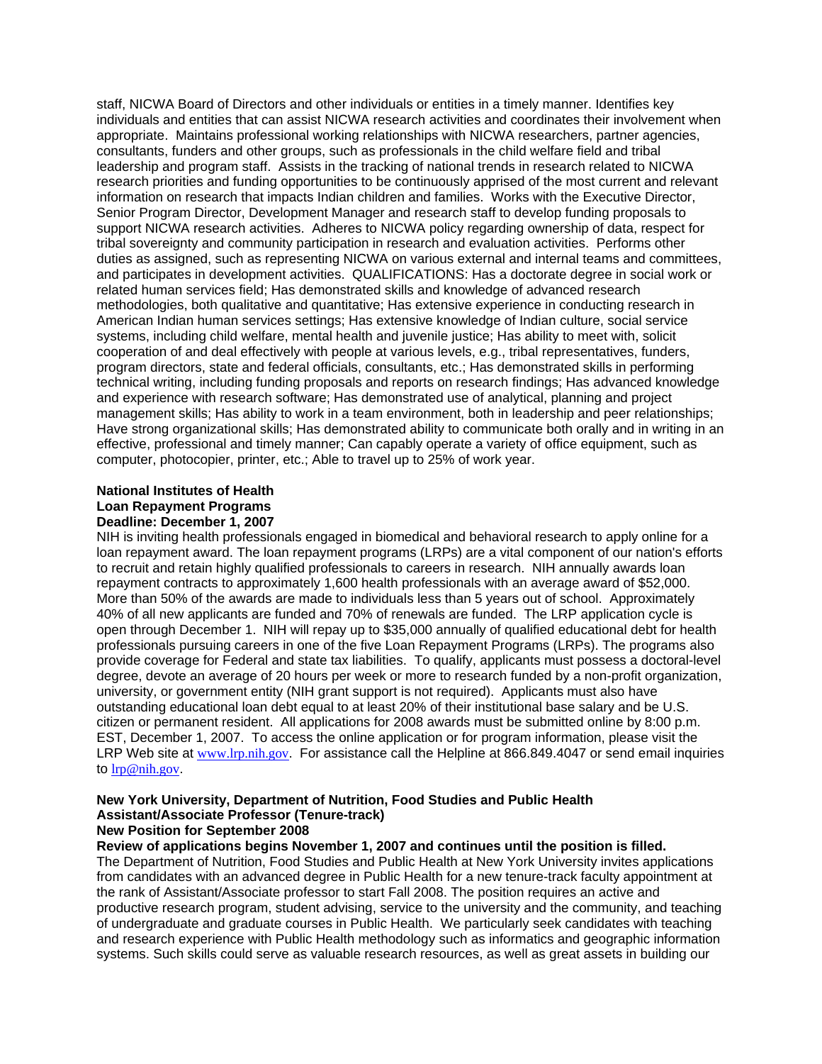staff, NICWA Board of Directors and other individuals or entities in a timely manner. Identifies key individuals and entities that can assist NICWA research activities and coordinates their involvement when appropriate. Maintains professional working relationships with NICWA researchers, partner agencies, consultants, funders and other groups, such as professionals in the child welfare field and tribal leadership and program staff. Assists in the tracking of national trends in research related to NICWA research priorities and funding opportunities to be continuously apprised of the most current and relevant information on research that impacts Indian children and families. Works with the Executive Director, Senior Program Director, Development Manager and research staff to develop funding proposals to support NICWA research activities. Adheres to NICWA policy regarding ownership of data, respect for tribal sovereignty and community participation in research and evaluation activities. Performs other duties as assigned, such as representing NICWA on various external and internal teams and committees, and participates in development activities. QUALIFICATIONS: Has a doctorate degree in social work or related human services field; Has demonstrated skills and knowledge of advanced research methodologies, both qualitative and quantitative; Has extensive experience in conducting research in American Indian human services settings; Has extensive knowledge of Indian culture, social service systems, including child welfare, mental health and juvenile justice; Has ability to meet with, solicit cooperation of and deal effectively with people at various levels, e.g., tribal representatives, funders, program directors, state and federal officials, consultants, etc.; Has demonstrated skills in performing technical writing, including funding proposals and reports on research findings; Has advanced knowledge and experience with research software; Has demonstrated use of analytical, planning and project management skills; Has ability to work in a team environment, both in leadership and peer relationships; Have strong organizational skills; Has demonstrated ability to communicate both orally and in writing in an effective, professional and timely manner; Can capably operate a variety of office equipment, such as computer, photocopier, printer, etc.; Able to travel up to 25% of work year.

**National Institutes of Health**
**Loan Repayment Programs**
**Deadline: December 1, 2007**

NIH is inviting health professionals engaged in biomedical and behavioral research to apply online for a loan repayment award. The loan repayment programs (LRPs) are a vital component of our nation's efforts to recruit and retain highly qualified professionals to careers in research. NIH annually awards loan repayment contracts to approximately 1,600 health professionals with an average award of $52,000. More than 50% of the awards are made to individuals less than 5 years out of school. Approximately 40% of all new applicants are funded and 70% of renewals are funded. The LRP application cycle is open through December 1. NIH will repay up to $35,000 annually of qualified educational debt for health professionals pursuing careers in one of the five Loan Repayment Programs (LRPs). The programs also provide coverage for Federal and state tax liabilities. To qualify, applicants must possess a doctoral-level degree, devote an average of 20 hours per week or more to research funded by a non-profit organization, university, or government entity (NIH grant support is not required). Applicants must also have outstanding educational loan debt equal to at least 20% of their institutional base salary and be U.S. citizen or permanent resident. All applications for 2008 awards must be submitted online by 8:00 p.m. EST, December 1, 2007. To access the online application or for program information, please visit the LRP Web site at www.lrp.nih.gov. For assistance call the Helpline at 866.849.4047 or send email inquiries to lrp@nih.gov.

**New York University, Department of Nutrition, Food Studies and Public Health**
**Assistant/Associate Professor (Tenure-track)**
**New Position for September 2008**
**Review of applications begins November 1, 2007 and continues until the position is filled.**

The Department of Nutrition, Food Studies and Public Health at New York University invites applications from candidates with an advanced degree in Public Health for a new tenure-track faculty appointment at the rank of Assistant/Associate professor to start Fall 2008. The position requires an active and productive research program, student advising, service to the university and the community, and teaching of undergraduate and graduate courses in Public Health. We particularly seek candidates with teaching and research experience with Public Health methodology such as informatics and geographic information systems. Such skills could serve as valuable research resources, as well as great assets in building our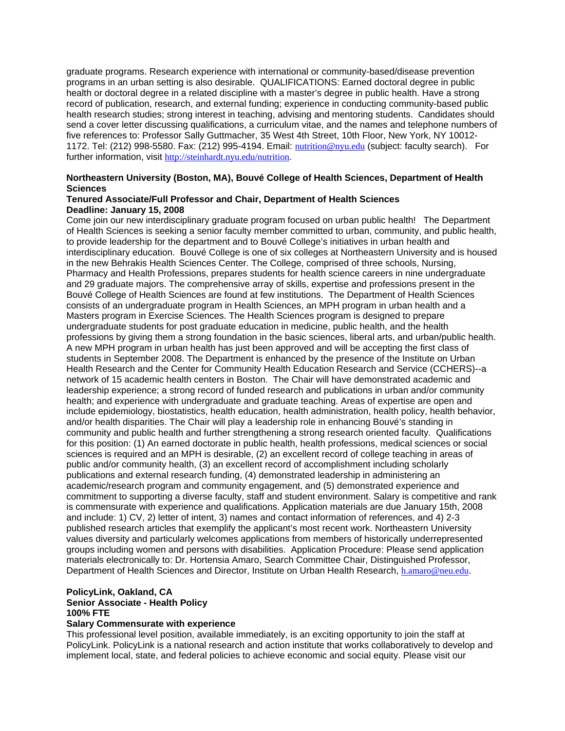graduate programs. Research experience with international or community-based/disease prevention programs in an urban setting is also desirable. QUALIFICATIONS: Earned doctoral degree in public health or doctoral degree in a related discipline with a master's degree in public health. Have a strong record of publication, research, and external funding; experience in conducting community-based public health research studies; strong interest in teaching, advising and mentoring students. Candidates should send a cover letter discussing qualifications, a curriculum vitae, and the names and telephone numbers of five references to: Professor Sally Guttmacher, 35 West 4th Street, 10th Floor, New York, NY 10012-1172. Tel: (212) 998-5580. Fax: (212) 995-4194. Email: nutrition@nyu.edu (subject: faculty search). For further information, visit http://steinhardt.nyu.edu/nutrition.

**Northeastern University (Boston, MA), Bouvé College of Health Sciences, Department of Health Sciences**
**Tenured Associate/Full Professor and Chair, Department of Health Sciences**
**Deadline: January 15, 2008**

Come join our new interdisciplinary graduate program focused on urban public health! The Department of Health Sciences is seeking a senior faculty member committed to urban, community, and public health, to provide leadership for the department and to Bouvé College's initiatives in urban health and interdisciplinary education. Bouvé College is one of six colleges at Northeastern University and is housed in the new Behrakis Health Sciences Center. The College, comprised of three schools, Nursing, Pharmacy and Health Professions, prepares students for health science careers in nine undergraduate and 29 graduate majors. The comprehensive array of skills, expertise and professions present in the Bouvé College of Health Sciences are found at few institutions. The Department of Health Sciences consists of an undergraduate program in Health Sciences, an MPH program in urban health and a Masters program in Exercise Sciences. The Health Sciences program is designed to prepare undergraduate students for post graduate education in medicine, public health, and the health professions by giving them a strong foundation in the basic sciences, liberal arts, and urban/public health. A new MPH program in urban health has just been approved and will be accepting the first class of students in September 2008. The Department is enhanced by the presence of the Institute on Urban Health Research and the Center for Community Health Education Research and Service (CCHERS)--a network of 15 academic health centers in Boston. The Chair will have demonstrated academic and leadership experience; a strong record of funded research and publications in urban and/or community health; and experience with undergraduate and graduate teaching. Areas of expertise are open and include epidemiology, biostatistics, health education, health administration, health policy, health behavior, and/or health disparities. The Chair will play a leadership role in enhancing Bouvé's standing in community and public health and further strengthening a strong research oriented faculty. Qualifications for this position: (1) An earned doctorate in public health, health professions, medical sciences or social sciences is required and an MPH is desirable, (2) an excellent record of college teaching in areas of public and/or community health, (3) an excellent record of accomplishment including scholarly publications and external research funding, (4) demonstrated leadership in administering an academic/research program and community engagement, and (5) demonstrated experience and commitment to supporting a diverse faculty, staff and student environment. Salary is competitive and rank is commensurate with experience and qualifications. Application materials are due January 15th, 2008 and include: 1) CV, 2) letter of intent, 3) names and contact information of references, and 4) 2-3 published research articles that exemplify the applicant's most recent work. Northeastern University values diversity and particularly welcomes applications from members of historically underrepresented groups including women and persons with disabilities. Application Procedure: Please send application materials electronically to: Dr. Hortensia Amaro, Search Committee Chair, Distinguished Professor, Department of Health Sciences and Director, Institute on Urban Health Research, h.amaro@neu.edu.

**PolicyLink, Oakland, CA**
**Senior Associate - Health Policy**
**100% FTE**
**Salary Commensurate with experience**

This professional level position, available immediately, is an exciting opportunity to join the staff at PolicyLink. PolicyLink is a national research and action institute that works collaboratively to develop and implement local, state, and federal policies to achieve economic and social equity. Please visit our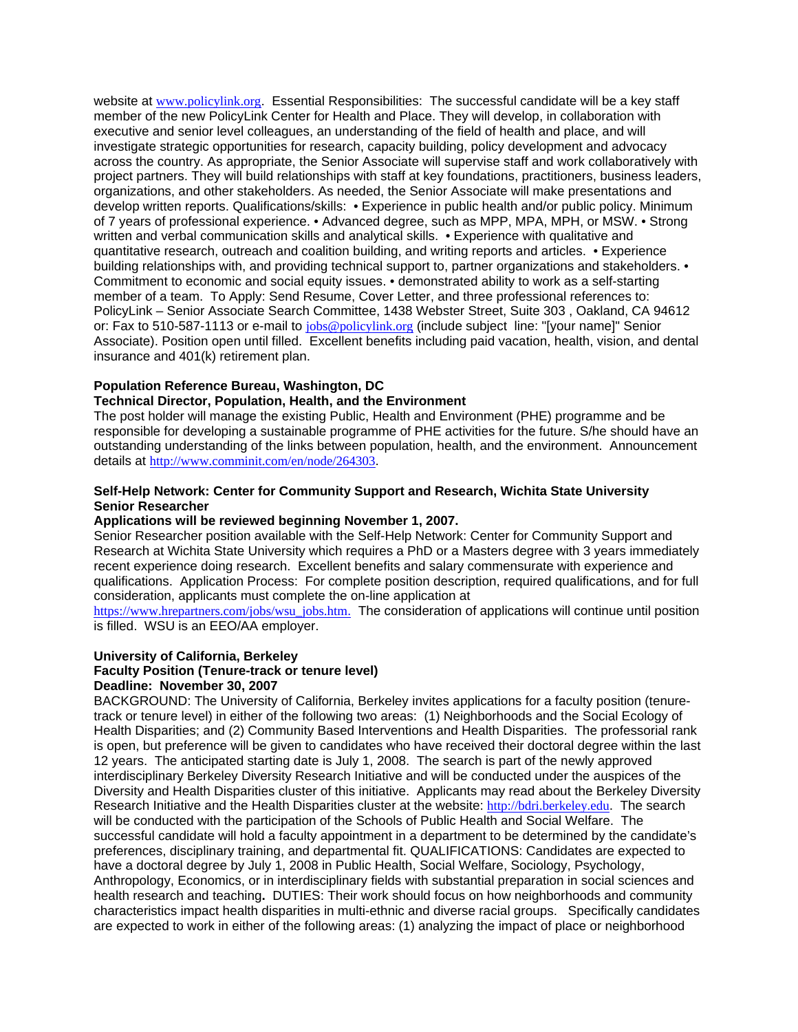website at www.policylink.org. Essential Responsibilities: The successful candidate will be a key staff member of the new PolicyLink Center for Health and Place. They will develop, in collaboration with executive and senior level colleagues, an understanding of the field of health and place, and will investigate strategic opportunities for research, capacity building, policy development and advocacy across the country. As appropriate, the Senior Associate will supervise staff and work collaboratively with project partners. They will build relationships with staff at key foundations, practitioners, business leaders, organizations, and other stakeholders. As needed, the Senior Associate will make presentations and develop written reports. Qualifications/skills: • Experience in public health and/or public policy. Minimum of 7 years of professional experience. • Advanced degree, such as MPP, MPA, MPH, or MSW. • Strong written and verbal communication skills and analytical skills. • Experience with qualitative and quantitative research, outreach and coalition building, and writing reports and articles. • Experience building relationships with, and providing technical support to, partner organizations and stakeholders. • Commitment to economic and social equity issues. • demonstrated ability to work as a self-starting member of a team. To Apply: Send Resume, Cover Letter, and three professional references to: PolicyLink – Senior Associate Search Committee, 1438 Webster Street, Suite 303 , Oakland, CA 94612 or: Fax to 510-587-1113 or e-mail to jobs@policylink.org (include subject line: "[your name]" Senior Associate). Position open until filled. Excellent benefits including paid vacation, health, vision, and dental insurance and 401(k) retirement plan.

**Population Reference Bureau, Washington, DC**
**Technical Director, Population, Health, and the Environment**
The post holder will manage the existing Public, Health and Environment (PHE) programme and be responsible for developing a sustainable programme of PHE activities for the future. S/he should have an outstanding understanding of the links between population, health, and the environment. Announcement details at http://www.comminit.com/en/node/264303.

**Self-Help Network: Center for Community Support and Research, Wichita State University**
**Senior Researcher**
**Applications will be reviewed beginning November 1, 2007.**
Senior Researcher position available with the Self-Help Network: Center for Community Support and Research at Wichita State University which requires a PhD or a Masters degree with 3 years immediately recent experience doing research. Excellent benefits and salary commensurate with experience and qualifications. Application Process: For complete position description, required qualifications, and for full consideration, applicants must complete the on-line application at https://www.hrepartners.com/jobs/wsu_jobs.htm. The consideration of applications will continue until position is filled. WSU is an EEO/AA employer.

**University of California, Berkeley**
**Faculty Position (Tenure-track or tenure level)**
**Deadline: November 30, 2007**
BACKGROUND: The University of California, Berkeley invites applications for a faculty position (tenure-track or tenure level) in either of the following two areas: (1) Neighborhoods and the Social Ecology of Health Disparities; and (2) Community Based Interventions and Health Disparities. The professorial rank is open, but preference will be given to candidates who have received their doctoral degree within the last 12 years. The anticipated starting date is July 1, 2008. The search is part of the newly approved interdisciplinary Berkeley Diversity Research Initiative and will be conducted under the auspices of the Diversity and Health Disparities cluster of this initiative. Applicants may read about the Berkeley Diversity Research Initiative and the Health Disparities cluster at the website: http://bdri.berkeley.edu. The search will be conducted with the participation of the Schools of Public Health and Social Welfare. The successful candidate will hold a faculty appointment in a department to be determined by the candidate's preferences, disciplinary training, and departmental fit. QUALIFICATIONS: Candidates are expected to have a doctoral degree by July 1, 2008 in Public Health, Social Welfare, Sociology, Psychology, Anthropology, Economics, or in interdisciplinary fields with substantial preparation in social sciences and health research and teaching**.** DUTIES: Their work should focus on how neighborhoods and community characteristics impact health disparities in multi-ethnic and diverse racial groups. Specifically candidates are expected to work in either of the following areas: (1) analyzing the impact of place or neighborhood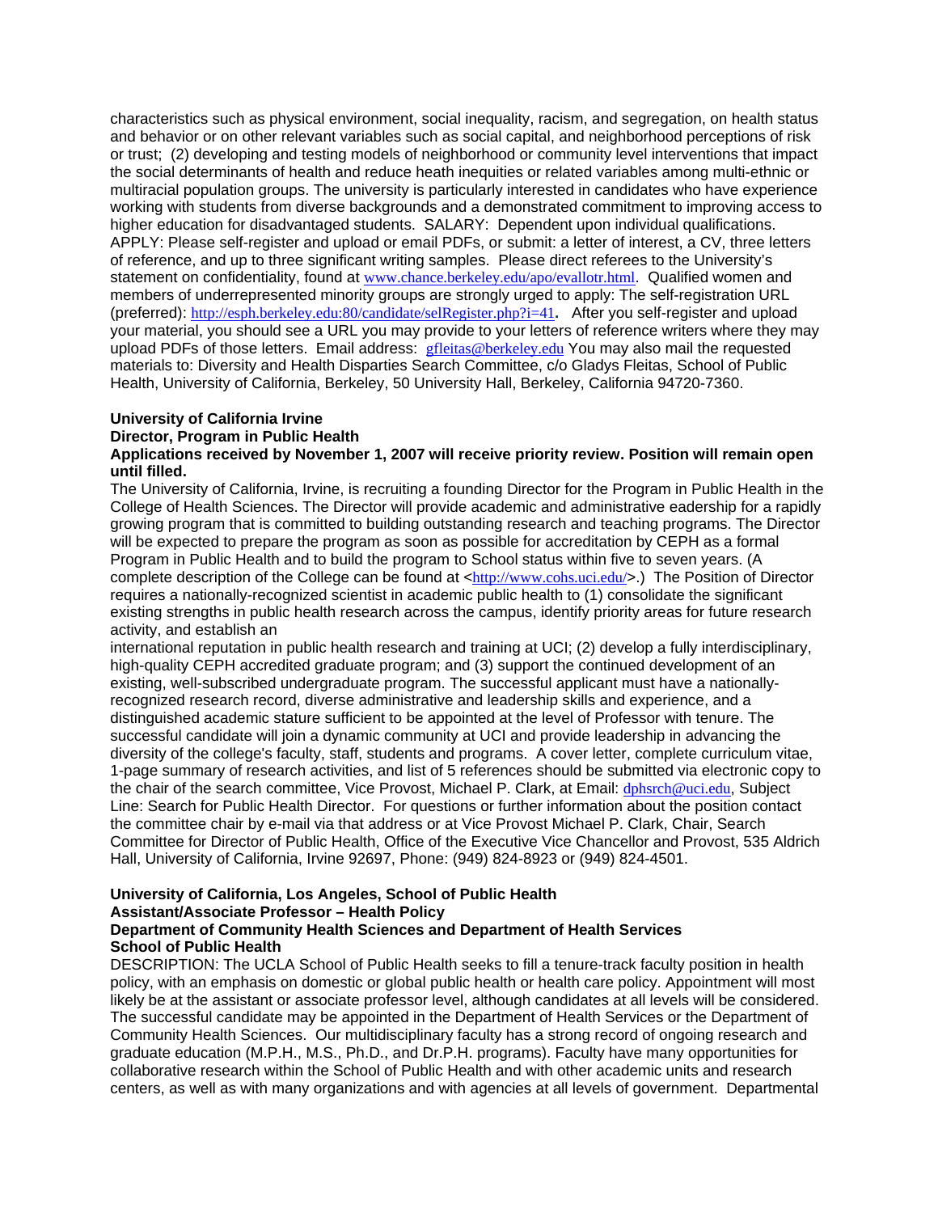characteristics such as physical environment, social inequality, racism, and segregation, on health status and behavior or on other relevant variables such as social capital, and neighborhood perceptions of risk or trust; (2) developing and testing models of neighborhood or community level interventions that impact the social determinants of health and reduce heath inequities or related variables among multi-ethnic or multiracial population groups. The university is particularly interested in candidates who have experience working with students from diverse backgrounds and a demonstrated commitment to improving access to higher education for disadvantaged students. SALARY: Dependent upon individual qualifications. APPLY: Please self-register and upload or email PDFs, or submit: a letter of interest, a CV, three letters of reference, and up to three significant writing samples. Please direct referees to the University's statement on confidentiality, found at www.chance.berkeley.edu/apo/evallotr.html. Qualified women and members of underrepresented minority groups are strongly urged to apply: The self-registration URL (preferred): http://esph.berkeley.edu:80/candidate/selRegister.php?i=41. After you self-register and upload your material, you should see a URL you may provide to your letters of reference writers where they may upload PDFs of those letters. Email address: gfleitas@berkeley.edu You may also mail the requested materials to: Diversity and Health Disparties Search Committee, c/o Gladys Fleitas, School of Public Health, University of California, Berkeley, 50 University Hall, Berkeley, California 94720-7360.

**University of California Irvine**
**Director, Program in Public Health**
**Applications received by November 1, 2007 will receive priority review. Position will remain open until filled.**

The University of California, Irvine, is recruiting a founding Director for the Program in Public Health in the College of Health Sciences. The Director will provide academic and administrative eadership for a rapidly growing program that is committed to building outstanding research and teaching programs. The Director will be expected to prepare the program as soon as possible for accreditation by CEPH as a formal Program in Public Health and to build the program to School status within five to seven years. (A complete description of the College can be found at <http://www.cohs.uci.edu/>.) The Position of Director requires a nationally-recognized scientist in academic public health to (1) consolidate the significant existing strengths in public health research across the campus, identify priority areas for future research activity, and establish an international reputation in public health research and training at UCI; (2) develop a fully interdisciplinary, high-quality CEPH accredited graduate program; and (3) support the continued development of an existing, well-subscribed undergraduate program. The successful applicant must have a nationally-recognized research record, diverse administrative and leadership skills and experience, and a distinguished academic stature sufficient to be appointed at the level of Professor with tenure. The successful candidate will join a dynamic community at UCI and provide leadership in advancing the diversity of the college's faculty, staff, students and programs. A cover letter, complete curriculum vitae, 1-page summary of research activities, and list of 5 references should be submitted via electronic copy to the chair of the search committee, Vice Provost, Michael P. Clark, at Email: dphsrch@uci.edu, Subject Line: Search for Public Health Director. For questions or further information about the position contact the committee chair by e-mail via that address or at Vice Provost Michael P. Clark, Chair, Search Committee for Director of Public Health, Office of the Executive Vice Chancellor and Provost, 535 Aldrich Hall, University of California, Irvine 92697, Phone: (949) 824-8923 or (949) 824-4501.

**University of California, Los Angeles, School of Public Health**
**Assistant/Associate Professor – Health Policy**
**Department of Community Health Sciences and Department of Health Services**
**School of Public Health**

DESCRIPTION: The UCLA School of Public Health seeks to fill a tenure-track faculty position in health policy, with an emphasis on domestic or global public health or health care policy. Appointment will most likely be at the assistant or associate professor level, although candidates at all levels will be considered. The successful candidate may be appointed in the Department of Health Services or the Department of Community Health Sciences. Our multidisciplinary faculty has a strong record of ongoing research and graduate education (M.P.H., M.S., Ph.D., and Dr.P.H. programs). Faculty have many opportunities for collaborative research within the School of Public Health and with other academic units and research centers, as well as with many organizations and with agencies at all levels of government. Departmental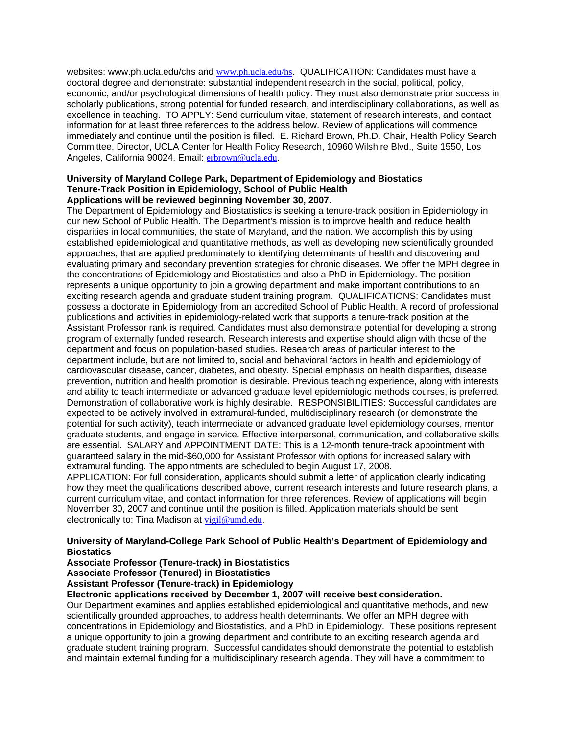websites: www.ph.ucla.edu/chs and www.ph.ucla.edu/hs. QUALIFICATION: Candidates must have a doctoral degree and demonstrate: substantial independent research in the social, political, policy, economic, and/or psychological dimensions of health policy. They must also demonstrate prior success in scholarly publications, strong potential for funded research, and interdisciplinary collaborations, as well as excellence in teaching. TO APPLY: Send curriculum vitae, statement of research interests, and contact information for at least three references to the address below. Review of applications will commence immediately and continue until the position is filled. E. Richard Brown, Ph.D. Chair, Health Policy Search Committee, Director, UCLA Center for Health Policy Research, 10960 Wilshire Blvd., Suite 1550, Los Angeles, California 90024, Email: erbrown@ucla.edu.

**University of Maryland College Park, Department of Epidemiology and Biostatics**
**Tenure-Track Position in Epidemiology, School of Public Health**
**Applications will be reviewed beginning November 30, 2007.**

The Department of Epidemiology and Biostatistics is seeking a tenure-track position in Epidemiology in our new School of Public Health. The Department's mission is to improve health and reduce health disparities in local communities, the state of Maryland, and the nation. We accomplish this by using established epidemiological and quantitative methods, as well as developing new scientifically grounded approaches, that are applied predominately to identifying determinants of health and discovering and evaluating primary and secondary prevention strategies for chronic diseases. We offer the MPH degree in the concentrations of Epidemiology and Biostatistics and also a PhD in Epidemiology. The position represents a unique opportunity to join a growing department and make important contributions to an exciting research agenda and graduate student training program. QUALIFICATIONS: Candidates must possess a doctorate in Epidemiology from an accredited School of Public Health. A record of professional publications and activities in epidemiology-related work that supports a tenure-track position at the Assistant Professor rank is required. Candidates must also demonstrate potential for developing a strong program of externally funded research. Research interests and expertise should align with those of the department and focus on population-based studies. Research areas of particular interest to the department include, but are not limited to, social and behavioral factors in health and epidemiology of cardiovascular disease, cancer, diabetes, and obesity. Special emphasis on health disparities, disease prevention, nutrition and health promotion is desirable. Previous teaching experience, along with interests and ability to teach intermediate or advanced graduate level epidemiologic methods courses, is preferred. Demonstration of collaborative work is highly desirable. RESPONSIBILITIES: Successful candidates are expected to be actively involved in extramural-funded, multidisciplinary research (or demonstrate the potential for such activity), teach intermediate or advanced graduate level epidemiology courses, mentor graduate students, and engage in service. Effective interpersonal, communication, and collaborative skills are essential. SALARY and APPOINTMENT DATE: This is a 12-month tenure-track appointment with guaranteed salary in the mid-$60,000 for Assistant Professor with options for increased salary with extramural funding. The appointments are scheduled to begin August 17, 2008.
APPLICATION: For full consideration, applicants should submit a letter of application clearly indicating how they meet the qualifications described above, current research interests and future research plans, a current curriculum vitae, and contact information for three references. Review of applications will begin November 30, 2007 and continue until the position is filled. Application materials should be sent electronically to: Tina Madison at vigil@umd.edu.

**University of Maryland-College Park School of Public Health's Department of Epidemiology and Biostatics**
**Associate Professor (Tenure-track) in Biostatistics**
**Associate Professor (Tenured) in Biostatistics**
**Assistant Professor (Tenure-track) in Epidemiology**
**Electronic applications received by December 1, 2007 will receive best consideration.**

Our Department examines and applies established epidemiological and quantitative methods, and new scientifically grounded approaches, to address health determinants. We offer an MPH degree with concentrations in Epidemiology and Biostatistics, and a PhD in Epidemiology. These positions represent a unique opportunity to join a growing department and contribute to an exciting research agenda and graduate student training program. Successful candidates should demonstrate the potential to establish and maintain external funding for a multidisciplinary research agenda. They will have a commitment to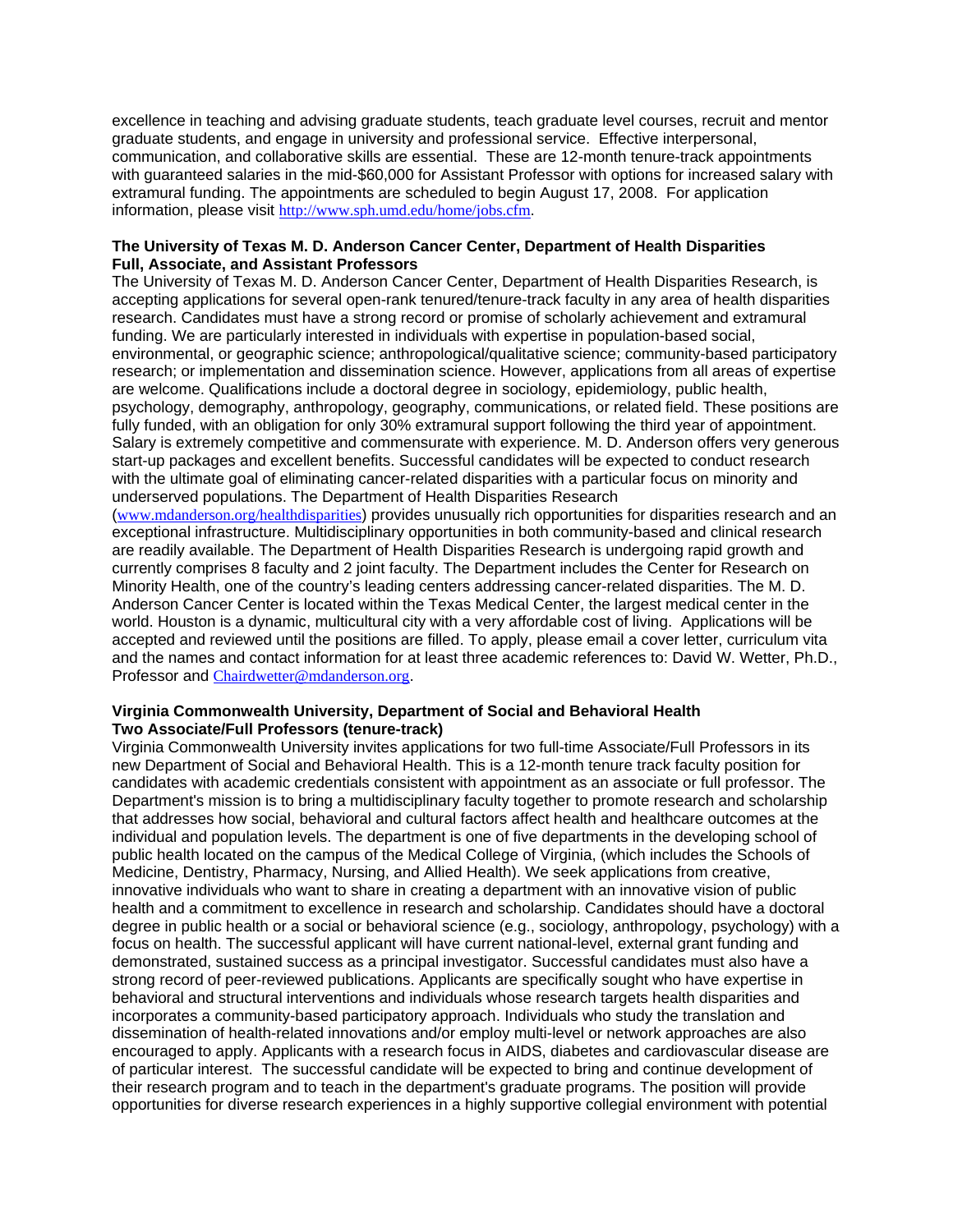excellence in teaching and advising graduate students, teach graduate level courses, recruit and mentor graduate students, and engage in university and professional service. Effective interpersonal, communication, and collaborative skills are essential. These are 12-month tenure-track appointments with guaranteed salaries in the mid-$60,000 for Assistant Professor with options for increased salary with extramural funding. The appointments are scheduled to begin August 17, 2008. For application information, please visit http://www.sph.umd.edu/home/jobs.cfm.

**The University of Texas M. D. Anderson Cancer Center, Department of Health Disparities**
**Full, Associate, and Assistant Professors**

The University of Texas M. D. Anderson Cancer Center, Department of Health Disparities Research, is accepting applications for several open-rank tenured/tenure-track faculty in any area of health disparities research. Candidates must have a strong record or promise of scholarly achievement and extramural funding. We are particularly interested in individuals with expertise in population-based social, environmental, or geographic science; anthropological/qualitative science; community-based participatory research; or implementation and dissemination science. However, applications from all areas of expertise are welcome. Qualifications include a doctoral degree in sociology, epidemiology, public health, psychology, demography, anthropology, geography, communications, or related field. These positions are fully funded, with an obligation for only 30% extramural support following the third year of appointment. Salary is extremely competitive and commensurate with experience. M. D. Anderson offers very generous start-up packages and excellent benefits. Successful candidates will be expected to conduct research with the ultimate goal of eliminating cancer-related disparities with a particular focus on minority and underserved populations. The Department of Health Disparities Research (www.mdanderson.org/healthdisparities) provides unusually rich opportunities for disparities research and an exceptional infrastructure. Multidisciplinary opportunities in both community-based and clinical research are readily available. The Department of Health Disparities Research is undergoing rapid growth and currently comprises 8 faculty and 2 joint faculty. The Department includes the Center for Research on Minority Health, one of the country's leading centers addressing cancer-related disparities. The M. D. Anderson Cancer Center is located within the Texas Medical Center, the largest medical center in the world. Houston is a dynamic, multicultural city with a very affordable cost of living. Applications will be accepted and reviewed until the positions are filled. To apply, please email a cover letter, curriculum vita and the names and contact information for at least three academic references to: David W. Wetter, Ph.D., Professor and Chairdwetter@mdanderson.org.

**Virginia Commonwealth University, Department of Social and Behavioral Health**
**Two Associate/Full Professors (tenure-track)**

Virginia Commonwealth University invites applications for two full-time Associate/Full Professors in its new Department of Social and Behavioral Health. This is a 12-month tenure track faculty position for candidates with academic credentials consistent with appointment as an associate or full professor. The Department's mission is to bring a multidisciplinary faculty together to promote research and scholarship that addresses how social, behavioral and cultural factors affect health and healthcare outcomes at the individual and population levels. The department is one of five departments in the developing school of public health located on the campus of the Medical College of Virginia, (which includes the Schools of Medicine, Dentistry, Pharmacy, Nursing, and Allied Health). We seek applications from creative, innovative individuals who want to share in creating a department with an innovative vision of public health and a commitment to excellence in research and scholarship. Candidates should have a doctoral degree in public health or a social or behavioral science (e.g., sociology, anthropology, psychology) with a focus on health. The successful applicant will have current national-level, external grant funding and demonstrated, sustained success as a principal investigator. Successful candidates must also have a strong record of peer-reviewed publications. Applicants are specifically sought who have expertise in behavioral and structural interventions and individuals whose research targets health disparities and incorporates a community-based participatory approach. Individuals who study the translation and dissemination of health-related innovations and/or employ multi-level or network approaches are also encouraged to apply. Applicants with a research focus in AIDS, diabetes and cardiovascular disease are of particular interest. The successful candidate will be expected to bring and continue development of their research program and to teach in the department's graduate programs. The position will provide opportunities for diverse research experiences in a highly supportive collegial environment with potential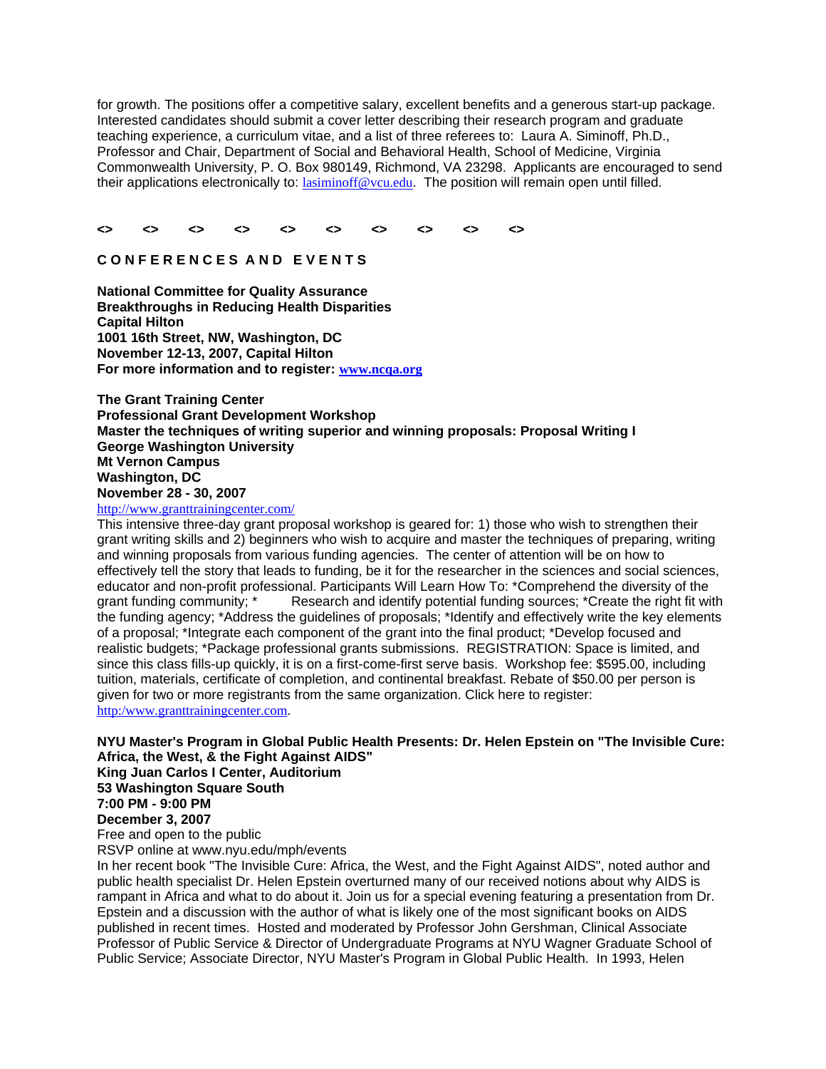for growth. The positions offer a competitive salary, excellent benefits and a generous start-up package. Interested candidates should submit a cover letter describing their research program and graduate teaching experience, a curriculum vitae, and a list of three referees to: Laura A. Siminoff, Ph.D., Professor and Chair, Department of Social and Behavioral Health, School of Medicine, Virginia Commonwealth University, P. O. Box 980149, Richmond, VA 23298. Applicants are encouraged to send their applications electronically to: lasiminoff@vcu.edu. The position will remain open until filled.

**<> <> <> <> <> <> <> <> <> <>**

## CONFERENCES AND EVENTS

**National Committee for Quality Assurance**
**Breakthroughs in Reducing Health Disparities**
**Capital Hilton**
**1001 16th Street, NW, Washington, DC**
**November 12-13, 2007, Capital Hilton**
**For more information and to register: www.ncqa.org**

**The Grant Training Center**
**Professional Grant Development Workshop**
**Master the techniques of writing superior and winning proposals: Proposal Writing I**
**George Washington University**
**Mt Vernon Campus**
**Washington, DC**
**November 28 - 30, 2007**
http://www.granttrainingcenter.com/
This intensive three-day grant proposal workshop is geared for: 1) those who wish to strengthen their grant writing skills and 2) beginners who wish to acquire and master the techniques of preparing, writing and winning proposals from various funding agencies. The center of attention will be on how to effectively tell the story that leads to funding, be it for the researcher in the sciences and social sciences, educator and non-profit professional. Participants Will Learn How To: *Comprehend the diversity of the grant funding community; * Research and identify potential funding sources; *Create the right fit with the funding agency; *Address the guidelines of proposals; *Identify and effectively write the key elements of a proposal; *Integrate each component of the grant into the final product; *Develop focused and realistic budgets; *Package professional grants submissions. REGISTRATION: Space is limited, and since this class fills-up quickly, it is on a first-come-first serve basis. Workshop fee: $595.00, including tuition, materials, certificate of completion, and continental breakfast. Rebate of $50.00 per person is given for two or more registrants from the same organization. Click here to register: http:/www.granttrainingcenter.com.

**NYU Master's Program in Global Public Health Presents: Dr. Helen Epstein on "The Invisible Cure: Africa, the West, & the Fight Against AIDS"**
**King Juan Carlos I Center, Auditorium**
**53 Washington Square South**
**7:00 PM - 9:00 PM**
**December 3, 2007**
Free and open to the public
RSVP online at www.nyu.edu/mph/events
In her recent book "The Invisible Cure: Africa, the West, and the Fight Against AIDS", noted author and public health specialist Dr. Helen Epstein overturned many of our received notions about why AIDS is rampant in Africa and what to do about it. Join us for a special evening featuring a presentation from Dr. Epstein and a discussion with the author of what is likely one of the most significant books on AIDS published in recent times. Hosted and moderated by Professor John Gershman, Clinical Associate Professor of Public Service & Director of Undergraduate Programs at NYU Wagner Graduate School of Public Service; Associate Director, NYU Master's Program in Global Public Health. In 1993, Helen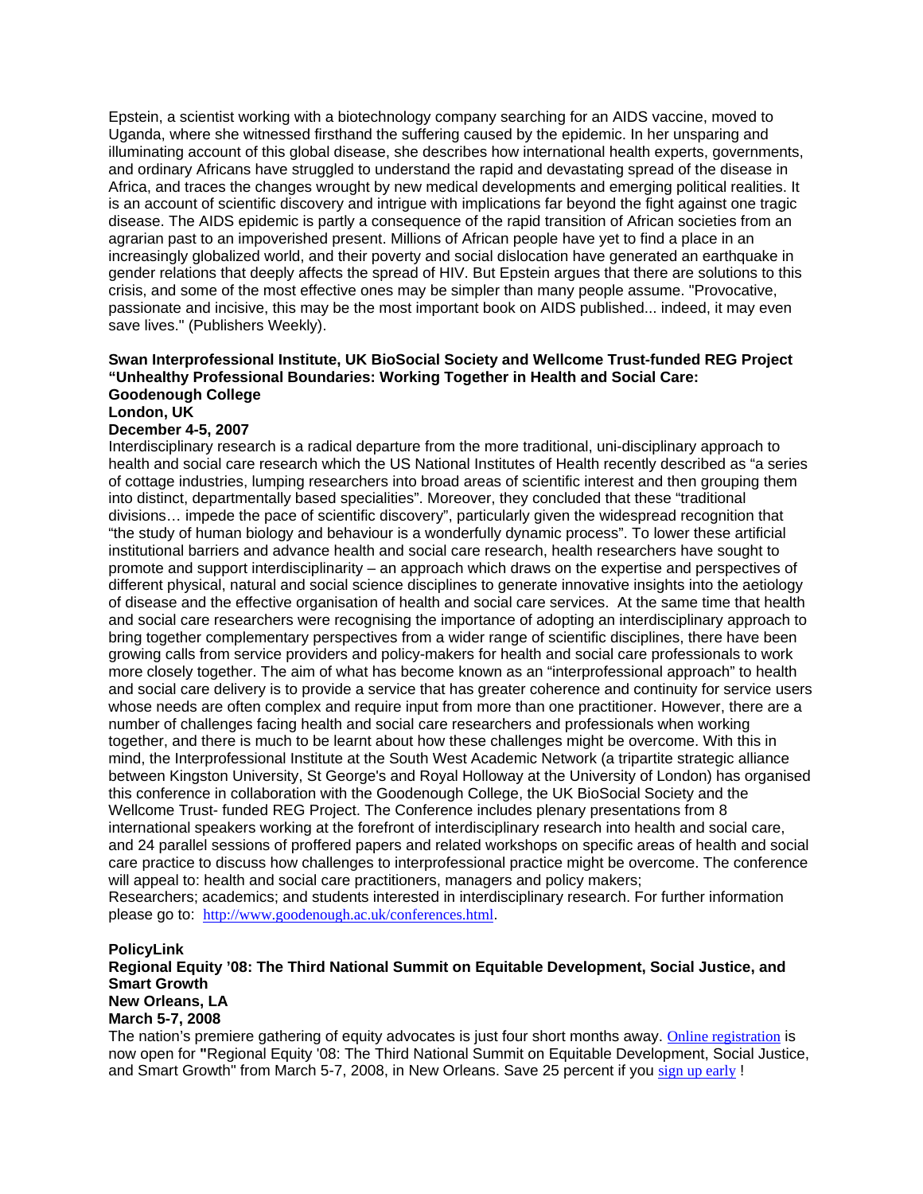Epstein, a scientist working with a biotechnology company searching for an AIDS vaccine, moved to Uganda, where she witnessed firsthand the suffering caused by the epidemic. In her unsparing and illuminating account of this global disease, she describes how international health experts, governments, and ordinary Africans have struggled to understand the rapid and devastating spread of the disease in Africa, and traces the changes wrought by new medical developments and emerging political realities. It is an account of scientific discovery and intrigue with implications far beyond the fight against one tragic disease. The AIDS epidemic is partly a consequence of the rapid transition of African societies from an agrarian past to an impoverished present. Millions of African people have yet to find a place in an increasingly globalized world, and their poverty and social dislocation have generated an earthquake in gender relations that deeply affects the spread of HIV. But Epstein argues that there are solutions to this crisis, and some of the most effective ones may be simpler than many people assume. "Provocative, passionate and incisive, this may be the most important book on AIDS published... indeed, it may even save lives." (Publishers Weekly).

**Swan Interprofessional Institute, UK BioSocial Society and Wellcome Trust-funded REG Project**
**"Unhealthy Professional Boundaries: Working Together in Health and Social Care:**
**Goodenough College**
**London, UK**
**December 4-5, 2007**

Interdisciplinary research is a radical departure from the more traditional, uni-disciplinary approach to health and social care research which the US National Institutes of Health recently described as "a series of cottage industries, lumping researchers into broad areas of scientific interest and then grouping them into distinct, departmentally based specialities". Moreover, they concluded that these "traditional divisions… impede the pace of scientific discovery", particularly given the widespread recognition that "the study of human biology and behaviour is a wonderfully dynamic process". To lower these artificial institutional barriers and advance health and social care research, health researchers have sought to promote and support interdisciplinarity – an approach which draws on the expertise and perspectives of different physical, natural and social science disciplines to generate innovative insights into the aetiology of disease and the effective organisation of health and social care services. At the same time that health and social care researchers were recognising the importance of adopting an interdisciplinary approach to bring together complementary perspectives from a wider range of scientific disciplines, there have been growing calls from service providers and policy-makers for health and social care professionals to work more closely together. The aim of what has become known as an "interprofessional approach" to health and social care delivery is to provide a service that has greater coherence and continuity for service users whose needs are often complex and require input from more than one practitioner. However, there are a number of challenges facing health and social care researchers and professionals when working together, and there is much to be learnt about how these challenges might be overcome. With this in mind, the Interprofessional Institute at the South West Academic Network (a tripartite strategic alliance between Kingston University, St George's and Royal Holloway at the University of London) has organised this conference in collaboration with the Goodenough College, the UK BioSocial Society and the Wellcome Trust- funded REG Project. The Conference includes plenary presentations from 8 international speakers working at the forefront of interdisciplinary research into health and social care, and 24 parallel sessions of proffered papers and related workshops on specific areas of health and social care practice to discuss how challenges to interprofessional practice might be overcome. The conference will appeal to: health and social care practitioners, managers and policy makers;
Researchers; academics; and students interested in interdisciplinary research. For further information please go to: http://www.goodenough.ac.uk/conferences.html.

**PolicyLink**
**Regional Equity '08: The Third National Summit on Equitable Development, Social Justice, and Smart Growth**
**New Orleans, LA**
**March 5-7, 2008**

The nation's premiere gathering of equity advocates is just four short months away. Online registration is now open for **"**Regional Equity '08: The Third National Summit on Equitable Development, Social Justice, and Smart Growth" from March 5-7, 2008, in New Orleans. Save 25 percent if you sign up early !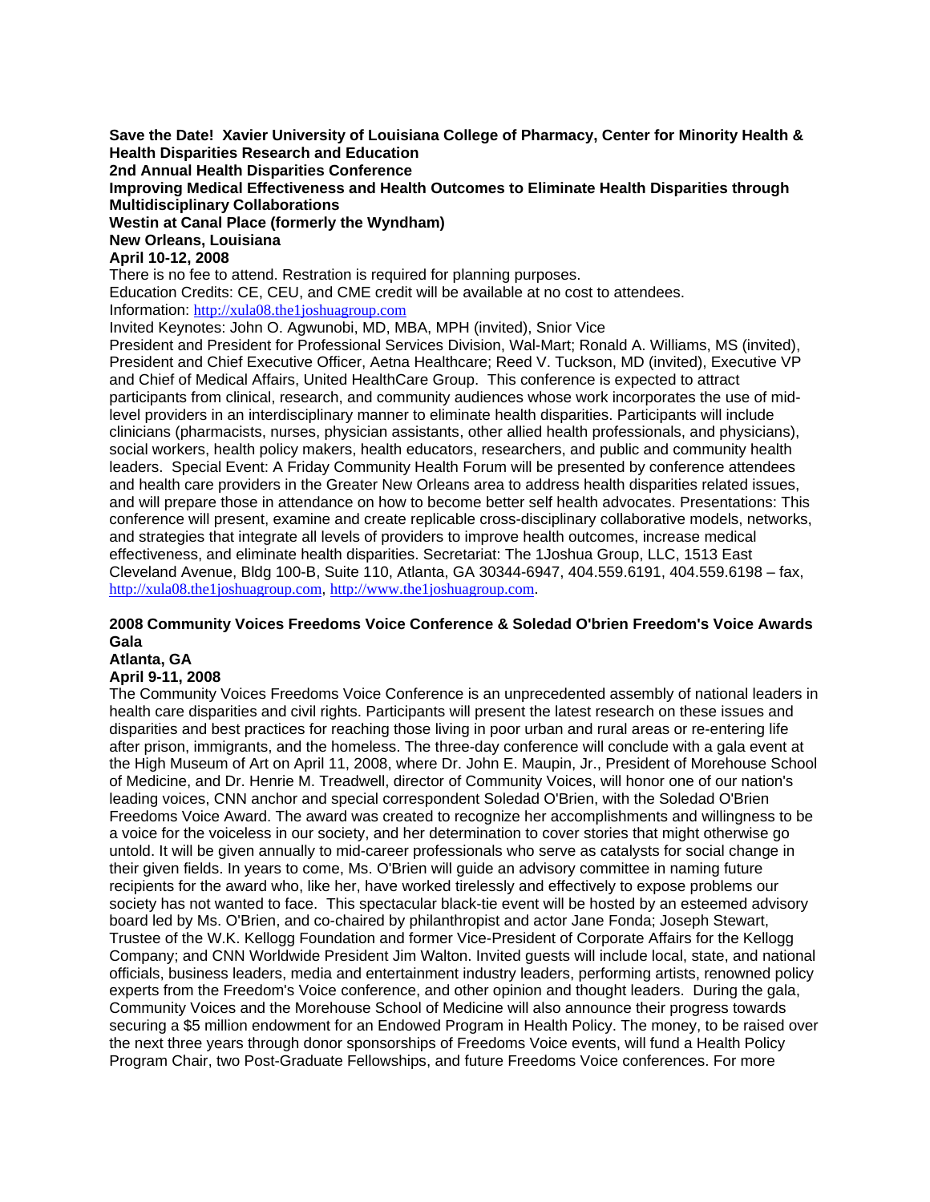**Save the Date! Xavier University of Louisiana College of Pharmacy, Center for Minority Health & Health Disparities Research and Education**
**2nd Annual Health Disparities Conference**
**Improving Medical Effectiveness and Health Outcomes to Eliminate Health Disparities through Multidisciplinary Collaborations**
**Westin at Canal Place (formerly the Wyndham)**
**New Orleans, Louisiana**
**April 10-12, 2008**

There is no fee to attend. Restration is required for planning purposes.
Education Credits: CE, CEU, and CME credit will be available at no cost to attendees.
Information: http://xula08.the1joshuagroup.com
Invited Keynotes: John O. Agwunobi, MD, MBA, MPH (invited), Snior Vice President and President for Professional Services Division, Wal-Mart; Ronald A. Williams, MS (invited), President and Chief Executive Officer, Aetna Healthcare; Reed V. Tuckson, MD (invited), Executive VP and Chief of Medical Affairs, United HealthCare Group. This conference is expected to attract participants from clinical, research, and community audiences whose work incorporates the use of mid-level providers in an interdisciplinary manner to eliminate health disparities. Participants will include clinicians (pharmacists, nurses, physician assistants, other allied health professionals, and physicians), social workers, health policy makers, health educators, researchers, and public and community health leaders. Special Event: A Friday Community Health Forum will be presented by conference attendees and health care providers in the Greater New Orleans area to address health disparities related issues, and will prepare those in attendance on how to become better self health advocates. Presentations: This conference will present, examine and create replicable cross-disciplinary collaborative models, networks, and strategies that integrate all levels of providers to improve health outcomes, increase medical effectiveness, and eliminate health disparities. Secretariat: The 1Joshua Group, LLC, 1513 East Cleveland Avenue, Bldg 100-B, Suite 110, Atlanta, GA 30344-6947, 404.559.6191, 404.559.6198 – fax, http://xula08.the1joshuagroup.com, http://www.the1joshuagroup.com.

**2008 Community Voices Freedoms Voice Conference & Soledad O'brien Freedom's Voice Awards Gala**
**Atlanta, GA**
**April 9-11, 2008**

The Community Voices Freedoms Voice Conference is an unprecedented assembly of national leaders in health care disparities and civil rights. Participants will present the latest research on these issues and disparities and best practices for reaching those living in poor urban and rural areas or re-entering life after prison, immigrants, and the homeless. The three-day conference will conclude with a gala event at the High Museum of Art on April 11, 2008, where Dr. John E. Maupin, Jr., President of Morehouse School of Medicine, and Dr. Henrie M. Treadwell, director of Community Voices, will honor one of our nation's leading voices, CNN anchor and special correspondent Soledad O'Brien, with the Soledad O'Brien Freedoms Voice Award. The award was created to recognize her accomplishments and willingness to be a voice for the voiceless in our society, and her determination to cover stories that might otherwise go untold. It will be given annually to mid-career professionals who serve as catalysts for social change in their given fields. In years to come, Ms. O'Brien will guide an advisory committee in naming future recipients for the award who, like her, have worked tirelessly and effectively to expose problems our society has not wanted to face. This spectacular black-tie event will be hosted by an esteemed advisory board led by Ms. O'Brien, and co-chaired by philanthropist and actor Jane Fonda; Joseph Stewart, Trustee of the W.K. Kellogg Foundation and former Vice-President of Corporate Affairs for the Kellogg Company; and CNN Worldwide President Jim Walton. Invited guests will include local, state, and national officials, business leaders, media and entertainment industry leaders, performing artists, renowned policy experts from the Freedom's Voice conference, and other opinion and thought leaders. During the gala, Community Voices and the Morehouse School of Medicine will also announce their progress towards securing a $5 million endowment for an Endowed Program in Health Policy. The money, to be raised over the next three years through donor sponsorships of Freedoms Voice events, will fund a Health Policy Program Chair, two Post-Graduate Fellowships, and future Freedoms Voice conferences. For more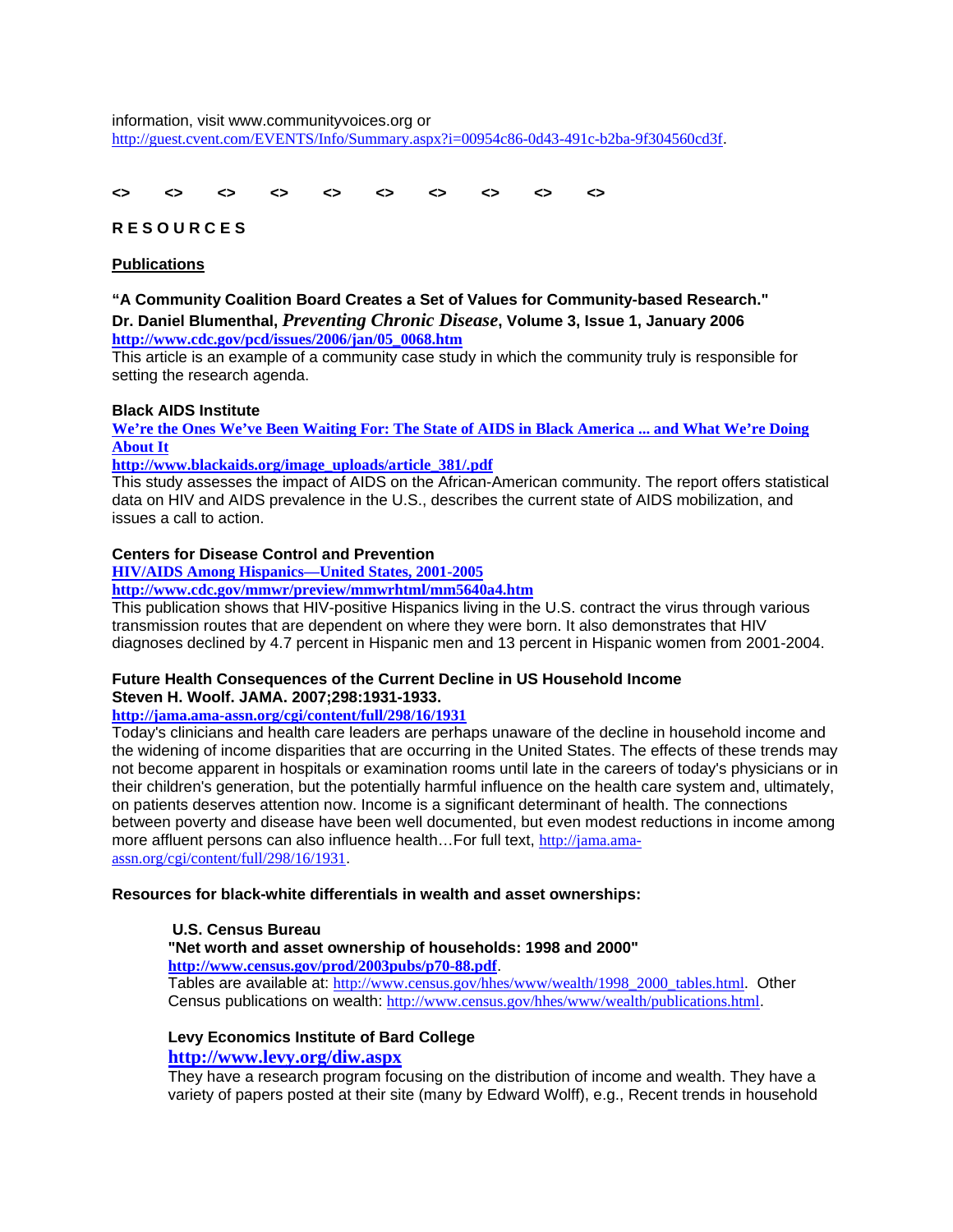information, visit www.communityvoices.org or http://guest.cvent.com/EVENTS/Info/Summary.aspx?i=00954c86-0d43-491c-b2ba-9f304560cd3f.

<>  <>  <>  <>  <>  <>  <>  <>  <>  <>

## R E S O U R C E S

### Publications

**"A Community Coalition Board Creates a Set of Values for Community-based Research."**
**Dr. Daniel Blumenthal, *Preventing Chronic Disease*, Volume 3, Issue 1, January 2006**
**http://www.cdc.gov/pcd/issues/2006/jan/05_0068.htm**
This article is an example of a community case study in which the community truly is responsible for setting the research agenda.

**Black AIDS Institute**
**We're the Ones We've Been Waiting For: The State of AIDS in Black America ... and What We're Doing About It**
**http://www.blackaids.org/image_uploads/article_381/.pdf**
This study assesses the impact of AIDS on the African-American community. The report offers statistical data on HIV and AIDS prevalence in the U.S., describes the current state of AIDS mobilization, and issues a call to action.

**Centers for Disease Control and Prevention**
**HIV/AIDS Among Hispanics—United States, 2001-2005**
**http://www.cdc.gov/mmwr/preview/mmwrhtml/mm5640a4.htm**
This publication shows that HIV-positive Hispanics living in the U.S. contract the virus through various transmission routes that are dependent on where they were born. It also demonstrates that HIV diagnoses declined by 4.7 percent in Hispanic men and 13 percent in Hispanic women from 2001-2004.

**Future Health Consequences of the Current Decline in US Household Income**
**Steven H. Woolf. JAMA. 2007;298:1931-1933.**
**http://jama.ama-assn.org/cgi/content/full/298/16/1931**
Today's clinicians and health care leaders are perhaps unaware of the decline in household income and the widening of income disparities that are occurring in the United States. The effects of these trends may not become apparent in hospitals or examination rooms until late in the careers of today's physicians or in their children's generation, but the potentially harmful influence on the health care system and, ultimately, on patients deserves attention now. Income is a significant determinant of health. The connections between poverty and disease have been well documented, but even modest reductions in income among more affluent persons can also influence health…For full text, http://jama.ama-assn.org/cgi/content/full/298/16/1931.

**Resources for black-white differentials in wealth and asset ownerships:**

> **U.S. Census Bureau**
> **"Net worth and asset ownership of households: 1998 and 2000"**
> **http://www.census.gov/prod/2003pubs/p70-88.pdf**.
> Tables are available at: http://www.census.gov/hhes/www/wealth/1998_2000_tables.html. Other Census publications on wealth: http://www.census.gov/hhes/www/wealth/publications.html.
>
> **Levy Economics Institute of Bard College**
> **http://www.levy.org/diw.aspx**
> They have a research program focusing on the distribution of income and wealth. They have a variety of papers posted at their site (many by Edward Wolff), e.g., Recent trends in household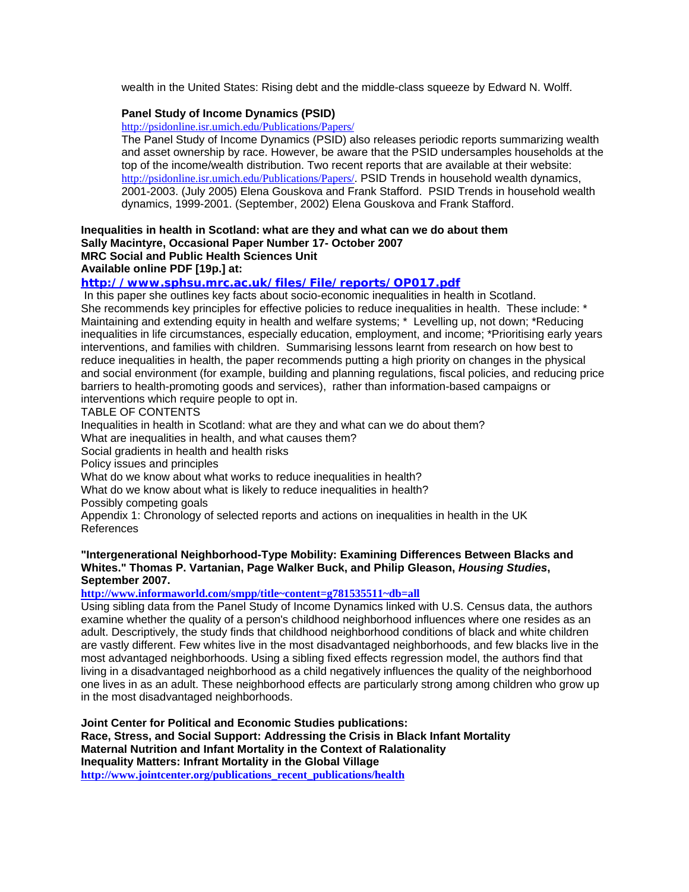wealth in the United States: Rising debt and the middle-class squeeze by Edward N. Wolff.

**Panel Study of Income Dynamics (PSID)**

http://psidonline.isr.umich.edu/Publications/Papers/

The Panel Study of Income Dynamics (PSID) also releases periodic reports summarizing wealth and asset ownership by race. However, be aware that the PSID undersamples households at the top of the income/wealth distribution. Two recent reports that are available at their website: http://psidonline.isr.umich.edu/Publications/Papers/. PSID Trends in household wealth dynamics, 2001-2003. (July 2005) Elena Gouskova and Frank Stafford. PSID Trends in household wealth dynamics, 1999-2001. (September, 2002) Elena Gouskova and Frank Stafford.

**Inequalities in health in Scotland: what are they and what can we do about them**
**Sally Macintyre, Occasional Paper Number 17- October 2007**
**MRC Social and Public Health Sciences Unit**
**Available online PDF [19p.] at:**

**http://www.sphsu.mrc.ac.uk/files/File/reports/OP017.pdf**

In this paper she outlines key facts about socio-economic inequalities in health in Scotland. She recommends key principles for effective policies to reduce inequalities in health. These include: * Maintaining and extending equity in health and welfare systems; * Levelling up, not down; *Reducing inequalities in life circumstances, especially education, employment, and income; *Prioritising early years interventions, and families with children. Summarising lessons learnt from research on how best to reduce inequalities in health, the paper recommends putting a high priority on changes in the physical and social environment (for example, building and planning regulations, fiscal policies, and reducing price barriers to health-promoting goods and services), rather than information-based campaigns or interventions which require people to opt in.

TABLE OF CONTENTS

Inequalities in health in Scotland: what are they and what can we do about them?
What are inequalities in health, and what causes them?
Social gradients in health and health risks
Policy issues and principles
What do we know about what works to reduce inequalities in health?
What do we know about what is likely to reduce inequalities in health?
Possibly competing goals
Appendix 1: Chronology of selected reports and actions on inequalities in health in the UK
References

**"Intergenerational Neighborhood-Type Mobility: Examining Differences Between Blacks and Whites." Thomas P. Vartanian, Page Walker Buck, and Philip Gleason, *Housing Studies*, September 2007.**

**http://www.informaworld.com/smpp/title~content=g781535511~db=all**

Using sibling data from the Panel Study of Income Dynamics linked with U.S. Census data, the authors examine whether the quality of a person's childhood neighborhood influences where one resides as an adult. Descriptively, the study finds that childhood neighborhood conditions of black and white children are vastly different. Few whites live in the most disadvantaged neighborhoods, and few blacks live in the most advantaged neighborhoods. Using a sibling fixed effects regression model, the authors find that living in a disadvantaged neighborhood as a child negatively influences the quality of the neighborhood one lives in as an adult. These neighborhood effects are particularly strong among children who grow up in the most disadvantaged neighborhoods.

**Joint Center for Political and Economic Studies publications:**
**Race, Stress, and Social Support: Addressing the Crisis in Black Infant Mortality**
**Maternal Nutrition and Infant Mortality in the Context of Ralationality**
**Inequality Matters: Infrant Mortality in the Global Village**

**http://www.jointcenter.org/publications_recent_publications/health**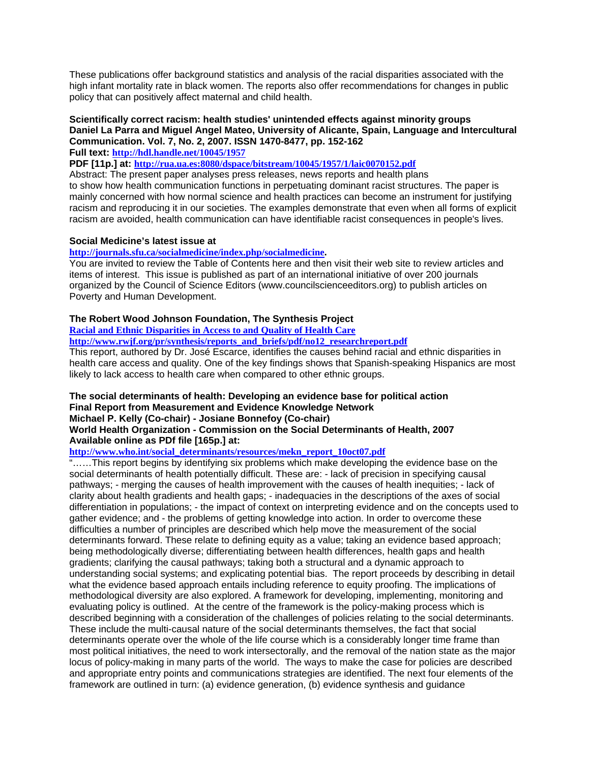These publications offer background statistics and analysis of the racial disparities associated with the high infant mortality rate in black women. The reports also offer recommendations for changes in public policy that can positively affect maternal and child health.

**Scientifically correct racism: health studies' unintended effects against minority groups**
**Daniel La Parra and Miguel Angel Mateo, University of Alicante, Spain, Language and Intercultural Communication. Vol. 7, No. 2, 2007. ISSN 1470-8477, pp. 152-162**
**Full text: http://hdl.handle.net/10045/1957**
**PDF [11p.] at: http://rua.ua.es:8080/dspace/bitstream/10045/1957/1/laic0070152.pdf**
Abstract: The present paper analyses press releases, news reports and health plans to show how health communication functions in perpetuating dominant racist structures. The paper is mainly concerned with how normal science and health practices can become an instrument for justifying racism and reproducing it in our societies. The examples demonstrate that even when all forms of explicit racism are avoided, health communication can have identifiable racist consequences in people's lives.

**Social Medicine's latest issue at**
**http://journals.sfu.ca/socialmedicine/index.php/socialmedicine.**
You are invited to review the Table of Contents here and then visit their web site to review articles and items of interest. This issue is published as part of an international initiative of over 200 journals organized by the Council of Science Editors (www.councilscienceeditors.org) to publish articles on Poverty and Human Development.

**The Robert Wood Johnson Foundation, The Synthesis Project**
**Racial and Ethnic Disparities in Access to and Quality of Health Care**
**http://www.rwjf.org/pr/synthesis/reports_and_briefs/pdf/no12_researchreport.pdf**
This report, authored by Dr. José Escarce, identifies the causes behind racial and ethnic disparities in health care access and quality. One of the key findings shows that Spanish-speaking Hispanics are most likely to lack access to health care when compared to other ethnic groups.

**The social determinants of health: Developing an evidence base for political action**
**Final Report from Measurement and Evidence Knowledge Network**
**Michael P. Kelly (Co-chair) - Josiane Bonnefoy (Co-chair)**
**World Health Organization - Commission on the Social Determinants of Health, 2007**
**Available online as PDf file [165p.] at:**
**http://www.who.int/social_determinants/resources/mekn_report_10oct07.pdf**
"……This report begins by identifying six problems which make developing the evidence base on the social determinants of health potentially difficult. These are: - lack of precision in specifying causal pathways; - merging the causes of health improvement with the causes of health inequities; - lack of clarity about health gradients and health gaps; - inadequacies in the descriptions of the axes of social differentiation in populations; - the impact of context on interpreting evidence and on the concepts used to gather evidence; and - the problems of getting knowledge into action. In order to overcome these difficulties a number of principles are described which help move the measurement of the social determinants forward. These relate to defining equity as a value; taking an evidence based approach; being methodologically diverse; differentiating between health differences, health gaps and health gradients; clarifying the causal pathways; taking both a structural and a dynamic approach to understanding social systems; and explicating potential bias. The report proceeds by describing in detail what the evidence based approach entails including reference to equity proofing. The implications of methodological diversity are also explored. A framework for developing, implementing, monitoring and evaluating policy is outlined. At the centre of the framework is the policy-making process which is described beginning with a consideration of the challenges of policies relating to the social determinants. These include the multi-causal nature of the social determinants themselves, the fact that social determinants operate over the whole of the life course which is a considerably longer time frame than most political initiatives, the need to work intersectorally, and the removal of the nation state as the major locus of policy-making in many parts of the world. The ways to make the case for policies are described and appropriate entry points and communications strategies are identified. The next four elements of the framework are outlined in turn: (a) evidence generation, (b) evidence synthesis and guidance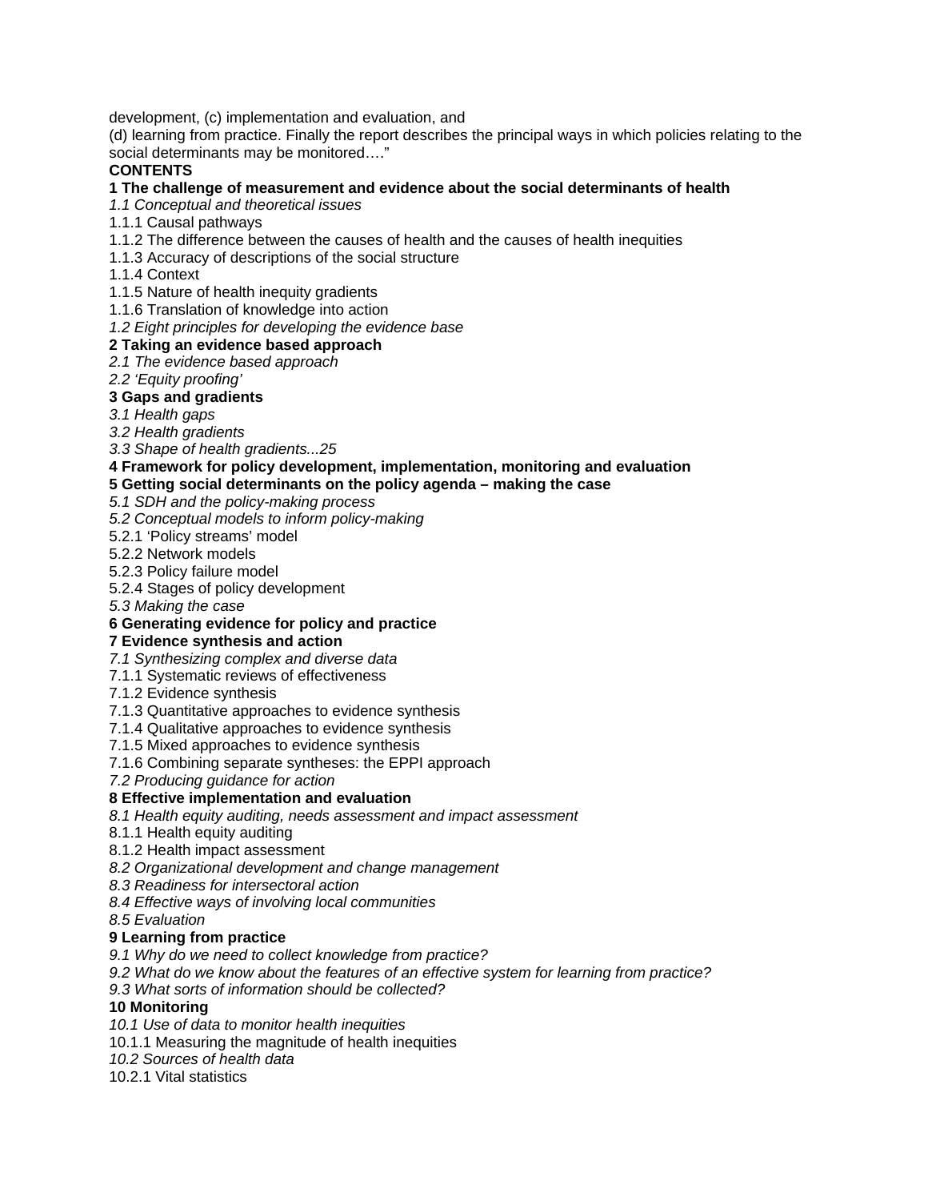development, (c) implementation and evaluation, and
(d) learning from practice. Finally the report describes the principal ways in which policies relating to the social determinants may be monitored…."

**CONTENTS**

**1 The challenge of measurement and evidence about the social determinants of health**

*1.1 Conceptual and theoretical issues*

1.1.1 Causal pathways

1.1.2 The difference between the causes of health and the causes of health inequities

1.1.3 Accuracy of descriptions of the social structure

1.1.4 Context

1.1.5 Nature of health inequity gradients

1.1.6 Translation of knowledge into action

*1.2 Eight principles for developing the evidence base*

**2 Taking an evidence based approach**

*2.1 The evidence based approach*

*2.2 'Equity proofing'*

**3 Gaps and gradients**

*3.1 Health gaps*

*3.2 Health gradients*

*3.3 Shape of health gradients...25*

**4 Framework for policy development, implementation, monitoring and evaluation**

**5 Getting social determinants on the policy agenda – making the case**

*5.1 SDH and the policy-making process*

*5.2 Conceptual models to inform policy-making*

5.2.1 'Policy streams' model

5.2.2 Network models

5.2.3 Policy failure model

5.2.4 Stages of policy development

*5.3 Making the case*

**6 Generating evidence for policy and practice**

**7 Evidence synthesis and action**

*7.1 Synthesizing complex and diverse data*

7.1.1 Systematic reviews of effectiveness

7.1.2 Evidence synthesis

7.1.3 Quantitative approaches to evidence synthesis

7.1.4 Qualitative approaches to evidence synthesis

7.1.5 Mixed approaches to evidence synthesis

7.1.6 Combining separate syntheses: the EPPI approach

*7.2 Producing guidance for action*

**8 Effective implementation and evaluation**

*8.1 Health equity auditing, needs assessment and impact assessment*

8.1.1 Health equity auditing

8.1.2 Health impact assessment

*8.2 Organizational development and change management*

*8.3 Readiness for intersectoral action*

*8.4 Effective ways of involving local communities*

*8.5 Evaluation*

**9 Learning from practice**

*9.1 Why do we need to collect knowledge from practice?*

*9.2 What do we know about the features of an effective system for learning from practice?*

*9.3 What sorts of information should be collected?*

**10 Monitoring**

*10.1 Use of data to monitor health inequities*

10.1.1 Measuring the magnitude of health inequities

*10.2 Sources of health data*

10.2.1 Vital statistics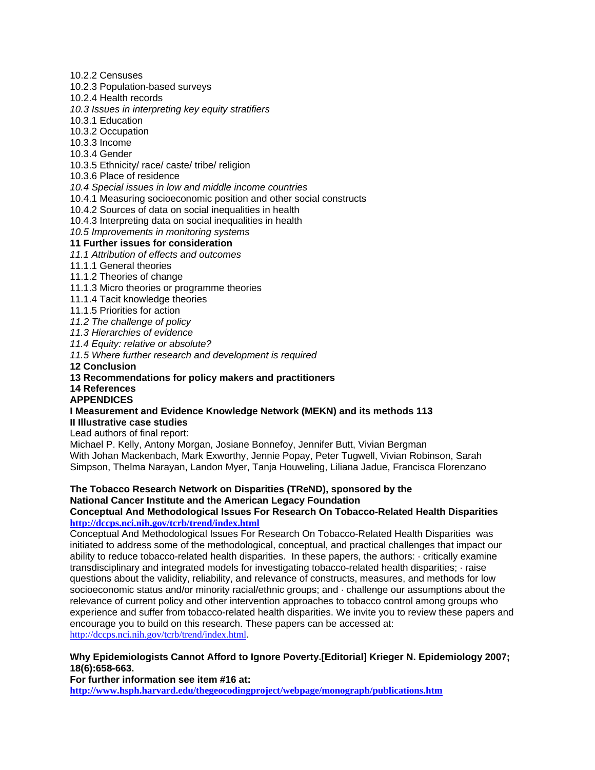10.2.2 Censuses
10.2.3 Population-based surveys
10.2.4 Health records
*10.3 Issues in interpreting key equity stratifiers*
10.3.1 Education
10.3.2 Occupation
10.3.3 Income
10.3.4 Gender
10.3.5 Ethnicity/ race/ caste/ tribe/ religion
10.3.6 Place of residence
*10.4 Special issues in low and middle income countries*
10.4.1 Measuring socioeconomic position and other social constructs
10.4.2 Sources of data on social inequalities in health
10.4.3 Interpreting data on social inequalities in health
*10.5 Improvements in monitoring systems*
**11 Further issues for consideration**
*11.1 Attribution of effects and outcomes*
11.1.1 General theories
11.1.2 Theories of change
11.1.3 Micro theories or programme theories
11.1.4 Tacit knowledge theories
11.1.5 Priorities for action
*11.2 The challenge of policy*
*11.3 Hierarchies of evidence*
*11.4 Equity: relative or absolute?*
*11.5 Where further research and development is required*
**12 Conclusion**
**13 Recommendations for policy makers and practitioners**
**14 References**
**APPENDICES**
**I Measurement and Evidence Knowledge Network (MEKN) and its methods 113**
**II Illustrative case studies**
Lead authors of final report:
Michael P. Kelly, Antony Morgan, Josiane Bonnefoy, Jennifer Butt, Vivian Bergman
With Johan Mackenbach, Mark Exworthy, Jennie Popay, Peter Tugwell, Vivian Robinson, Sarah Simpson, Thelma Narayan, Landon Myer, Tanja Houweling, Liliana Jadue, Francisca Florenzano

**The Tobacco Research Network on Disparities (TReND), sponsored by the National Cancer Institute and the American Legacy Foundation**
**Conceptual And Methodological Issues For Research On Tobacco-Related Health Disparities**
**http://dccps.nci.nih.gov/tcrb/trend/index.html**
Conceptual And Methodological Issues For Research On Tobacco-Related Health Disparities was initiated to address some of the methodological, conceptual, and practical challenges that impact our ability to reduce tobacco-related health disparities. In these papers, the authors: · critically examine transdisciplinary and integrated models for investigating tobacco-related health disparities; · raise questions about the validity, reliability, and relevance of constructs, measures, and methods for low socioeconomic status and/or minority racial/ethnic groups; and · challenge our assumptions about the relevance of current policy and other intervention approaches to tobacco control among groups who experience and suffer from tobacco-related health disparities. We invite you to review these papers and encourage you to build on this research. These papers can be accessed at: http://dccps.nci.nih.gov/tcrb/trend/index.html.

**Why Epidemiologists Cannot Afford to Ignore Poverty.[Editorial] Krieger N. Epidemiology 2007; 18(6):658-663.**
**For further information see item #16 at:**
**http://www.hsph.harvard.edu/thegeocodingproject/webpage/monograph/publications.htm**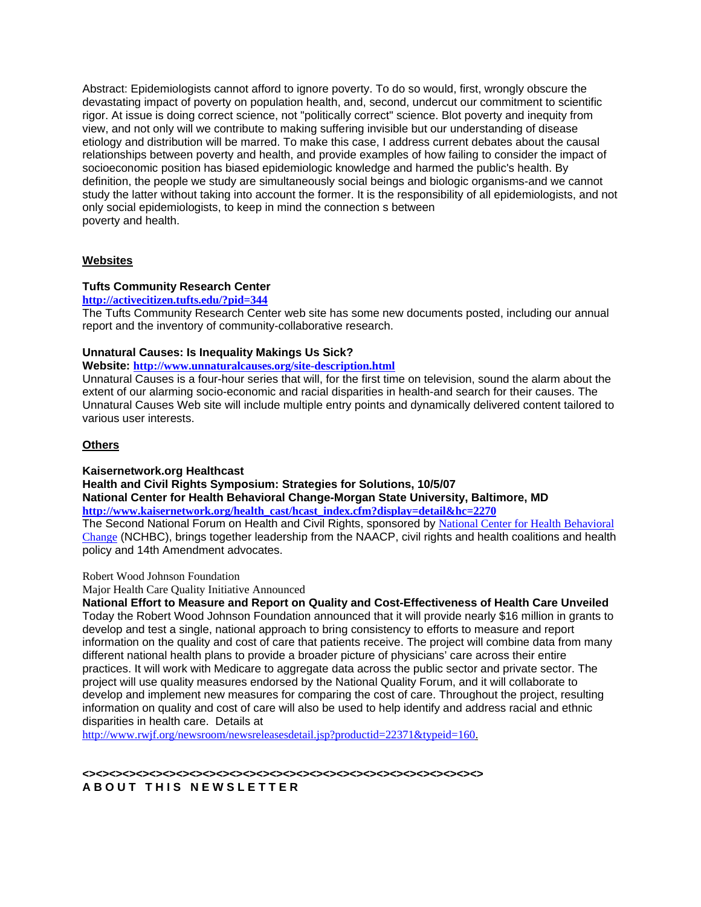Abstract: Epidemiologists cannot afford to ignore poverty. To do so would, first, wrongly obscure the devastating impact of poverty on population health, and, second, undercut our commitment to scientific rigor. At issue is doing correct science, not "politically correct" science. Blot poverty and inequity from view, and not only will we contribute to making suffering invisible but our understanding of disease etiology and distribution will be marred. To make this case, I address current debates about the causal relationships between poverty and health, and provide examples of how failing to consider the impact of socioeconomic position has biased epidemiologic knowledge and harmed the public's health. By definition, the people we study are simultaneously social beings and biologic organisms-and we cannot study the latter without taking into account the former. It is the responsibility of all epidemiologists, and not only social epidemiologists, to keep in mind the connection s between poverty and health.

## Websites

**Tufts Community Research Center**
**http://activecitizen.tufts.edu/?pid=344**
The Tufts Community Research Center web site has some new documents posted, including our annual report and the inventory of community-collaborative research.

**Unnatural Causes: Is Inequality Makings Us Sick?**
**Website: http://www.unnaturalcauses.org/site-description.html**
Unnatural Causes is a four-hour series that will, for the first time on television, sound the alarm about the extent of our alarming socio-economic and racial disparities in health-and search for their causes. The Unnatural Causes Web site will include multiple entry points and dynamically delivered content tailored to various user interests.

## Others

**Kaisernetwork.org Healthcast**
**Health and Civil Rights Symposium: Strategies for Solutions, 10/5/07**
**National Center for Health Behavioral Change-Morgan State University, Baltimore, MD**
**http://www.kaisernetwork.org/health_cast/hcast_index.cfm?display=detail&hc=2270**
The Second National Forum on Health and Civil Rights, sponsored by National Center for Health Behavioral Change (NCHBC), brings together leadership from the NAACP, civil rights and health coalitions and health policy and 14th Amendment advocates.

Robert Wood Johnson Foundation
Major Health Care Quality Initiative Announced
**National Effort to Measure and Report on Quality and Cost-Effectiveness of Health Care Unveiled**
Today the Robert Wood Johnson Foundation announced that it will provide nearly $16 million in grants to develop and test a single, national approach to bring consistency to efforts to measure and report information on the quality and cost of care that patients receive. The project will combine data from many different national health plans to provide a broader picture of physicians' care across their entire practices. It will work with Medicare to aggregate data across the public sector and private sector. The project will use quality measures endorsed by the National Quality Forum, and it will collaborate to develop and implement new measures for comparing the cost of care. Throughout the project, resulting information on quality and cost of care will also be used to help identify and address racial and ethnic disparities in health care. Details at http://www.rwjf.org/newsroom/newsreleasesdetail.jsp?productid=22371&typeid=160.

**<><><><><><><><><><><><><><><><><><><><><><><><><><><><><><><><><><><><><><>**
**A B O U T  T H I S  N E W S L E T T E R**